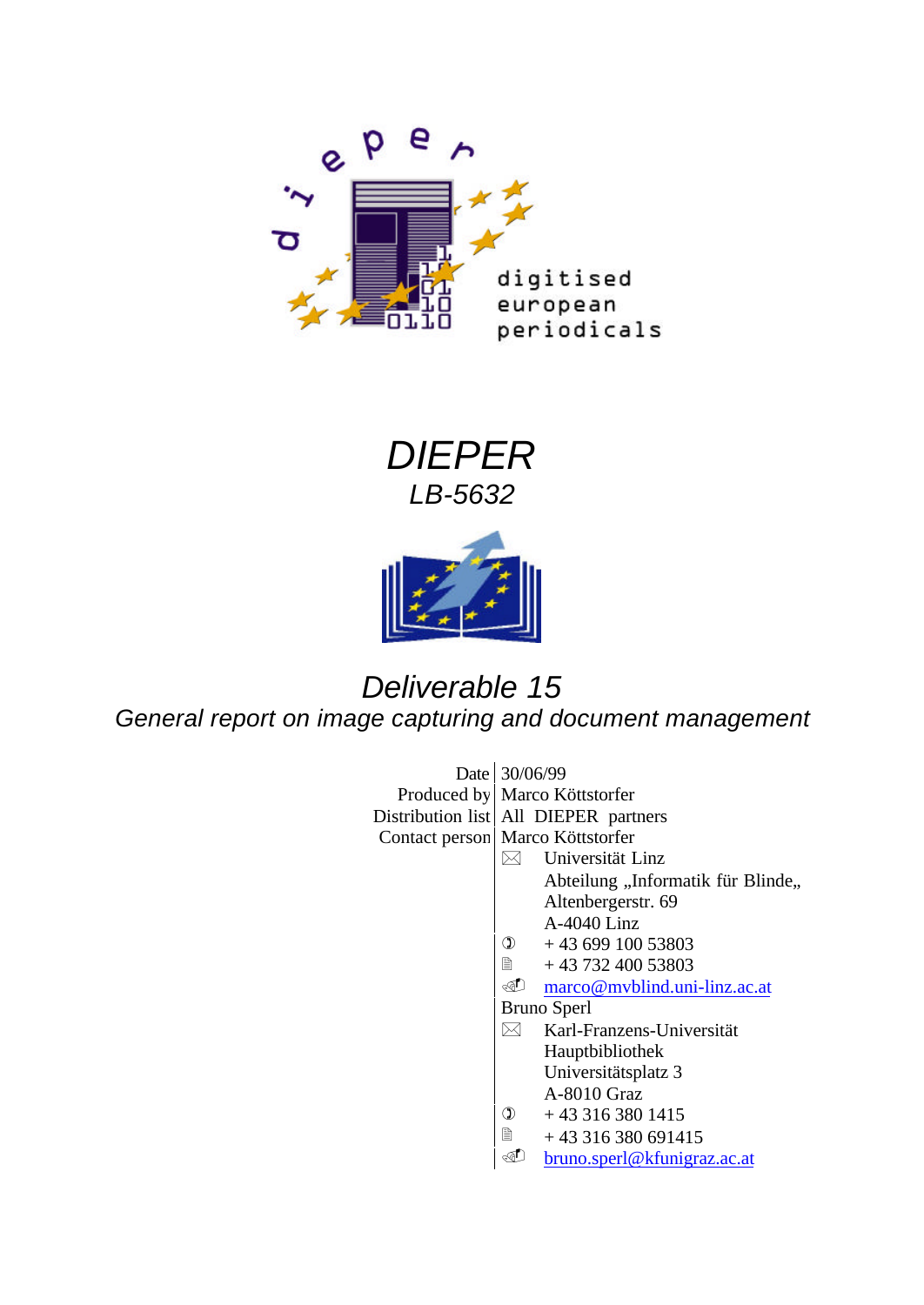digitised european periodicals

# DIEPER

*LB-5632*

## *Deliverable 15*

*General report on image capturing and document management*

| | |
|---|---|
| Date | 30/06/99 |
| Produced by | Marco Köttstorfer |
| Distribution list | All DIEPER partners |
| Contact person | Marco Köttstorfer |
| | ✉ Universität Linz<br>Abteilung „Informatik für Blinde„<br>Altenbergerstr. 69<br>A-4040 Linz |
| | ☎ + 43 699 100 53803 |
| | 🖷 + 43 732 400 53803 |
| | 🖂 marco@mvblind.uni-linz.ac.at |
| | Bruno Sperl |
| | ✉ Karl-Franzens-Universität<br>Hauptbibliothek<br>Universitätsplatz 3<br>A-8010 Graz |
| | ☎ + 43 316 380 1415 |
| | 🖷 + 43 316 380 691415 |
| | 🖂 bruno.sperl@kfunigraz.ac.at |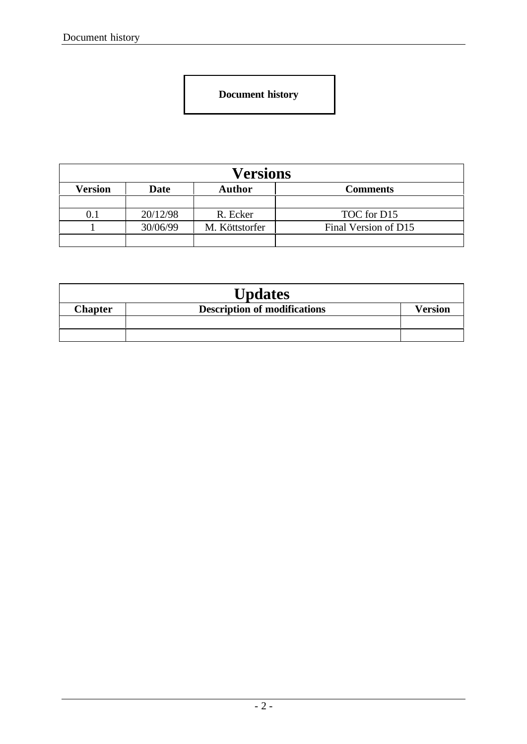# Document history

| Versions | | | |
|---|---|---|---|
| **Version** | **Date** | **Author** | **Comments** |
| | | | |
| 0.1 | 20/12/98 | R. Ecker | TOC for D15 |
| 1 | 30/06/99 | M. Köttstorfer | Final Version of D15 |
| | | | |

| Updates | | |
|---|---|---|
| **Chapter** | **Description of modifications** | **Version** |
| | | |
| | | |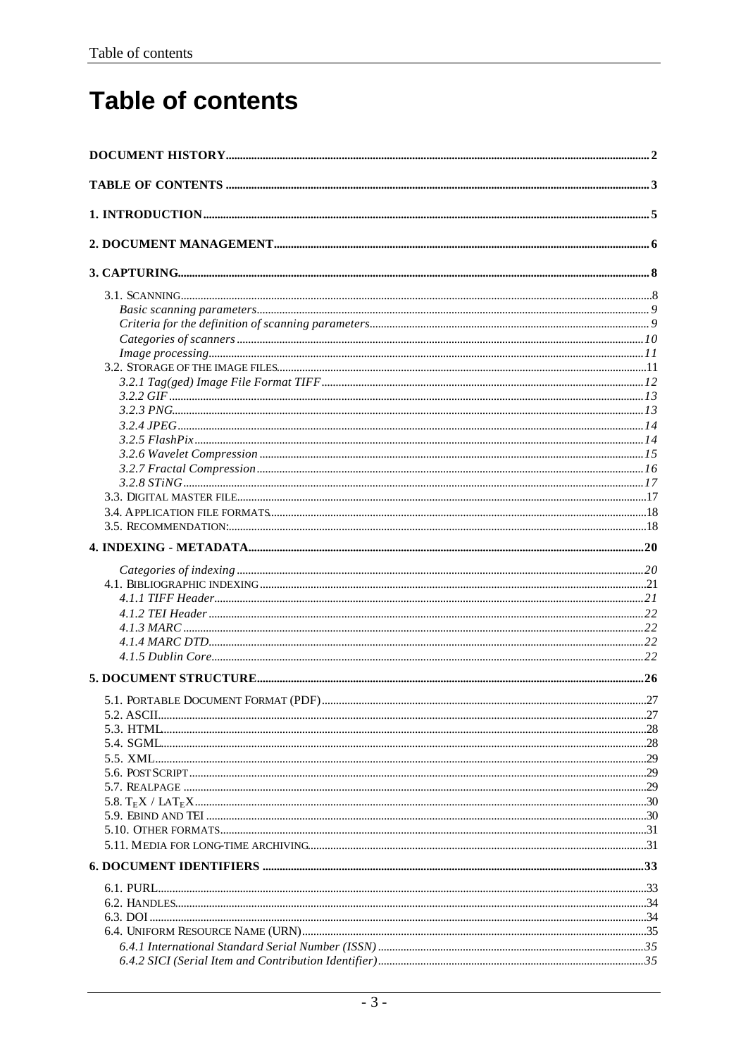# Table of contents

**DOCUMENT HISTORY** .......... 2

**TABLE OF CONTENTS** .......... 3

**1. INTRODUCTION** .......... 5

**2. DOCUMENT MANAGEMENT** .......... 6

**3. CAPTURING** .......... 8

- 3.1. SCANNING .......... 8
  - *Basic scanning parameters* .......... 9
  - *Criteria for the definition of scanning parameters* .......... 9
  - *Categories of scanners* .......... 10
  - *Image processing* .......... 11
- 3.2. STORAGE OF THE IMAGE FILES .......... 11
  - *3.2.1 Tag(ged) Image File Format TIFF* .......... 12
  - *3.2.2 GIF* .......... 13
  - *3.2.3 PNG* .......... 13
  - *3.2.4 JPEG* .......... 14
  - *3.2.5 FlashPix* .......... 14
  - *3.2.6 Wavelet Compression* .......... 15
  - *3.2.7 Fractal Compression* .......... 16
  - *3.2.8 STiNG* .......... 17
- 3.3. DIGITAL MASTER FILE .......... 17
- 3.4. APPLICATION FILE FORMATS .......... 18
- 3.5. RECOMMENDATION: .......... 18

**4. INDEXING - METADATA** .......... 20

- *Categories of indexing* .......... 20
- 4.1. BIBLIOGRAPHIC INDEXING .......... 21
  - *4.1.1 TIFF Header* .......... 21
  - *4.1.2 TEI Header* .......... 22
  - *4.1.3 MARC* .......... 22
  - *4.1.4 MARC DTD* .......... 22
  - *4.1.5 Dublin Core* .......... 22

**5. DOCUMENT STRUCTURE** .......... 26

- 5.1. PORTABLE DOCUMENT FORMAT (PDF) .......... 27
- 5.2. ASCII .......... 27
- 5.3. HTML .......... 28
- 5.4. SGML .......... 28
- 5.5. XML .......... 29
- 5.6. POSTSCRIPT .......... 29
- 5.7. REALPAGE .......... 29
- 5.8. $\TeX$ / $\LaTeX$ .......... 30
- 5.9. EBIND AND TEI .......... 30
- 5.10. OTHER FORMATS .......... 31
- 5.11. MEDIA FOR LONG-TIME ARCHIVING .......... 31

**6. DOCUMENT IDENTIFIERS** .......... 33

- 6.1. PURL .......... 33
- 6.2. HANDLES .......... 34
- 6.3. DOI .......... 34
- 6.4. UNIFORM RESOURCE NAME (URN) .......... 35
  - *6.4.1 International Standard Serial Number (ISSN)* .......... 35
  - *6.4.2 SICI (Serial Item and Contribution Identifier)* .......... 35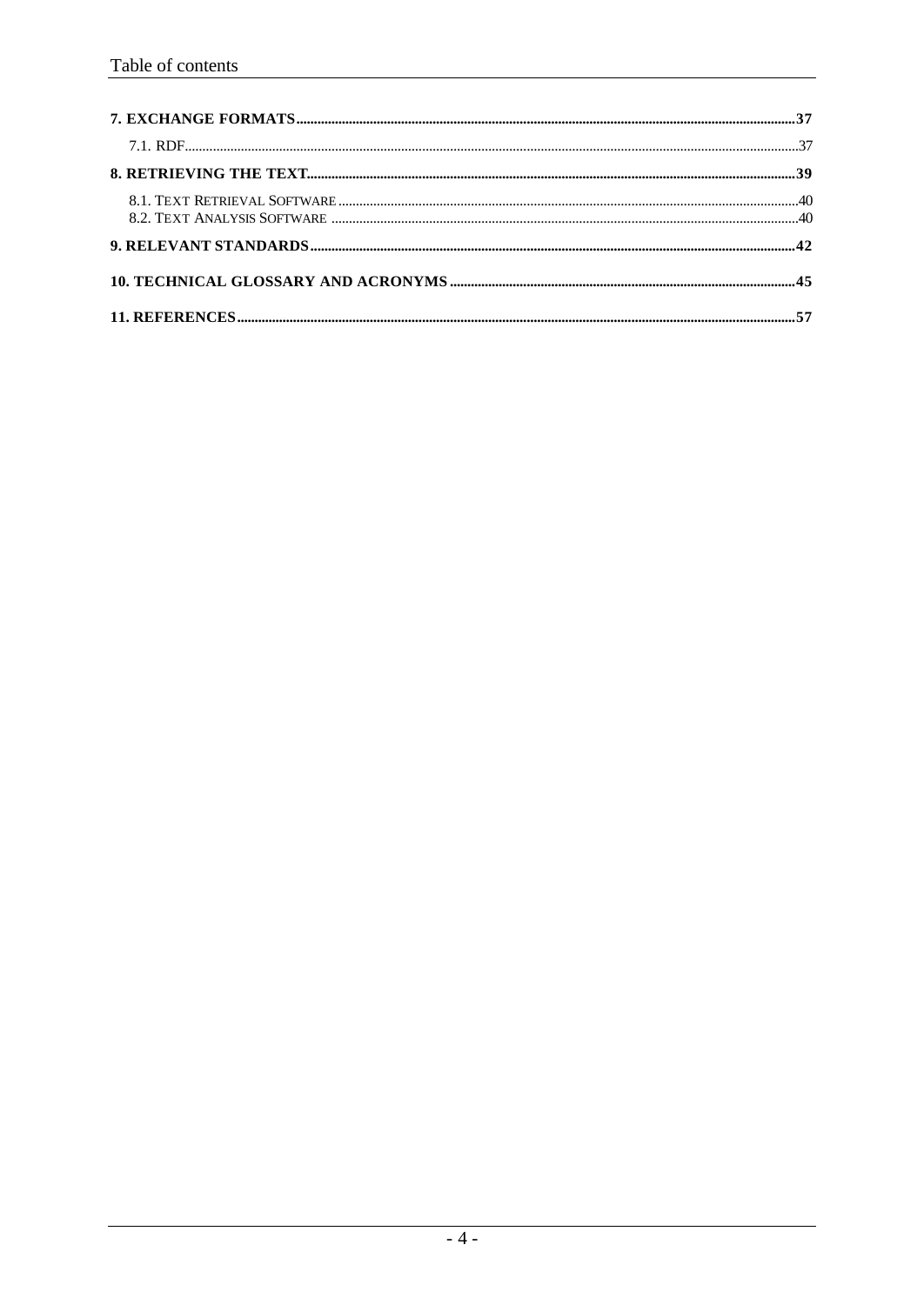**7. EXCHANGE FORMATS** .....37

7.1. RDF.....37

**8. RETRIEVING THE TEXT** .....39

8.1. TEXT RETRIEVAL SOFTWARE .....40

8.2. TEXT ANALYSIS SOFTWARE .....40

**9. RELEVANT STANDARDS** .....42

**10. TECHNICAL GLOSSARY AND ACRONYMS** .....45

**11. REFERENCES** .....57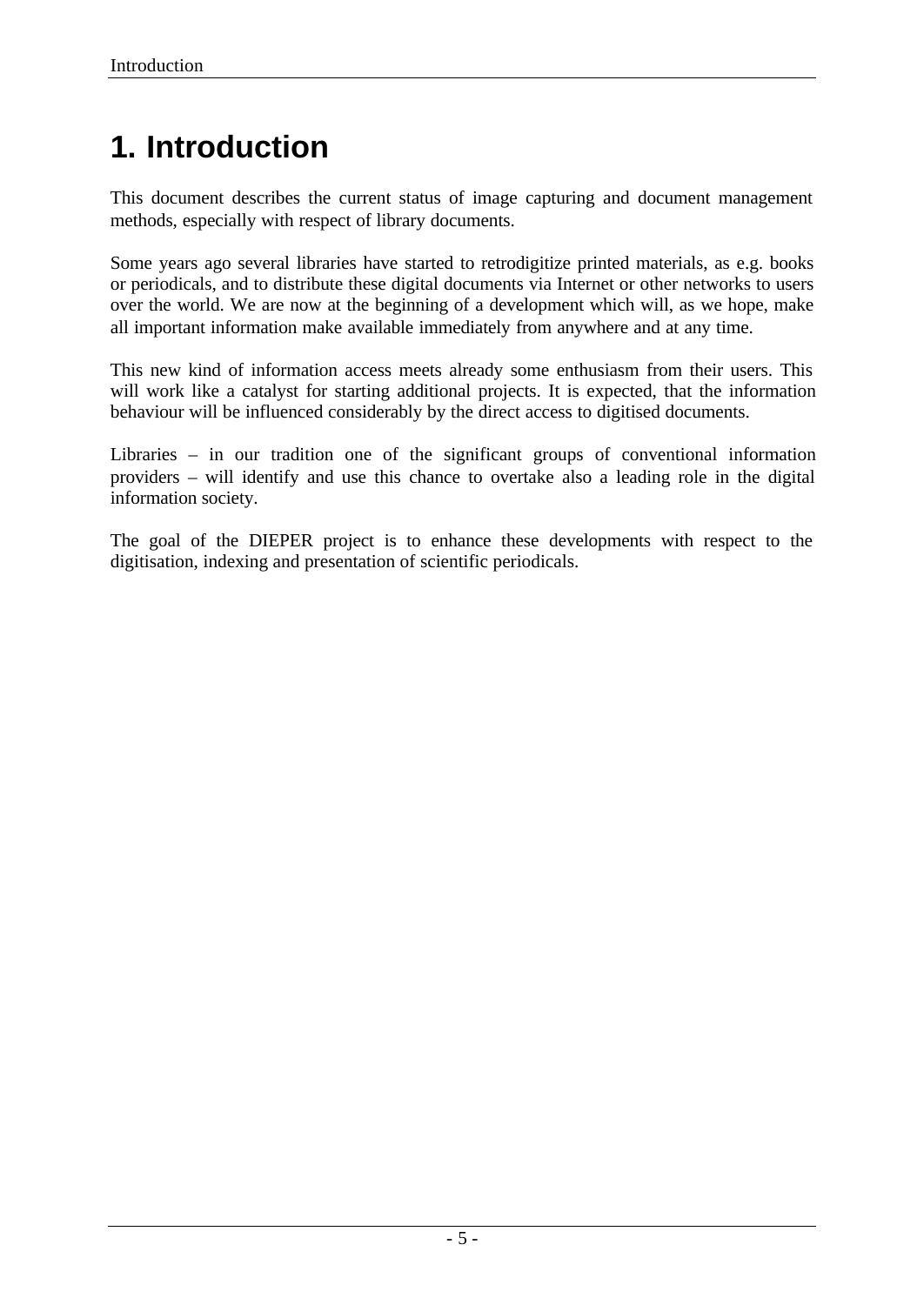# 1. Introduction

This document describes the current status of image capturing and document management methods, especially with respect of library documents.

Some years ago several libraries have started to retrodigitize printed materials, as e.g. books or periodicals, and to distribute these digital documents via Internet or other networks to users over the world. We are now at the beginning of a development which will, as we hope, make all important information make available immediately from anywhere and at any time.

This new kind of information access meets already some enthusiasm from their users. This will work like a catalyst for starting additional projects. It is expected, that the information behaviour will be influenced considerably by the direct access to digitised documents.

Libraries – in our tradition one of the significant groups of conventional information providers – will identify and use this chance to overtake also a leading role in the digital information society.

The goal of the DIEPER project is to enhance these developments with respect to the digitisation, indexing and presentation of scientific periodicals.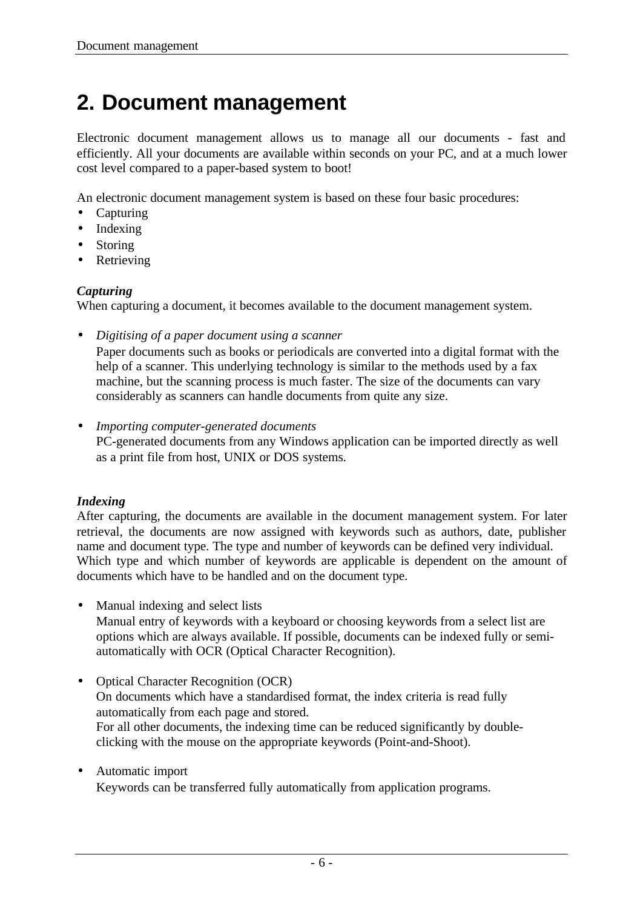# 2. Document management

Electronic document management allows us to manage all our documents - fast and efficiently. All your documents are available within seconds on your PC, and at a much lower cost level compared to a paper-based system to boot!

An electronic document management system is based on these four basic procedures:

- Capturing
- Indexing
- Storing
- Retrieving

***Capturing***
When capturing a document, it becomes available to the document management system.

- *Digitising of a paper document using a scanner*
  Paper documents such as books or periodicals are converted into a digital format with the help of a scanner. This underlying technology is similar to the methods used by a fax machine, but the scanning process is much faster. The size of the documents can vary considerably as scanners can handle documents from quite any size.

- *Importing computer-generated documents*
  PC-generated documents from any Windows application can be imported directly as well as a print file from host, UNIX or DOS systems.

***Indexing***
After capturing, the documents are available in the document management system. For later retrieval, the documents are now assigned with keywords such as authors, date, publisher name and document type. The type and number of keywords can be defined very individual. Which type and which number of keywords are applicable is dependent on the amount of documents which have to be handled and on the document type.

- Manual indexing and select lists
  Manual entry of keywords with a keyboard or choosing keywords from a select list are options which are always available. If possible, documents can be indexed fully or semi-automatically with OCR (Optical Character Recognition).

- Optical Character Recognition (OCR)
  On documents which have a standardised format, the index criteria is read fully automatically from each page and stored.
  For all other documents, the indexing time can be reduced significantly by double-clicking with the mouse on the appropriate keywords (Point-and-Shoot).

- Automatic import
  Keywords can be transferred fully automatically from application programs.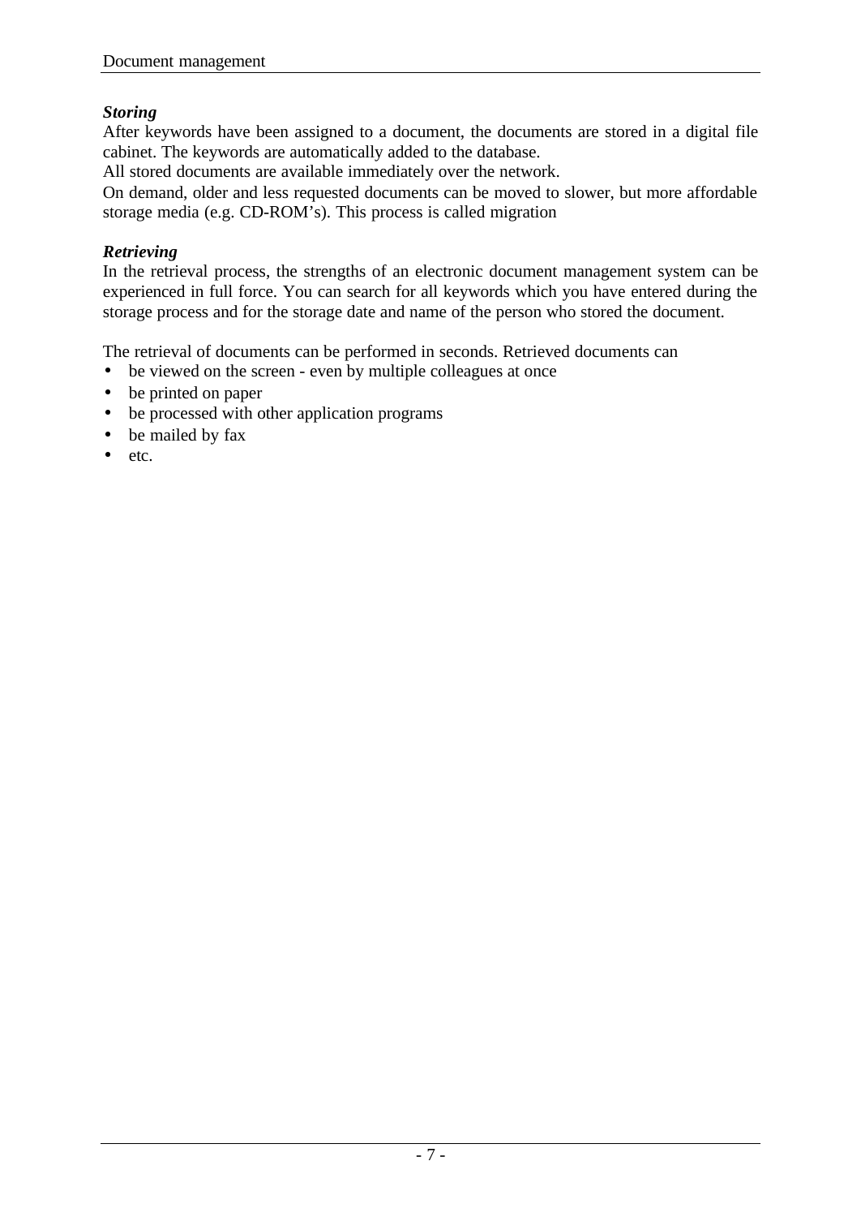***Storing***

After keywords have been assigned to a document, the documents are stored in a digital file cabinet. The keywords are automatically added to the database.

All stored documents are available immediately over the network.

On demand, older and less requested documents can be moved to slower, but more affordable storage media (e.g. CD-ROM's). This process is called migration

***Retrieving***

In the retrieval process, the strengths of an electronic document management system can be experienced in full force. You can search for all keywords which you have entered during the storage process and for the storage date and name of the person who stored the document.

The retrieval of documents can be performed in seconds. Retrieved documents can

- be viewed on the screen - even by multiple colleagues at once
- be printed on paper
- be processed with other application programs
- be mailed by fax
- etc.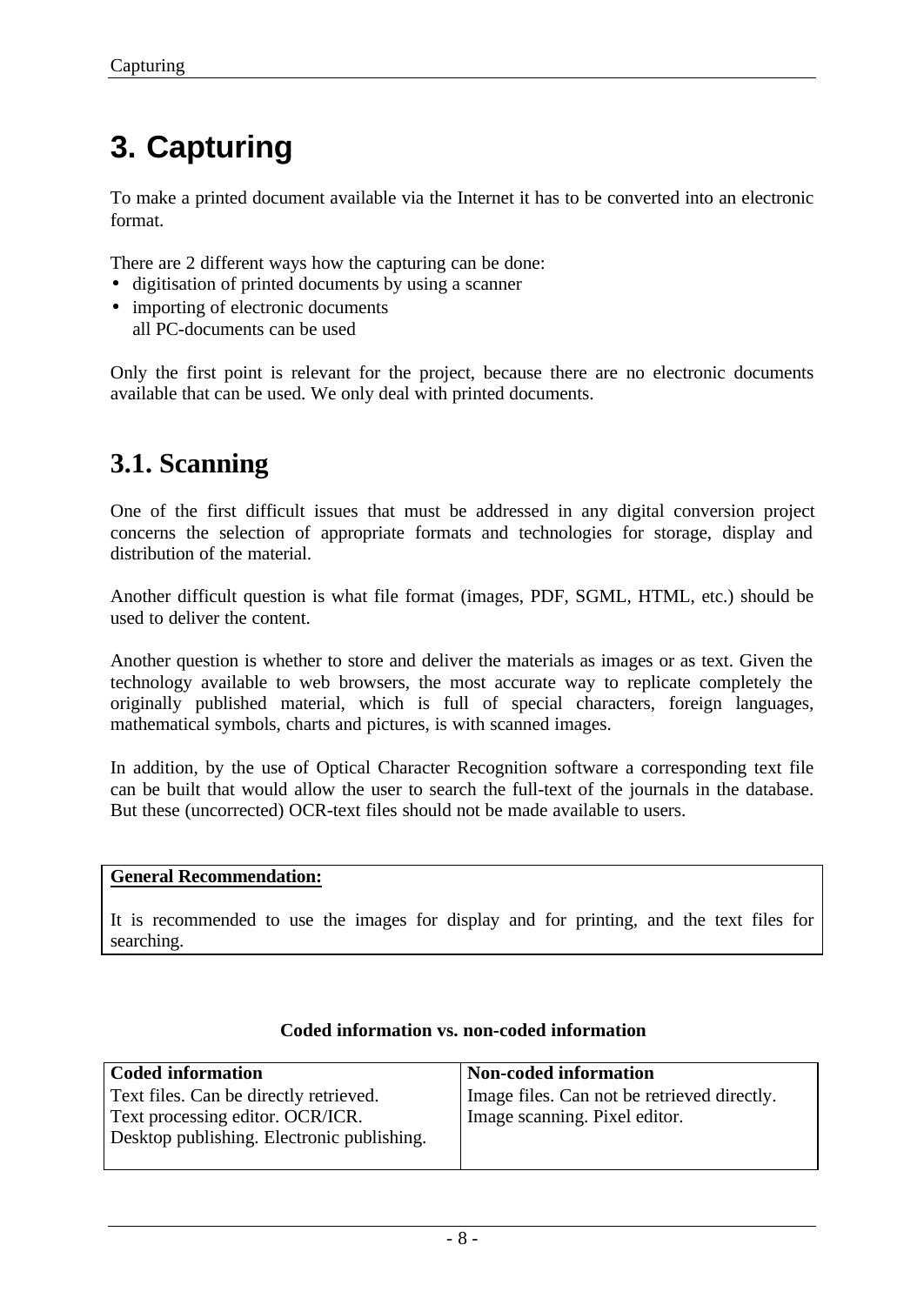# 3. Capturing

To make a printed document available via the Internet it has to be converted into an electronic format.

There are 2 different ways how the capturing can be done:

- digitisation of printed documents by using a scanner
- importing of electronic documents
  all PC-documents can be used

Only the first point is relevant for the project, because there are no electronic documents available that can be used. We only deal with printed documents.

## 3.1. Scanning

One of the first difficult issues that must be addressed in any digital conversion project concerns the selection of appropriate formats and technologies for storage, display and distribution of the material.

Another difficult question is what file format (images, PDF, SGML, HTML, etc.) should be used to deliver the content.

Another question is whether to store and deliver the materials as images or as text. Given the technology available to web browsers, the most accurate way to replicate completely the originally published material, which is full of special characters, foreign languages, mathematical symbols, charts and pictures, is with scanned images.

In addition, by the use of Optical Character Recognition software a corresponding text file can be built that would allow the user to search the full-text of the journals in the database. But these (uncorrected) OCR-text files should not be made available to users.

**General Recommendation:**

It is recommended to use the images for display and for printing, and the text files for searching.

**Coded information vs. non-coded information**

| Coded information | Non-coded information |
|---|---|
| Text files. Can be directly retrieved.<br>Text processing editor. OCR/ICR.<br>Desktop publishing. Electronic publishing. | Image files. Can not be retrieved directly.<br>Image scanning. Pixel editor. |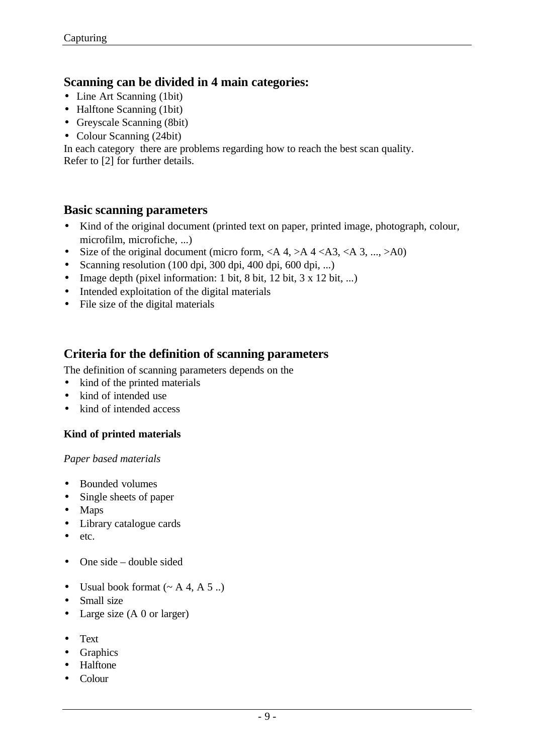## Scanning can be divided in 4 main categories:

- Line Art Scanning (1bit)
- Halftone Scanning (1bit)
- Greyscale Scanning (8bit)
- Colour Scanning (24bit)

In each category there are problems regarding how to reach the best scan quality.
Refer to [2] for further details.

## Basic scanning parameters

- Kind of the original document (printed text on paper, printed image, photograph, colour, microfilm, microfiche, ...)
- Size of the original document (micro form, <A 4, >A 4 <A3, <A 3, ..., >A0)
- Scanning resolution (100 dpi, 300 dpi, 400 dpi, 600 dpi, ...)
- Image depth (pixel information: 1 bit, 8 bit, 12 bit, 3 x 12 bit, ...)
- Intended exploitation of the digital materials
- File size of the digital materials

## Criteria for the definition of scanning parameters

The definition of scanning parameters depends on the

- kind of the printed materials
- kind of intended use
- kind of intended access

### Kind of printed materials

*Paper based materials*

- Bounded volumes
- Single sheets of paper
- Maps
- Library catalogue cards
- etc.

- One side – double sided

- Usual book format (~ A 4, A 5 ..)
- Small size
- Large size (A 0 or larger)

- Text
- Graphics
- Halftone
- Colour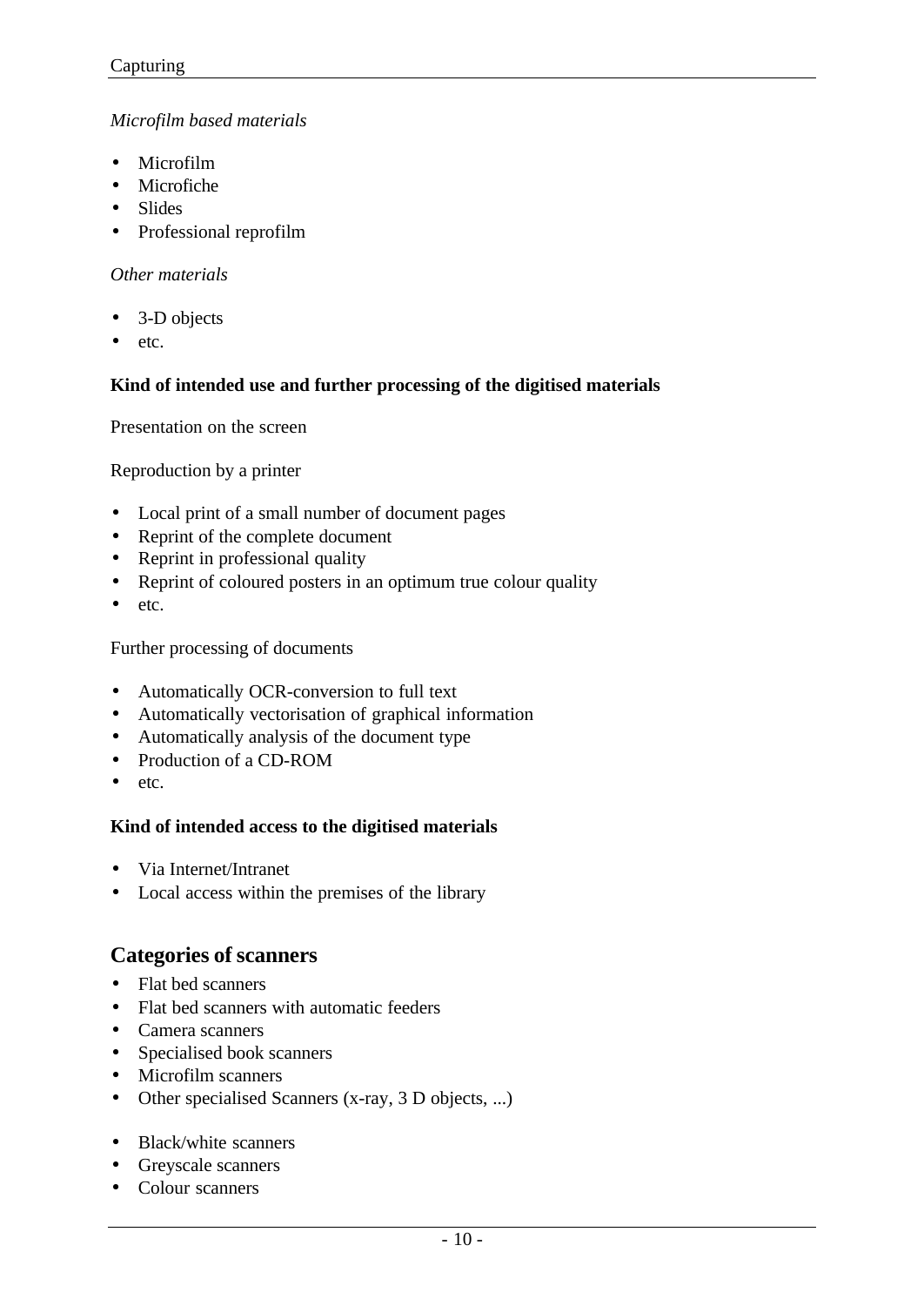*Microfilm based materials*

- Microfilm
- Microfiche
- Slides
- Professional reprofilm

*Other materials*

- 3-D objects
- etc.

**Kind of intended use and further processing of the digitised materials**

Presentation on the screen

Reproduction by a printer

- Local print of a small number of document pages
- Reprint of the complete document
- Reprint in professional quality
- Reprint of coloured posters in an optimum true colour quality
- etc.

Further processing of documents

- Automatically OCR-conversion to full text
- Automatically vectorisation of graphical information
- Automatically analysis of the document type
- Production of a CD-ROM
- etc.

**Kind of intended access to the digitised materials**

- Via Internet/Intranet
- Local access within the premises of the library

## Categories of scanners

- Flat bed scanners
- Flat bed scanners with automatic feeders
- Camera scanners
- Specialised book scanners
- Microfilm scanners
- Other specialised Scanners (x-ray, 3 D objects, ...)

- Black/white scanners
- Greyscale scanners
- Colour scanners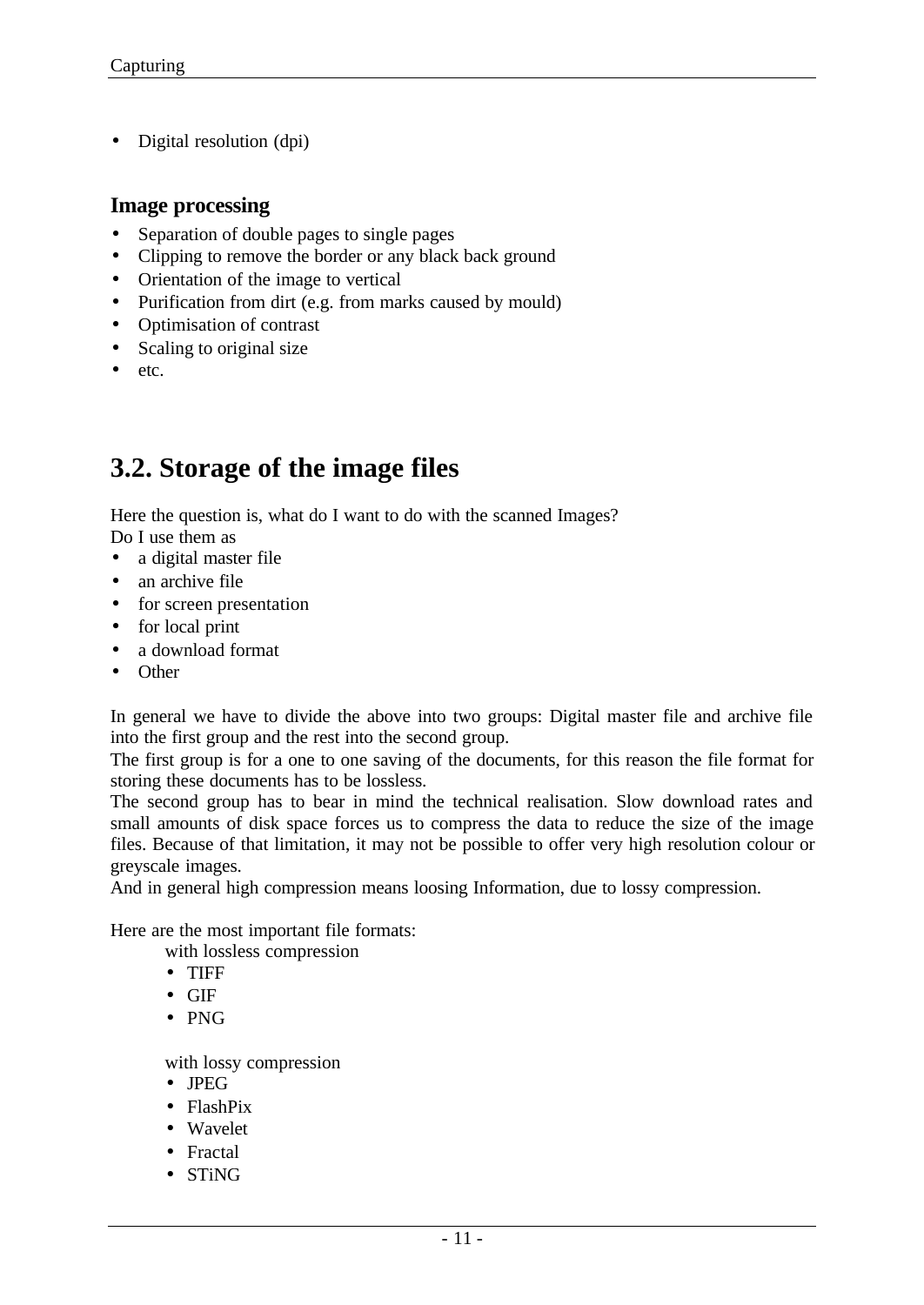- Digital resolution (dpi)

### Image processing

- Separation of double pages to single pages
- Clipping to remove the border or any black back ground
- Orientation of the image to vertical
- Purification from dirt (e.g. from marks caused by mould)
- Optimisation of contrast
- Scaling to original size
- etc.

## 3.2. Storage of the image files

Here the question is, what do I want to do with the scanned Images?
Do I use them as

- a digital master file
- an archive file
- for screen presentation
- for local print
- a download format
- Other

In general we have to divide the above into two groups: Digital master file and archive file into the first group and the rest into the second group.
The first group is for a one to one saving of the documents, for this reason the file format for storing these documents has to be lossless.
The second group has to bear in mind the technical realisation. Slow download rates and small amounts of disk space forces us to compress the data to reduce the size of the image files. Because of that limitation, it may not be possible to offer very high resolution colour or greyscale images.
And in general high compression means loosing Information, due to lossy compression.

Here are the most important file formats:

with lossless compression

- TIFF
- GIF
- PNG

with lossy compression

- JPEG
- FlashPix
- Wavelet
- Fractal
- STiNG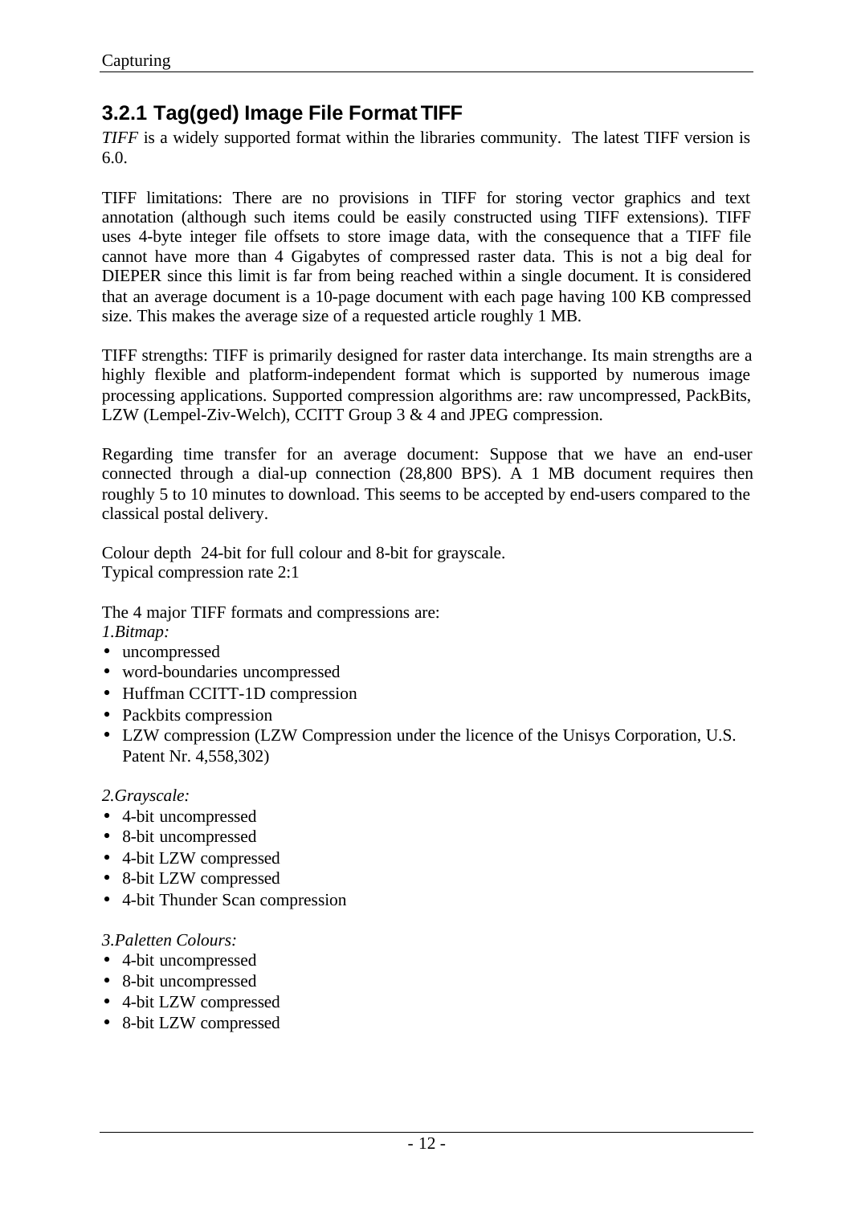### 3.2.1 Tag(ged) Image File Format TIFF

*TIFF* is a widely supported format within the libraries community. The latest TIFF version is 6.0.

TIFF limitations: There are no provisions in TIFF for storing vector graphics and text annotation (although such items could be easily constructed using TIFF extensions). TIFF uses 4-byte integer file offsets to store image data, with the consequence that a TIFF file cannot have more than 4 Gigabytes of compressed raster data. This is not a big deal for DIEPER since this limit is far from being reached within a single document. It is considered that an average document is a 10-page document with each page having 100 KB compressed size. This makes the average size of a requested article roughly 1 MB.

TIFF strengths: TIFF is primarily designed for raster data interchange. Its main strengths are a highly flexible and platform-independent format which is supported by numerous image processing applications. Supported compression algorithms are: raw uncompressed, PackBits, LZW (Lempel-Ziv-Welch), CCITT Group 3 & 4 and JPEG compression.

Regarding time transfer for an average document: Suppose that we have an end-user connected through a dial-up connection (28,800 BPS). A 1 MB document requires then roughly 5 to 10 minutes to download. This seems to be accepted by end-users compared to the classical postal delivery.

Colour depth 24-bit for full colour and 8-bit for grayscale.
Typical compression rate 2:1

The 4 major TIFF formats and compressions are:

*1.Bitmap:*

- uncompressed
- word-boundaries uncompressed
- Huffman CCITT-1D compression
- Packbits compression
- LZW compression (LZW Compression under the licence of the Unisys Corporation, U.S. Patent Nr. 4,558,302)

*2.Grayscale:*

- 4-bit uncompressed
- 8-bit uncompressed
- 4-bit LZW compressed
- 8-bit LZW compressed
- 4-bit Thunder Scan compression

*3.Paletten Colours:*

- 4-bit uncompressed
- 8-bit uncompressed
- 4-bit LZW compressed
- 8-bit LZW compressed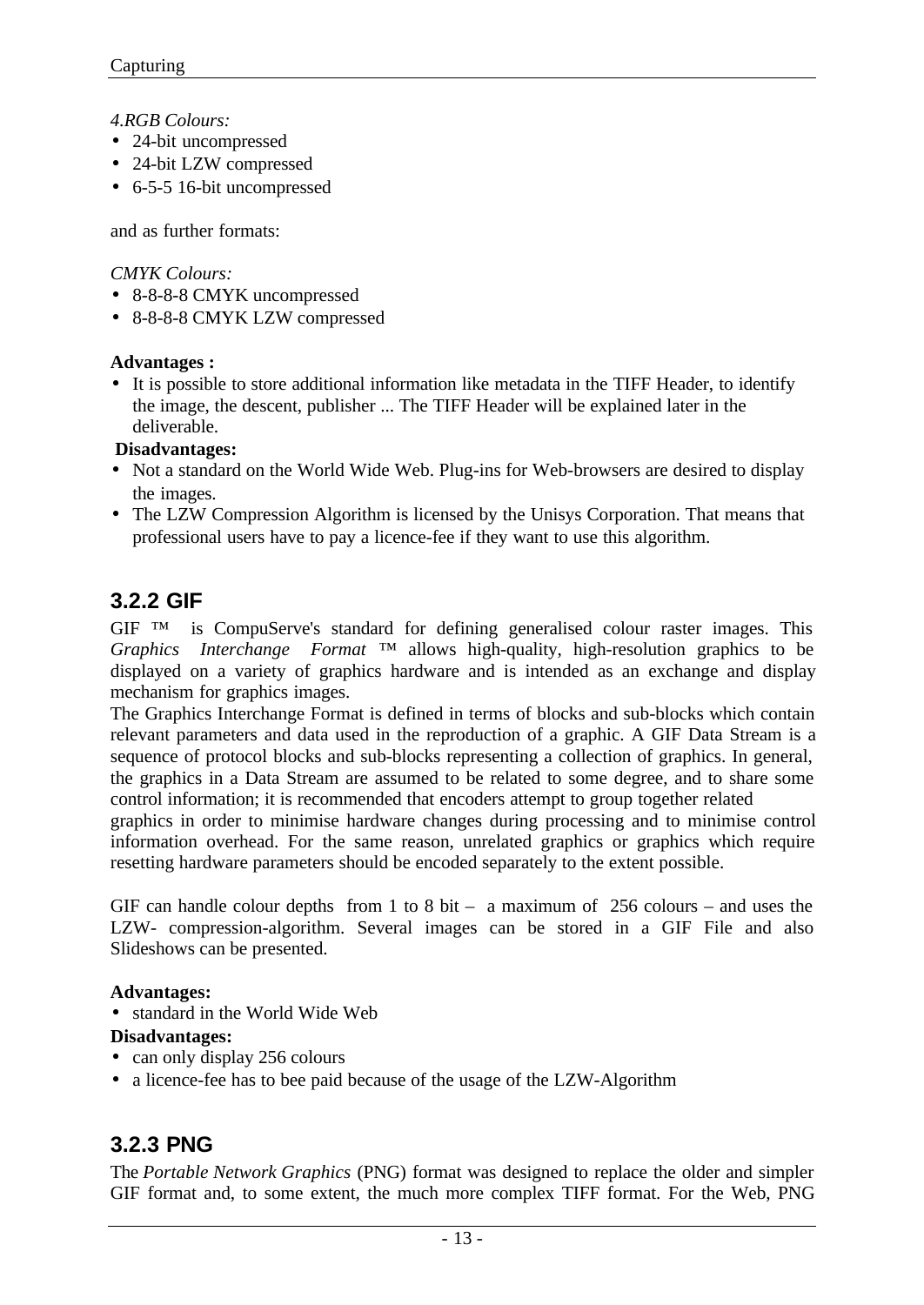*4.RGB Colours:*

- 24-bit uncompressed
- 24-bit LZW compressed
- 6-5-5 16-bit uncompressed

and as further formats:

*CMYK Colours:*

- 8-8-8-8 CMYK uncompressed
- 8-8-8-8 CMYK LZW compressed

**Advantages :**

- It is possible to store additional information like metadata in the TIFF Header, to identify the image, the descent, publisher ... The TIFF Header will be explained later in the deliverable.

**Disadvantages:**

- Not a standard on the World Wide Web. Plug-ins for Web-browsers are desired to display the images.
- The LZW Compression Algorithm is licensed by the Unisys Corporation. That means that professional users have to pay a licence-fee if they want to use this algorithm.

## 3.2.2 GIF

GIF ™ is CompuServe's standard for defining generalised colour raster images. This *Graphics Interchange Format* ™ allows high-quality, high-resolution graphics to be displayed on a variety of graphics hardware and is intended as an exchange and display mechanism for graphics images.
The Graphics Interchange Format is defined in terms of blocks and sub-blocks which contain relevant parameters and data used in the reproduction of a graphic. A GIF Data Stream is a sequence of protocol blocks and sub-blocks representing a collection of graphics. In general, the graphics in a Data Stream are assumed to be related to some degree, and to share some control information; it is recommended that encoders attempt to group together related graphics in order to minimise hardware changes during processing and to minimise control information overhead. For the same reason, unrelated graphics or graphics which require resetting hardware parameters should be encoded separately to the extent possible.

GIF can handle colour depths from 1 to 8 bit – a maximum of 256 colours – and uses the LZW- compression-algorithm. Several images can be stored in a GIF File and also Slideshows can be presented.

**Advantages:**

- standard in the World Wide Web

**Disadvantages:**

- can only display 256 colours
- a licence-fee has to bee paid because of the usage of the LZW-Algorithm

## 3.2.3 PNG

The *Portable Network Graphics* (PNG) format was designed to replace the older and simpler GIF format and, to some extent, the much more complex TIFF format. For the Web, PNG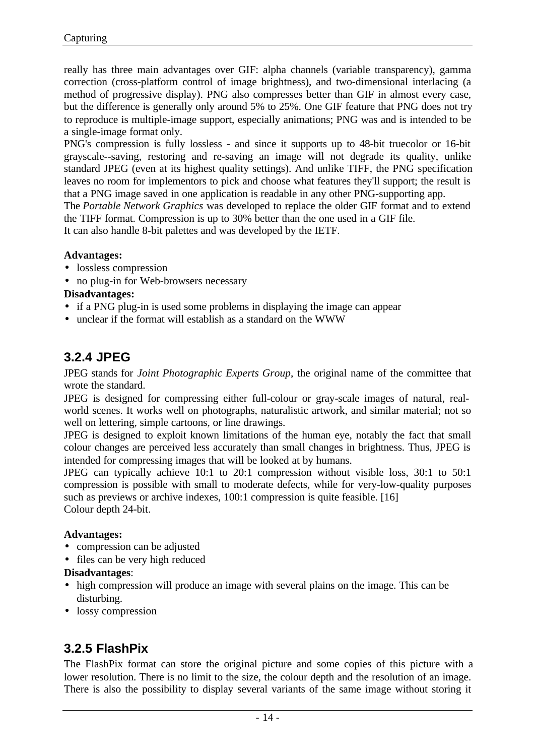really has three main advantages over GIF: alpha channels (variable transparency), gamma correction (cross-platform control of image brightness), and two-dimensional interlacing (a method of progressive display). PNG also compresses better than GIF in almost every case, but the difference is generally only around 5% to 25%. One GIF feature that PNG does not try to reproduce is multiple-image support, especially animations; PNG was and is intended to be a single-image format only.

PNG's compression is fully lossless - and since it supports up to 48-bit truecolor or 16-bit grayscale--saving, restoring and re-saving an image will not degrade its quality, unlike standard JPEG (even at its highest quality settings). And unlike TIFF, the PNG specification leaves no room for implementors to pick and choose what features they'll support; the result is that a PNG image saved in one application is readable in any other PNG-supporting app.

The *Portable Network Graphics* was developed to replace the older GIF format and to extend the TIFF format. Compression is up to 30% better than the one used in a GIF file.

It can also handle 8-bit palettes and was developed by the IETF.

**Advantages:**

- lossless compression
- no plug-in for Web-browsers necessary

**Disadvantages:**

- if a PNG plug-in is used some problems in displaying the image can appear
- unclear if the format will establish as a standard on the WWW

### 3.2.4 JPEG

JPEG stands for *Joint Photographic Experts Group*, the original name of the committee that wrote the standard.

JPEG is designed for compressing either full-colour or gray-scale images of natural, real-world scenes. It works well on photographs, naturalistic artwork, and similar material; not so well on lettering, simple cartoons, or line drawings.

JPEG is designed to exploit known limitations of the human eye, notably the fact that small colour changes are perceived less accurately than small changes in brightness. Thus, JPEG is intended for compressing images that will be looked at by humans.

JPEG can typically achieve 10:1 to 20:1 compression without visible loss, 30:1 to 50:1 compression is possible with small to moderate defects, while for very-low-quality purposes such as previews or archive indexes, 100:1 compression is quite feasible. [16]

Colour depth 24-bit.

**Advantages:**

- compression can be adjusted
- files can be very high reduced

**Disadvantages**:

- high compression will produce an image with several plains on the image. This can be disturbing.
- lossy compression

### 3.2.5 FlashPix

The FlashPix format can store the original picture and some copies of this picture with a lower resolution. There is no limit to the size, the colour depth and the resolution of an image. There is also the possibility to display several variants of the same image without storing it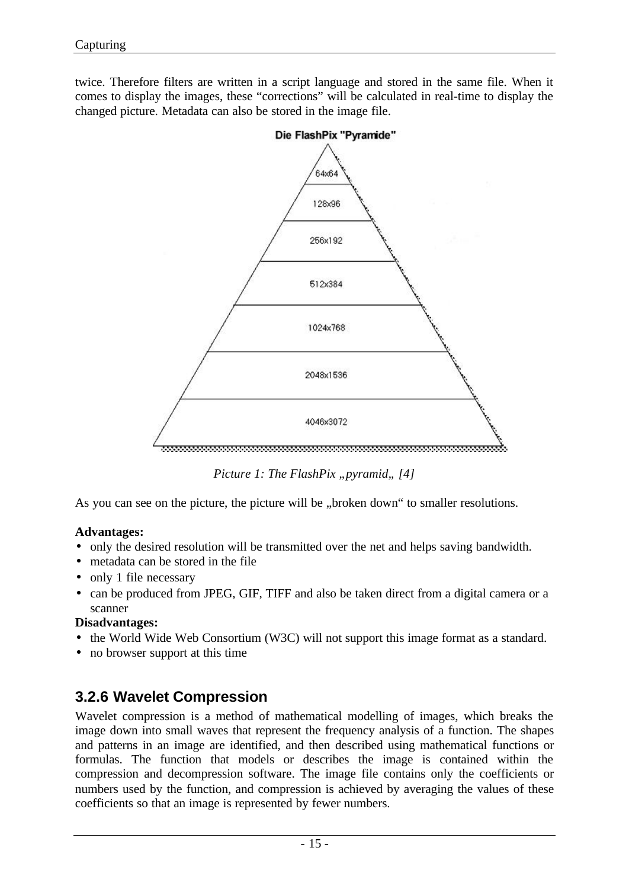twice. Therefore filters are written in a script language and stored in the same file. When it comes to display the images, these "corrections" will be calculated in real-time to display the changed picture. Metadata can also be stored in the image file.

Die FlashPix "Pyramide"

64x64

128x96

256x192

512x384

1024x768

2048x1536

4046x3072

*Picture 1: The FlashPix „pyramid„ [4]*

As you can see on the picture, the picture will be „broken down" to smaller resolutions.

**Advantages:**

- only the desired resolution will be transmitted over the net and helps saving bandwidth.
- metadata can be stored in the file
- only 1 file necessary
- can be produced from JPEG, GIF, TIFF and also be taken direct from a digital camera or a scanner

**Disadvantages:**

- the World Wide Web Consortium (W3C) will not support this image format as a standard.
- no browser support at this time

### 3.2.6 Wavelet Compression

Wavelet compression is a method of mathematical modelling of images, which breaks the image down into small waves that represent the frequency analysis of a function. The shapes and patterns in an image are identified, and then described using mathematical functions or formulas. The function that models or describes the image is contained within the compression and decompression software. The image file contains only the coefficients or numbers used by the function, and compression is achieved by averaging the values of these coefficients so that an image is represented by fewer numbers.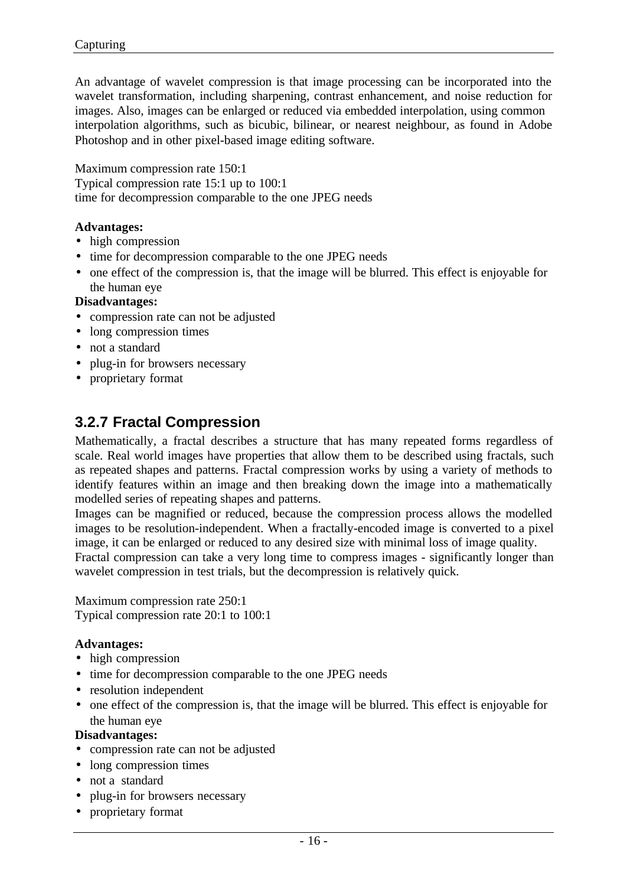An advantage of wavelet compression is that image processing can be incorporated into the wavelet transformation, including sharpening, contrast enhancement, and noise reduction for images. Also, images can be enlarged or reduced via embedded interpolation, using common interpolation algorithms, such as bicubic, bilinear, or nearest neighbour, as found in Adobe Photoshop and in other pixel-based image editing software.

Maximum compression rate 150:1
Typical compression rate 15:1 up to 100:1
time for decompression comparable to the one JPEG needs

**Advantages:**

- high compression
- time for decompression comparable to the one JPEG needs
- one effect of the compression is, that the image will be blurred. This effect is enjoyable for the human eye

**Disadvantages:**

- compression rate can not be adjusted
- long compression times
- not a standard
- plug-in for browsers necessary
- proprietary format

### 3.2.7 Fractal Compression

Mathematically, a fractal describes a structure that has many repeated forms regardless of scale. Real world images have properties that allow them to be described using fractals, such as repeated shapes and patterns. Fractal compression works by using a variety of methods to identify features within an image and then breaking down the image into a mathematically modelled series of repeating shapes and patterns.
Images can be magnified or reduced, because the compression process allows the modelled images to be resolution-independent. When a fractally-encoded image is converted to a pixel image, it can be enlarged or reduced to any desired size with minimal loss of image quality.
Fractal compression can take a very long time to compress images - significantly longer than wavelet compression in test trials, but the decompression is relatively quick.

Maximum compression rate 250:1
Typical compression rate 20:1 to 100:1

**Advantages:**

- high compression
- time for decompression comparable to the one JPEG needs
- resolution independent
- one effect of the compression is, that the image will be blurred. This effect is enjoyable for the human eye

**Disadvantages:**

- compression rate can not be adjusted
- long compression times
- not a standard
- plug-in for browsers necessary
- proprietary format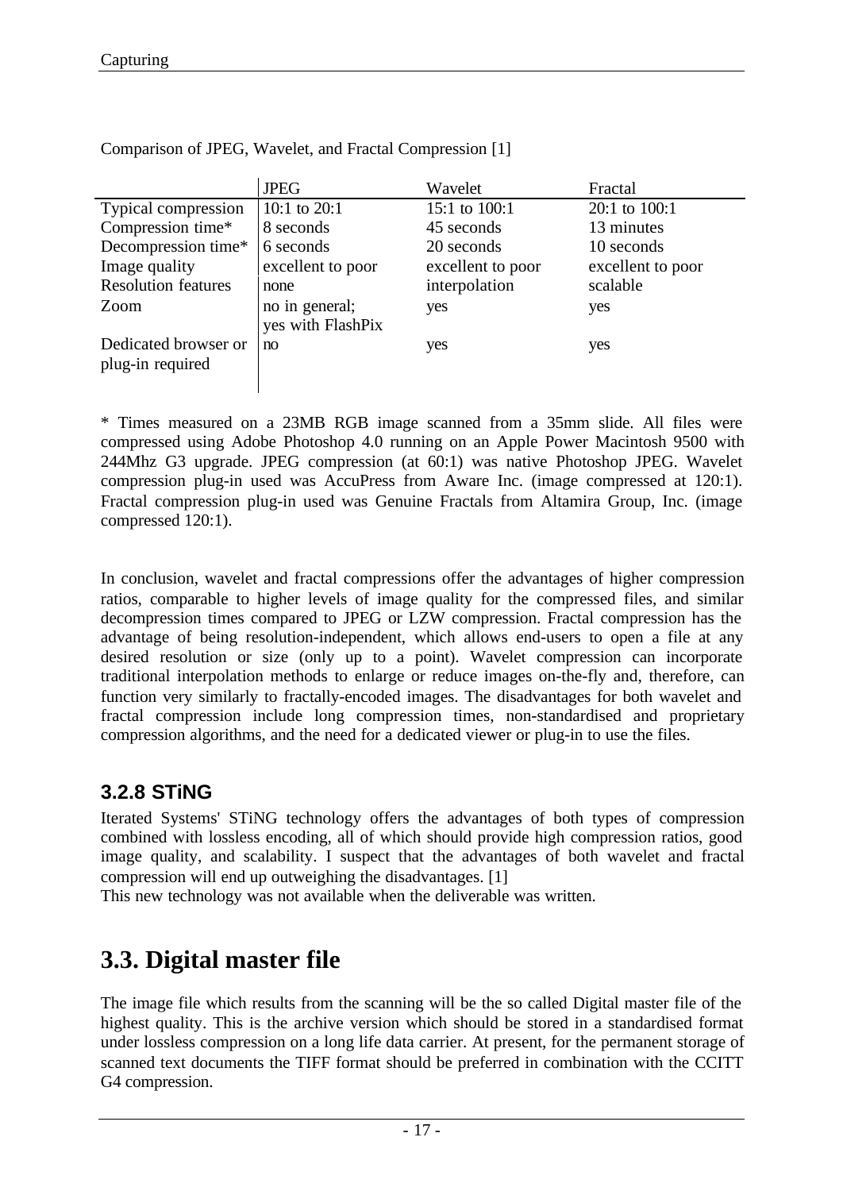Comparison of JPEG, Wavelet, and Fractal Compression [1]

| | JPEG | Wavelet | Fractal |
|---|---|---|---|
| Typical compression | 10:1 to 20:1 | 15:1 to 100:1 | 20:1 to 100:1 |
| Compression time* | 8 seconds | 45 seconds | 13 minutes |
| Decompression time* | 6 seconds | 20 seconds | 10 seconds |
| Image quality | excellent to poor | excellent to poor | excellent to poor |
| Resolution features | none | interpolation | scalable |
| Zoom | no in general; yes with FlashPix | yes | yes |
| Dedicated browser or plug-in required | no | yes | yes |

* Times measured on a 23MB RGB image scanned from a 35mm slide. All files were compressed using Adobe Photoshop 4.0 running on an Apple Power Macintosh 9500 with 244Mhz G3 upgrade. JPEG compression (at 60:1) was native Photoshop JPEG. Wavelet compression plug-in used was AccuPress from Aware Inc. (image compressed at 120:1). Fractal compression plug-in used was Genuine Fractals from Altamira Group, Inc. (image compressed 120:1).

In conclusion, wavelet and fractal compressions offer the advantages of higher compression ratios, comparable to higher levels of image quality for the compressed files, and similar decompression times compared to JPEG or LZW compression. Fractal compression has the advantage of being resolution-independent, which allows end-users to open a file at any desired resolution or size (only up to a point). Wavelet compression can incorporate traditional interpolation methods to enlarge or reduce images on-the-fly and, therefore, can function very similarly to fractally-encoded images. The disadvantages for both wavelet and fractal compression include long compression times, non-standardised and proprietary compression algorithms, and the need for a dedicated viewer or plug-in to use the files.

### 3.2.8 STiNG

Iterated Systems' STiNG technology offers the advantages of both types of compression combined with lossless encoding, all of which should provide high compression ratios, good image quality, and scalability. I suspect that the advantages of both wavelet and fractal compression will end up outweighing the disadvantages. [1]
This new technology was not available when the deliverable was written.

## 3.3. Digital master file

The image file which results from the scanning will be the so called Digital master file of the highest quality. This is the archive version which should be stored in a standardised format under lossless compression on a long life data carrier. At present, for the permanent storage of scanned text documents the TIFF format should be preferred in combination with the CCITT G4 compression.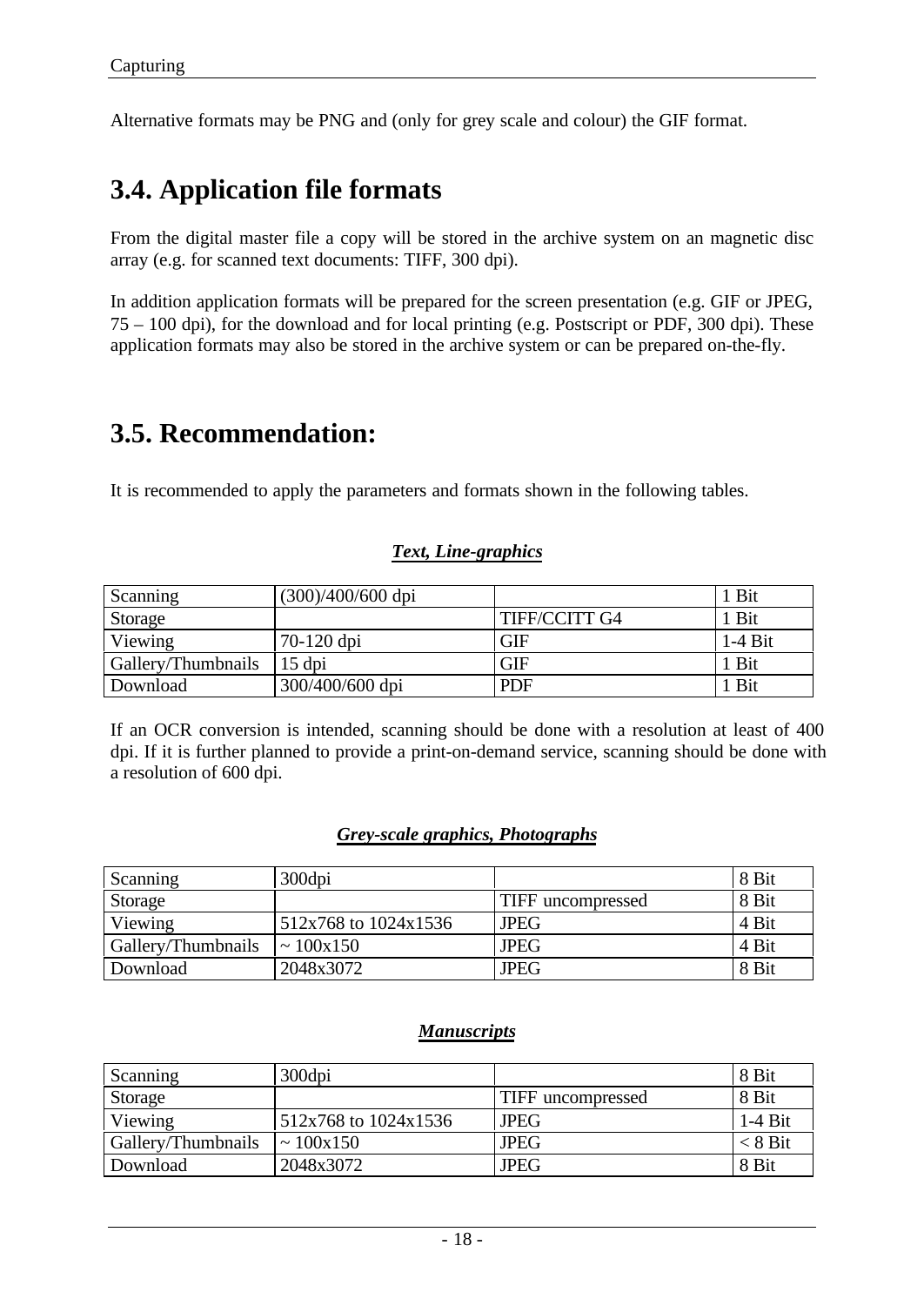Alternative formats may be PNG and (only for grey scale and colour) the GIF format.

## 3.4. Application file formats

From the digital master file a copy will be stored in the archive system on an magnetic disc array (e.g. for scanned text documents: TIFF, 300 dpi).

In addition application formats will be prepared for the screen presentation (e.g. GIF or JPEG, 75 – 100 dpi), for the download and for local printing (e.g. Postscript or PDF, 300 dpi). These application formats may also be stored in the archive system or can be prepared on-the-fly.

## 3.5. Recommendation:

It is recommended to apply the parameters and formats shown in the following tables.

***Text, Line-graphics***

| | | | |
|---|---|---|---|
| Scanning | (300)/400/600 dpi | | 1 Bit |
| Storage | | TIFF/CCITT G4 | 1 Bit |
| Viewing | 70-120 dpi | GIF | 1-4 Bit |
| Gallery/Thumbnails | 15 dpi | GIF | 1 Bit |
| Download | 300/400/600 dpi | PDF | 1 Bit |

If an OCR conversion is intended, scanning should be done with a resolution at least of 400 dpi. If it is further planned to provide a print-on-demand service, scanning should be done with a resolution of 600 dpi.

***Grey-scale graphics, Photographs***

| | | | |
|---|---|---|---|
| Scanning | 300dpi | | 8 Bit |
| Storage | | TIFF uncompressed | 8 Bit |
| Viewing | 512x768 to 1024x1536 | JPEG | 4 Bit |
| Gallery/Thumbnails | ~ 100x150 | JPEG | 4 Bit |
| Download | 2048x3072 | JPEG | 8 Bit |

***Manuscripts***

| | | | |
|---|---|---|---|
| Scanning | 300dpi | | 8 Bit |
| Storage | | TIFF uncompressed | 8 Bit |
| Viewing | 512x768 to 1024x1536 | JPEG | 1-4 Bit |
| Gallery/Thumbnails | ~ 100x150 | JPEG | < 8 Bit |
| Download | 2048x3072 | JPEG | 8 Bit |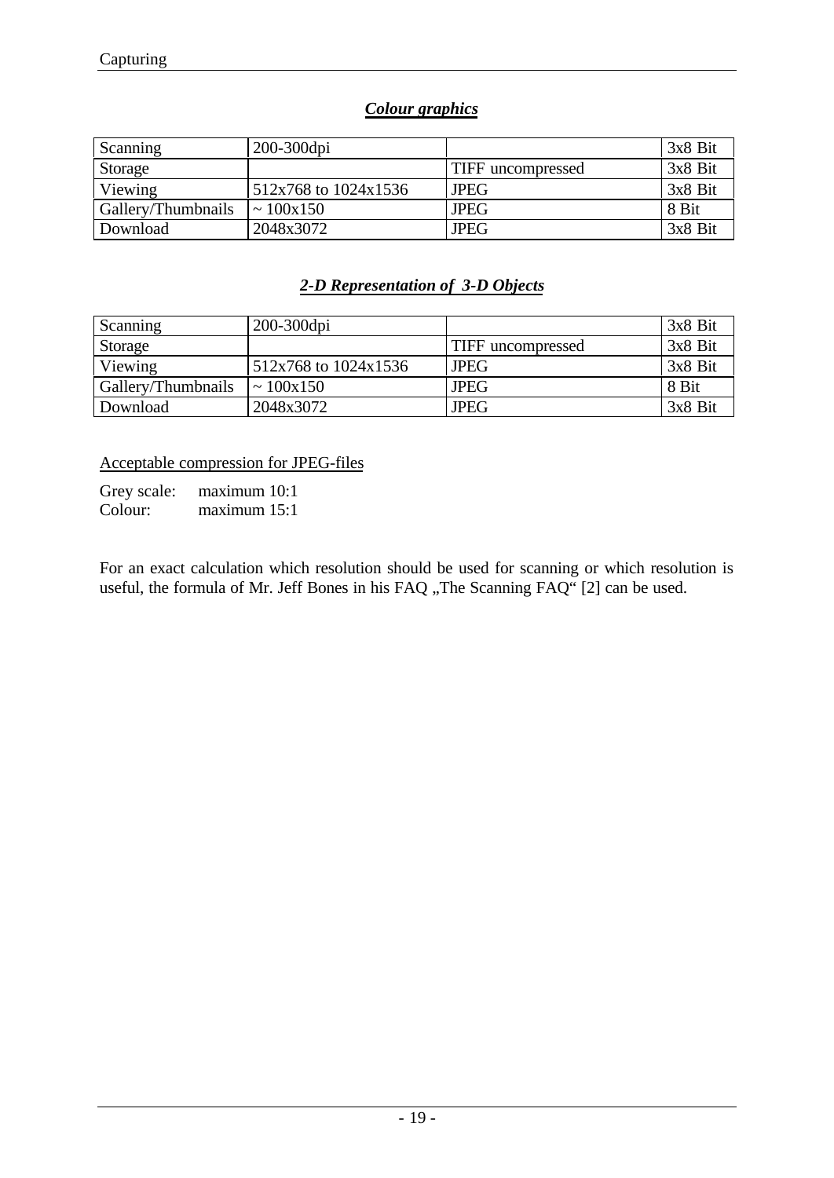### ***Colour graphics***

| Scanning | 200-300dpi | | 3x8 Bit |
|---|---|---|---|
| Storage | | TIFF uncompressed | 3x8 Bit |
| Viewing | 512x768 to 1024x1536 | JPEG | 3x8 Bit |
| Gallery/Thumbnails | ~ 100x150 | JPEG | 8 Bit |
| Download | 2048x3072 | JPEG | 3x8 Bit |

### ***2-D Representation of 3-D Objects***

| Scanning | 200-300dpi | | 3x8 Bit |
|---|---|---|---|
| Storage | | TIFF uncompressed | 3x8 Bit |
| Viewing | 512x768 to 1024x1536 | JPEG | 3x8 Bit |
| Gallery/Thumbnails | ~ 100x150 | JPEG | 8 Bit |
| Download | 2048x3072 | JPEG | 3x8 Bit |

Acceptable compression for JPEG-files

Grey scale: maximum 10:1
Colour: maximum 15:1

For an exact calculation which resolution should be used for scanning or which resolution is useful, the formula of Mr. Jeff Bones in his FAQ „The Scanning FAQ" [2] can be used.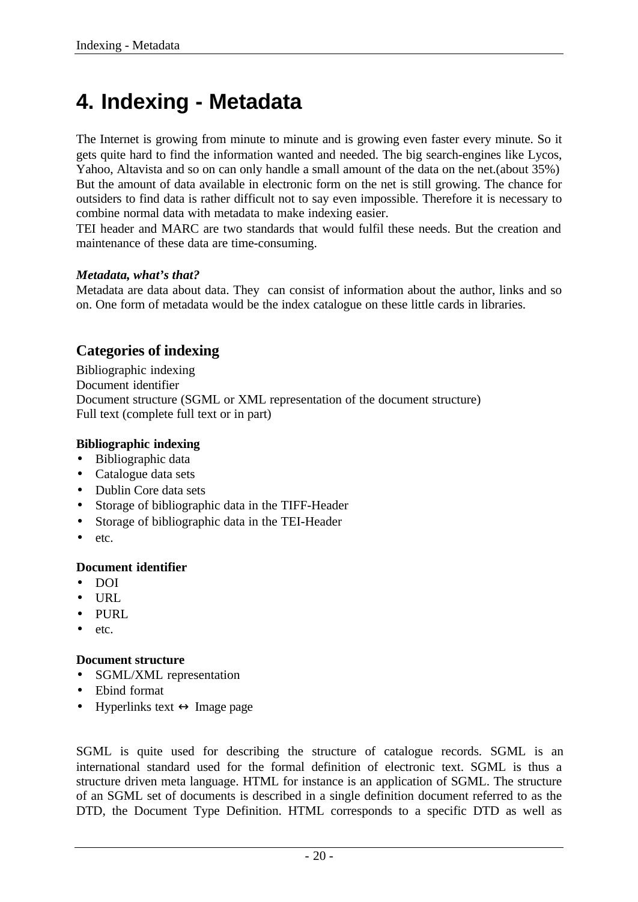# 4. Indexing - Metadata

The Internet is growing from minute to minute and is growing even faster every minute. So it gets quite hard to find the information wanted and needed. The big search-engines like Lycos, Yahoo, Altavista and so on can only handle a small amount of the data on the net.(about 35%) But the amount of data available in electronic form on the net is still growing. The chance for outsiders to find data is rather difficult not to say even impossible. Therefore it is necessary to combine normal data with metadata to make indexing easier.
TEI header and MARC are two standards that would fulfil these needs. But the creation and maintenance of these data are time-consuming.

***Metadata, what's that?***
Metadata are data about data. They can consist of information about the author, links and so on. One form of metadata would be the index catalogue on these little cards in libraries.

## Categories of indexing

Bibliographic indexing
Document identifier
Document structure (SGML or XML representation of the document structure)
Full text (complete full text or in part)

**Bibliographic indexing**

- Bibliographic data
- Catalogue data sets
- Dublin Core data sets
- Storage of bibliographic data in the TIFF-Header
- Storage of bibliographic data in the TEI-Header
- etc.

**Document identifier**

- DOI
- URL
- PURL
- etc.

**Document structure**

- SGML/XML representation
- Ebind format
- Hyperlinks text ↔ Image page

SGML is quite used for describing the structure of catalogue records. SGML is an international standard used for the formal definition of electronic text. SGML is thus a structure driven meta language. HTML for instance is an application of SGML. The structure of an SGML set of documents is described in a single definition document referred to as the DTD, the Document Type Definition. HTML corresponds to a specific DTD as well as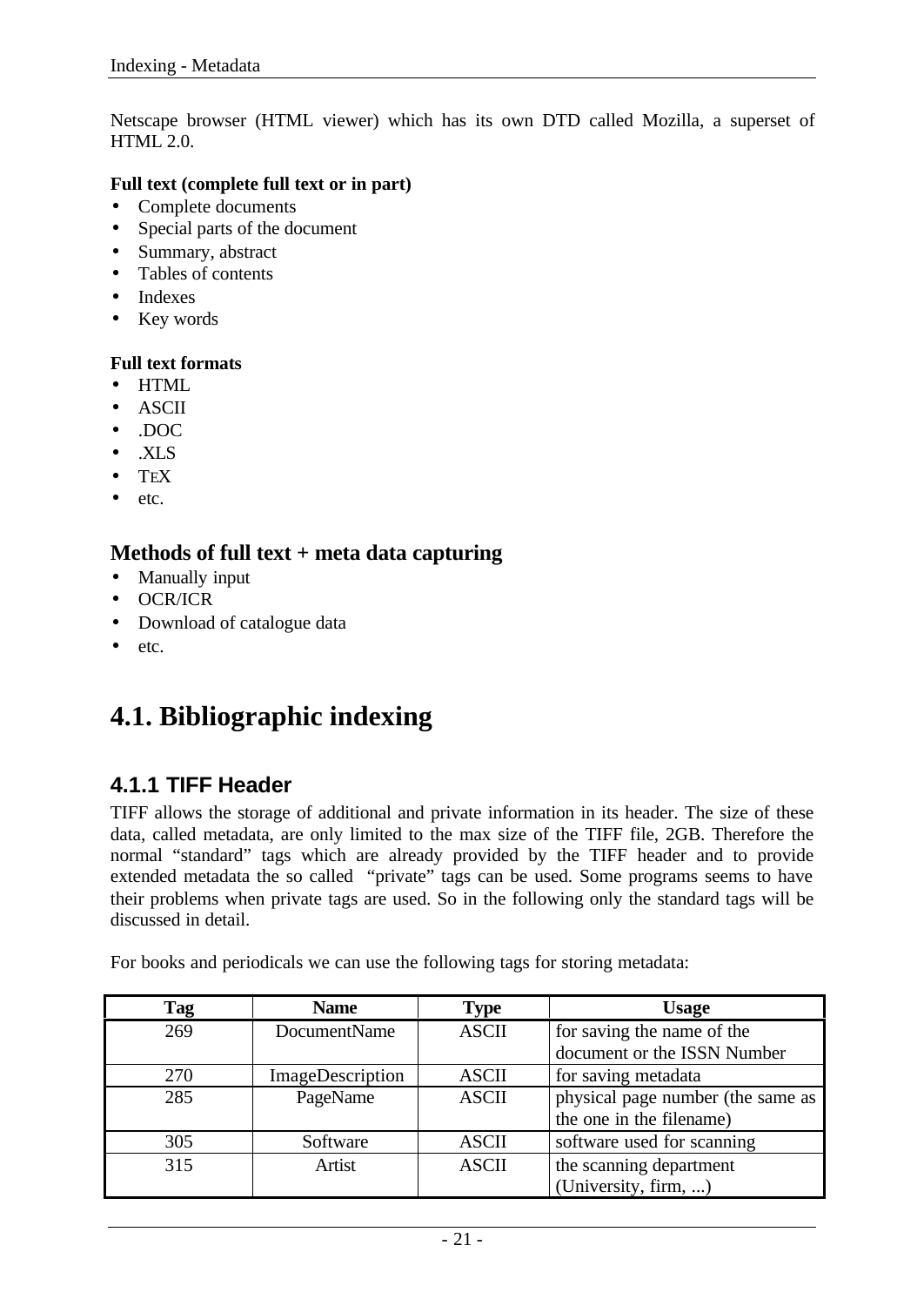Netscape browser (HTML viewer) which has its own DTD called Mozilla, a superset of HTML 2.0.

**Full text (complete full text or in part)**

- Complete documents
- Special parts of the document
- Summary, abstract
- Tables of contents
- Indexes
- Key words

**Full text formats**

- HTML
- ASCII
- .DOC
- .XLS
- TEX
- etc.

### Methods of full text + meta data capturing

- Manually input
- OCR/ICR
- Download of catalogue data
- etc.

# 4.1. Bibliographic indexing

## 4.1.1 TIFF Header

TIFF allows the storage of additional and private information in its header. The size of these data, called metadata, are only limited to the max size of the TIFF file, 2GB. Therefore the normal “standard” tags which are already provided by the TIFF header and to provide extended metadata the so called “private” tags can be used. Some programs seems to have their problems when private tags are used. So in the following only the standard tags will be discussed in detail.

For books and periodicals we can use the following tags for storing metadata:

| Tag | Name | Type | Usage |
|---|---|---|---|
| 269 | DocumentName | ASCII | for saving the name of the document or the ISSN Number |
| 270 | ImageDescription | ASCII | for saving metadata |
| 285 | PageName | ASCII | physical page number (the same as the one in the filename) |
| 305 | Software | ASCII | software used for scanning |
| 315 | Artist | ASCII | the scanning department (University, firm, ...) |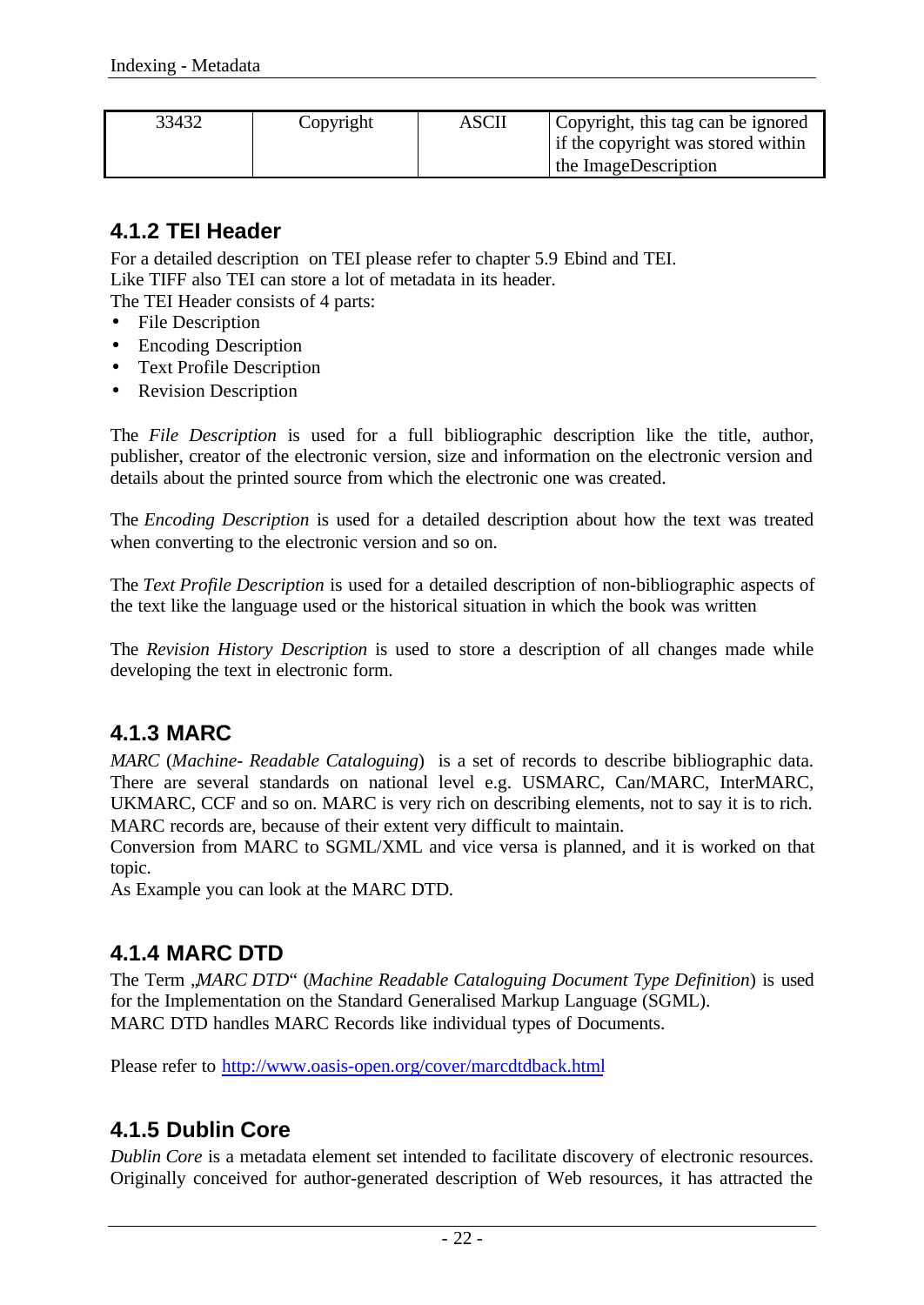| 33432 | Copyright | ASCII | Copyright, this tag can be ignored if the copyright was stored within the ImageDescription |
|---|---|---|---|

### 4.1.2 TEI Header

For a detailed description on TEI please refer to chapter 5.9 Ebind and TEI.
Like TIFF also TEI can store a lot of metadata in its header.
The TEI Header consists of 4 parts:

- File Description
- Encoding Description
- Text Profile Description
- Revision Description

The *File Description* is used for a full bibliographic description like the title, author, publisher, creator of the electronic version, size and information on the electronic version and details about the printed source from which the electronic one was created.

The *Encoding Description* is used for a detailed description about how the text was treated when converting to the electronic version and so on.

The *Text Profile Description* is used for a detailed description of non-bibliographic aspects of the text like the language used or the historical situation in which the book was written

The *Revision History Description* is used to store a description of all changes made while developing the text in electronic form.

### 4.1.3 MARC

*MARC* (*Machine- Readable Cataloguing*) is a set of records to describe bibliographic data. There are several standards on national level e.g. USMARC, Can/MARC, InterMARC, UKMARC, CCF and so on. MARC is very rich on describing elements, not to say it is to rich. MARC records are, because of their extent very difficult to maintain.
Conversion from MARC to SGML/XML and vice versa is planned, and it is worked on that topic.
As Example you can look at the MARC DTD.

### 4.1.4 MARC DTD

The Term „*MARC DTD*“ (*Machine Readable Cataloguing Document Type Definition*) is used for the Implementation on the Standard Generalised Markup Language (SGML).
MARC DTD handles MARC Records like individual types of Documents.

Please refer to http://www.oasis-open.org/cover/marcdtdback.html

### 4.1.5 Dublin Core

*Dublin Core* is a metadata element set intended to facilitate discovery of electronic resources. Originally conceived for author-generated description of Web resources, it has attracted the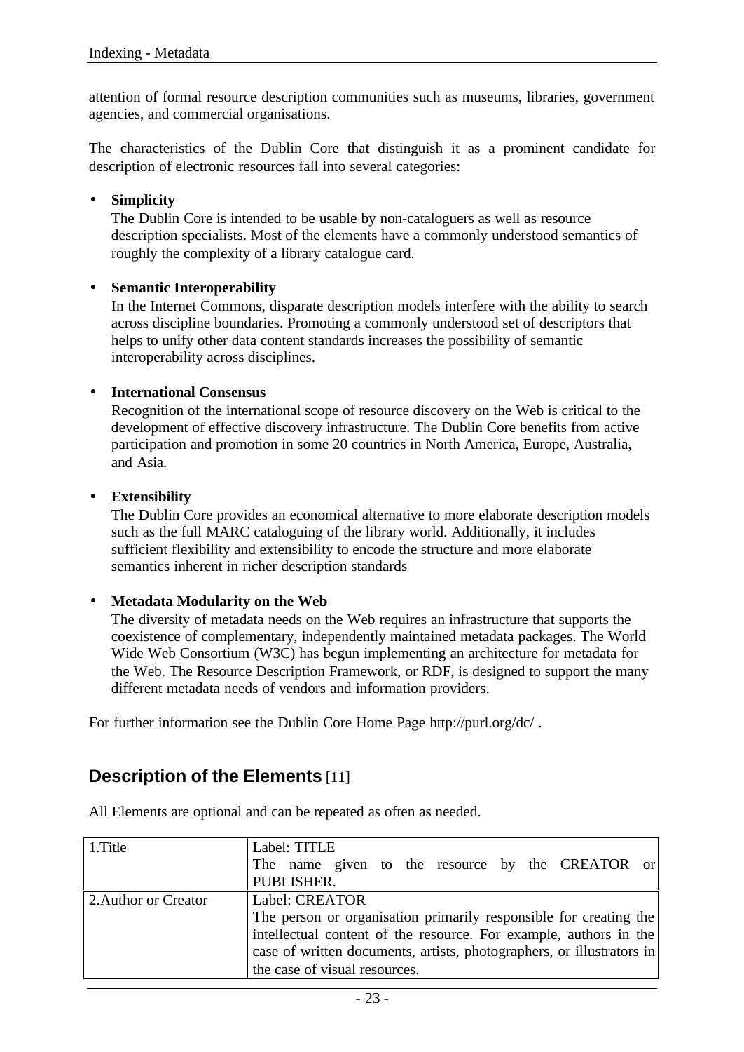attention of formal resource description communities such as museums, libraries, government agencies, and commercial organisations.

The characteristics of the Dublin Core that distinguish it as a prominent candidate for description of electronic resources fall into several categories:

- **Simplicity**
  The Dublin Core is intended to be usable by non-cataloguers as well as resource description specialists. Most of the elements have a commonly understood semantics of roughly the complexity of a library catalogue card.

- **Semantic Interoperability**
  In the Internet Commons, disparate description models interfere with the ability to search across discipline boundaries. Promoting a commonly understood set of descriptors that helps to unify other data content standards increases the possibility of semantic interoperability across disciplines.

- **International Consensus**
  Recognition of the international scope of resource discovery on the Web is critical to the development of effective discovery infrastructure. The Dublin Core benefits from active participation and promotion in some 20 countries in North America, Europe, Australia, and Asia.

- **Extensibility**
  The Dublin Core provides an economical alternative to more elaborate description models such as the full MARC cataloguing of the library world. Additionally, it includes sufficient flexibility and extensibility to encode the structure and more elaborate semantics inherent in richer description standards

- **Metadata Modularity on the Web**
  The diversity of metadata needs on the Web requires an infrastructure that supports the coexistence of complementary, independently maintained metadata packages. The World Wide Web Consortium (W3C) has begun implementing an architecture for metadata for the Web. The Resource Description Framework, or RDF, is designed to support the many different metadata needs of vendors and information providers.

For further information see the Dublin Core Home Page http://purl.org/dc/ .

## Description of the Elements [11]

All Elements are optional and can be repeated as often as needed.

| | |
|---|---|
| 1.Title | Label: TITLE<br>The name given to the resource by the CREATOR or PUBLISHER. |
| 2.Author or Creator | Label: CREATOR<br>The person or organisation primarily responsible for creating the intellectual content of the resource. For example, authors in the case of written documents, artists, photographers, or illustrators in the case of visual resources. |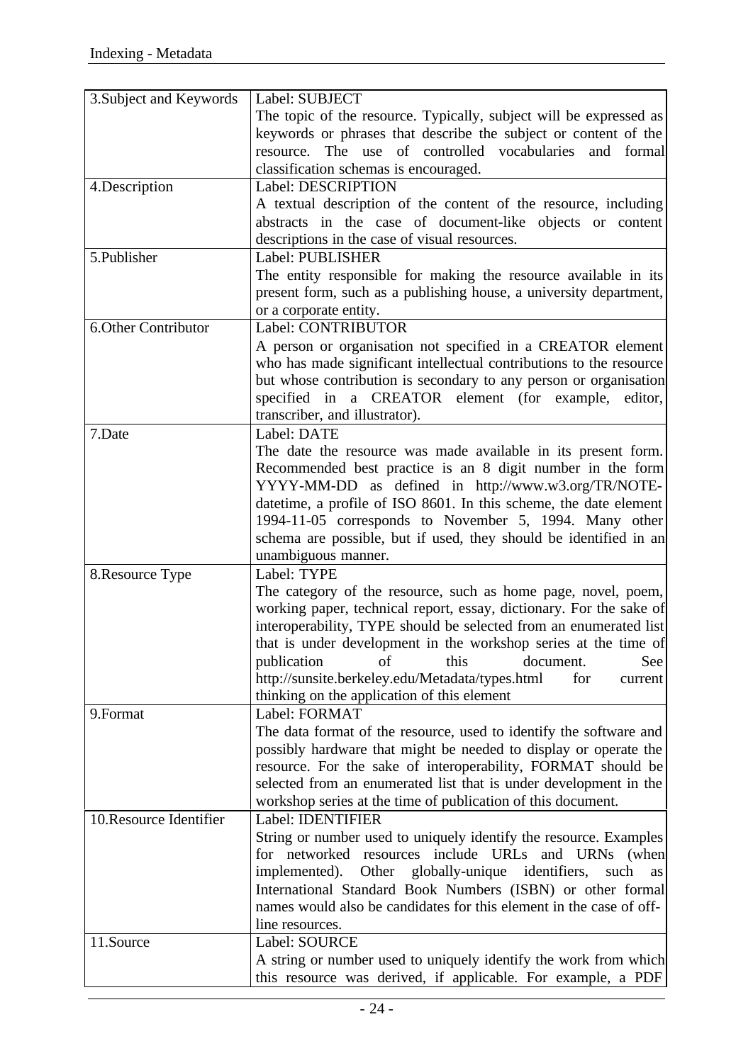| | |
|---|---|
| 3.Subject and Keywords | Label: SUBJECT<br>The topic of the resource. Typically, subject will be expressed as keywords or phrases that describe the subject or content of the resource. The use of controlled vocabularies and formal classification schemas is encouraged. |
| 4.Description | Label: DESCRIPTION<br>A textual description of the content of the resource, including abstracts in the case of document-like objects or content descriptions in the case of visual resources. |
| 5.Publisher | Label: PUBLISHER<br>The entity responsible for making the resource available in its present form, such as a publishing house, a university department, or a corporate entity. |
| 6.Other Contributor | Label: CONTRIBUTOR<br>A person or organisation not specified in a CREATOR element who has made significant intellectual contributions to the resource but whose contribution is secondary to any person or organisation specified in a CREATOR element (for example, editor, transcriber, and illustrator). |
| 7.Date | Label: DATE<br>The date the resource was made available in its present form. Recommended best practice is an 8 digit number in the form YYYY-MM-DD as defined in http://www.w3.org/TR/NOTE-datetime, a profile of ISO 8601. In this scheme, the date element 1994-11-05 corresponds to November 5, 1994. Many other schema are possible, but if used, they should be identified in an unambiguous manner. |
| 8.Resource Type | Label: TYPE<br>The category of the resource, such as home page, novel, poem, working paper, technical report, essay, dictionary. For the sake of interoperability, TYPE should be selected from an enumerated list that is under development in the workshop series at the time of publication of this document. See http://sunsite.berkeley.edu/Metadata/types.html for current thinking on the application of this element |
| 9.Format | Label: FORMAT<br>The data format of the resource, used to identify the software and possibly hardware that might be needed to display or operate the resource. For the sake of interoperability, FORMAT should be selected from an enumerated list that is under development in the workshop series at the time of publication of this document. |
| 10.Resource Identifier | Label: IDENTIFIER<br>String or number used to uniquely identify the resource. Examples for networked resources include URLs and URNs (when implemented). Other globally-unique identifiers, such as International Standard Book Numbers (ISBN) or other formal names would also be candidates for this element in the case of off-line resources. |
| 11.Source | Label: SOURCE<br>A string or number used to uniquely identify the work from which this resource was derived, if applicable. For example, a PDF |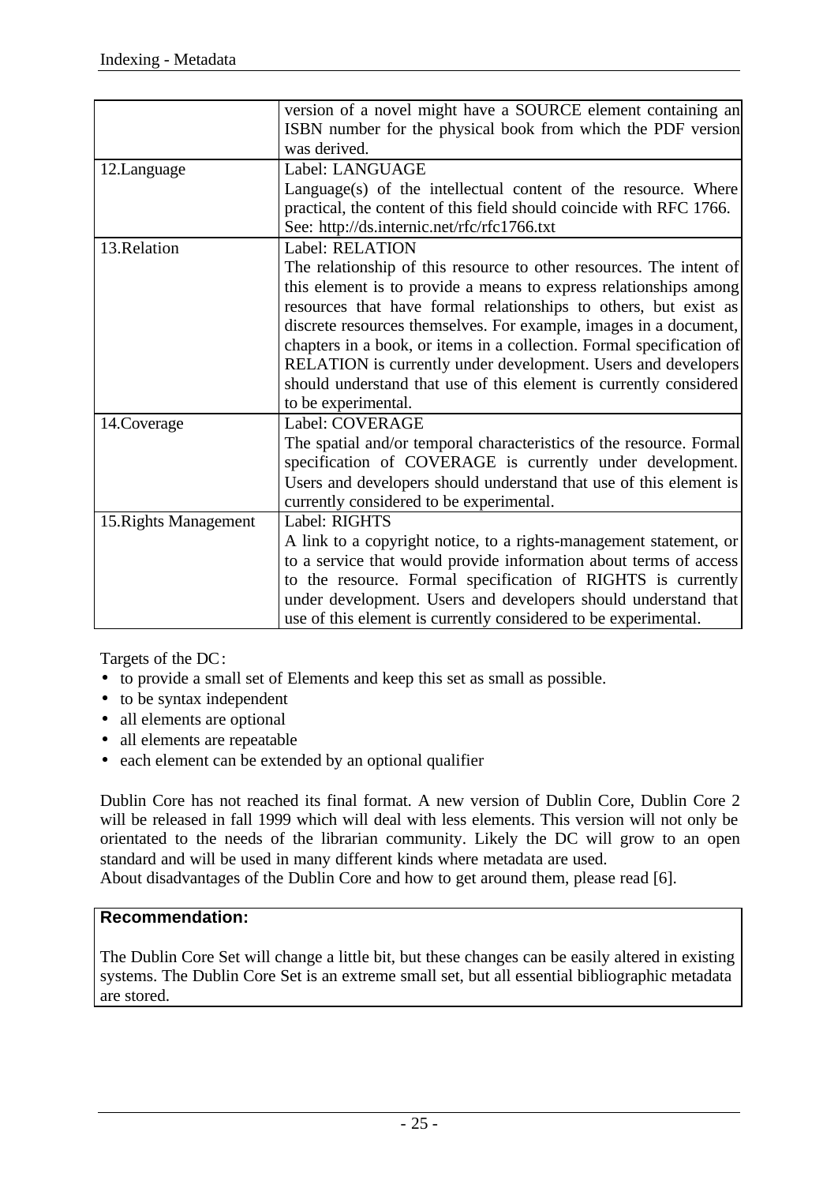| | |
|---|---|
| | version of a novel might have a SOURCE element containing an ISBN number for the physical book from which the PDF version was derived. |
| 12.Language | Label: LANGUAGE<br>Language(s) of the intellectual content of the resource. Where practical, the content of this field should coincide with RFC 1766. See: http://ds.internic.net/rfc/rfc1766.txt |
| 13.Relation | Label: RELATION<br>The relationship of this resource to other resources. The intent of this element is to provide a means to express relationships among resources that have formal relationships to others, but exist as discrete resources themselves. For example, images in a document, chapters in a book, or items in a collection. Formal specification of RELATION is currently under development. Users and developers should understand that use of this element is currently considered to be experimental. |
| 14.Coverage | Label: COVERAGE<br>The spatial and/or temporal characteristics of the resource. Formal specification of COVERAGE is currently under development. Users and developers should understand that use of this element is currently considered to be experimental. |
| 15.Rights Management | Label: RIGHTS<br>A link to a copyright notice, to a rights-management statement, or to a service that would provide information about terms of access to the resource. Formal specification of RIGHTS is currently under development. Users and developers should understand that use of this element is currently considered to be experimental. |

Targets of the DC:

- to provide a small set of Elements and keep this set as small as possible.
- to be syntax independent
- all elements are optional
- all elements are repeatable
- each element can be extended by an optional qualifier

Dublin Core has not reached its final format. A new version of Dublin Core, Dublin Core 2 will be released in fall 1999 which will deal with less elements. This version will not only be orientated to the needs of the librarian community. Likely the DC will grow to an open standard and will be used in many different kinds where metadata are used.
About disadvantages of the Dublin Core and how to get around them, please read [6].

**Recommendation:**

The Dublin Core Set will change a little bit, but these changes can be easily altered in existing systems. The Dublin Core Set is an extreme small set, but all essential bibliographic metadata are stored.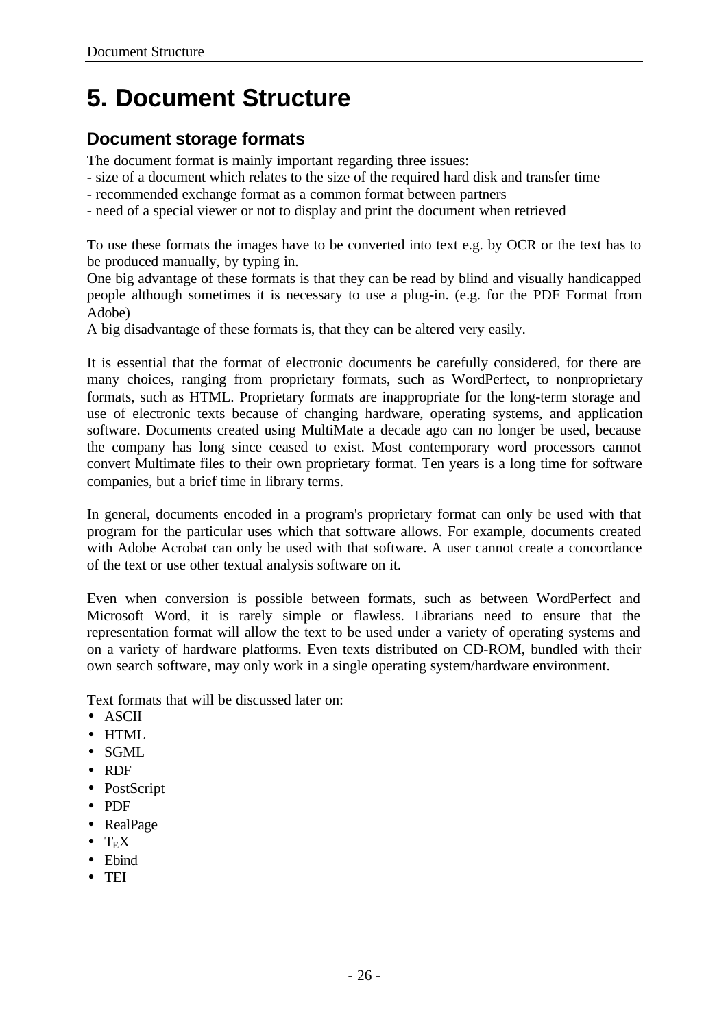# 5. Document Structure

## Document storage formats

The document format is mainly important regarding three issues:

- size of a document which relates to the size of the required hard disk and transfer time
- recommended exchange format as a common format between partners
- need of a special viewer or not to display and print the document when retrieved

To use these formats the images have to be converted into text e.g. by OCR or the text has to be produced manually, by typing in.
One big advantage of these formats is that they can be read by blind and visually handicapped people although sometimes it is necessary to use a plug-in. (e.g. for the PDF Format from Adobe)
A big disadvantage of these formats is, that they can be altered very easily.

It is essential that the format of electronic documents be carefully considered, for there are many choices, ranging from proprietary formats, such as WordPerfect, to nonproprietary formats, such as HTML. Proprietary formats are inappropriate for the long-term storage and use of electronic texts because of changing hardware, operating systems, and application software. Documents created using MultiMate a decade ago can no longer be used, because the company has long since ceased to exist. Most contemporary word processors cannot convert Multimate files to their own proprietary format. Ten years is a long time for software companies, but a brief time in library terms.

In general, documents encoded in a program's proprietary format can only be used with that program for the particular uses which that software allows. For example, documents created with Adobe Acrobat can only be used with that software. A user cannot create a concordance of the text or use other textual analysis software on it.

Even when conversion is possible between formats, such as between WordPerfect and Microsoft Word, it is rarely simple or flawless. Librarians need to ensure that the representation format will allow the text to be used under a variety of operating systems and on a variety of hardware platforms. Even texts distributed on CD-ROM, bundled with their own search software, may only work in a single operating system/hardware environment.

Text formats that will be discussed later on:

- ASCII
- HTML
- SGML
- RDF
- PostScript
- PDF
- RealPage
- $T_EX$
- Ebind
- TEI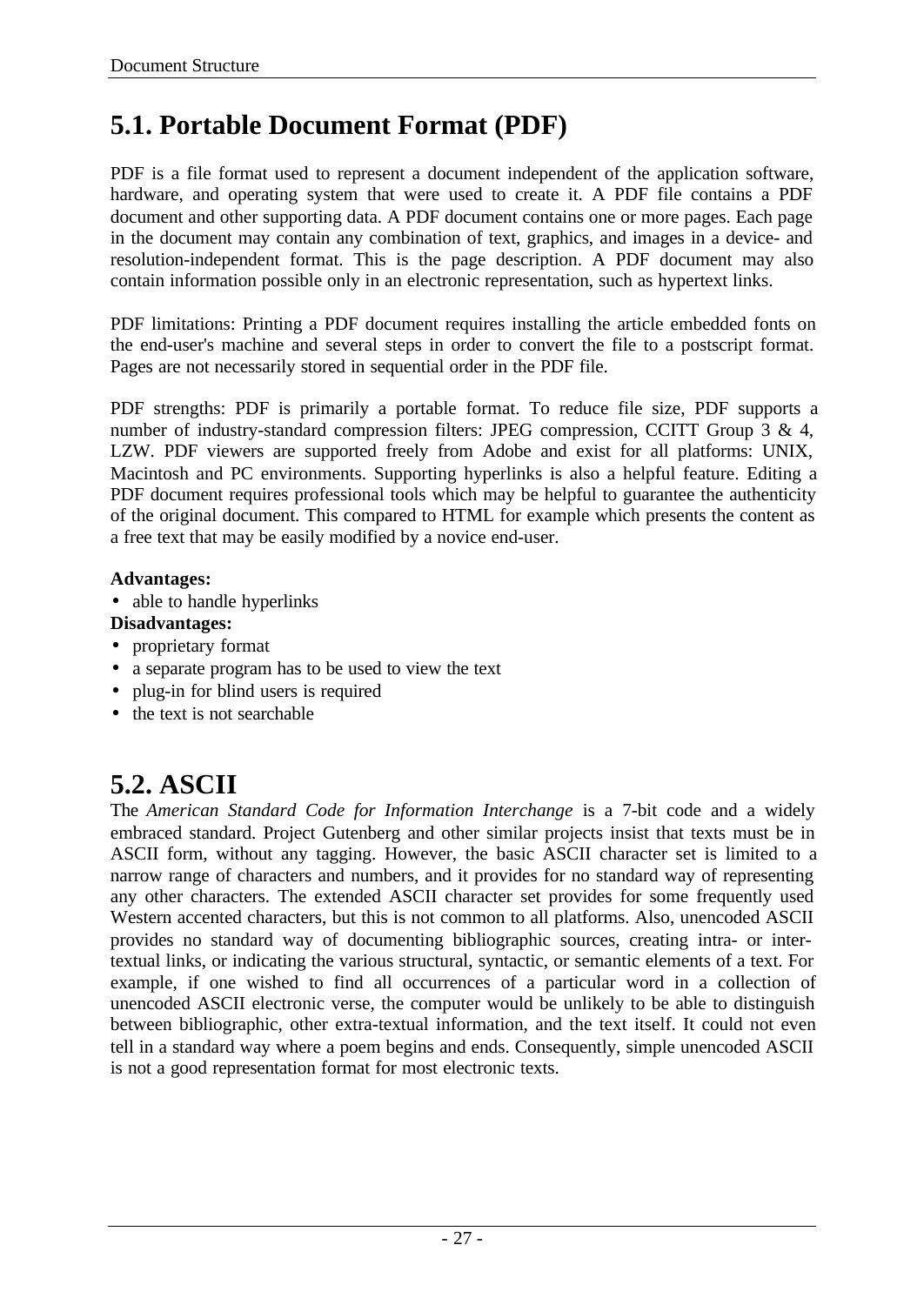## 5.1. Portable Document Format (PDF)

PDF is a file format used to represent a document independent of the application software, hardware, and operating system that were used to create it. A PDF file contains a PDF document and other supporting data. A PDF document contains one or more pages. Each page in the document may contain any combination of text, graphics, and images in a device- and resolution-independent format. This is the page description. A PDF document may also contain information possible only in an electronic representation, such as hypertext links.

PDF limitations: Printing a PDF document requires installing the article embedded fonts on the end-user's machine and several steps in order to convert the file to a postscript format. Pages are not necessarily stored in sequential order in the PDF file.

PDF strengths: PDF is primarily a portable format. To reduce file size, PDF supports a number of industry-standard compression filters: JPEG compression, CCITT Group 3 & 4, LZW. PDF viewers are supported freely from Adobe and exist for all platforms: UNIX, Macintosh and PC environments. Supporting hyperlinks is also a helpful feature. Editing a PDF document requires professional tools which may be helpful to guarantee the authenticity of the original document. This compared to HTML for example which presents the content as a free text that may be easily modified by a novice end-user.

**Advantages:**

- able to handle hyperlinks

**Disadvantages:**

- proprietary format
- a separate program has to be used to view the text
- plug-in for blind users is required
- the text is not searchable

## 5.2. ASCII

The *American Standard Code for Information Interchange* is a 7-bit code and a widely embraced standard. Project Gutenberg and other similar projects insist that texts must be in ASCII form, without any tagging. However, the basic ASCII character set is limited to a narrow range of characters and numbers, and it provides for no standard way of representing any other characters. The extended ASCII character set provides for some frequently used Western accented characters, but this is not common to all platforms. Also, unencoded ASCII provides no standard way of documenting bibliographic sources, creating intra- or inter-textual links, or indicating the various structural, syntactic, or semantic elements of a text. For example, if one wished to find all occurrences of a particular word in a collection of unencoded ASCII electronic verse, the computer would be unlikely to be able to distinguish between bibliographic, other extra-textual information, and the text itself. It could not even tell in a standard way where a poem begins and ends. Consequently, simple unencoded ASCII is not a good representation format for most electronic texts.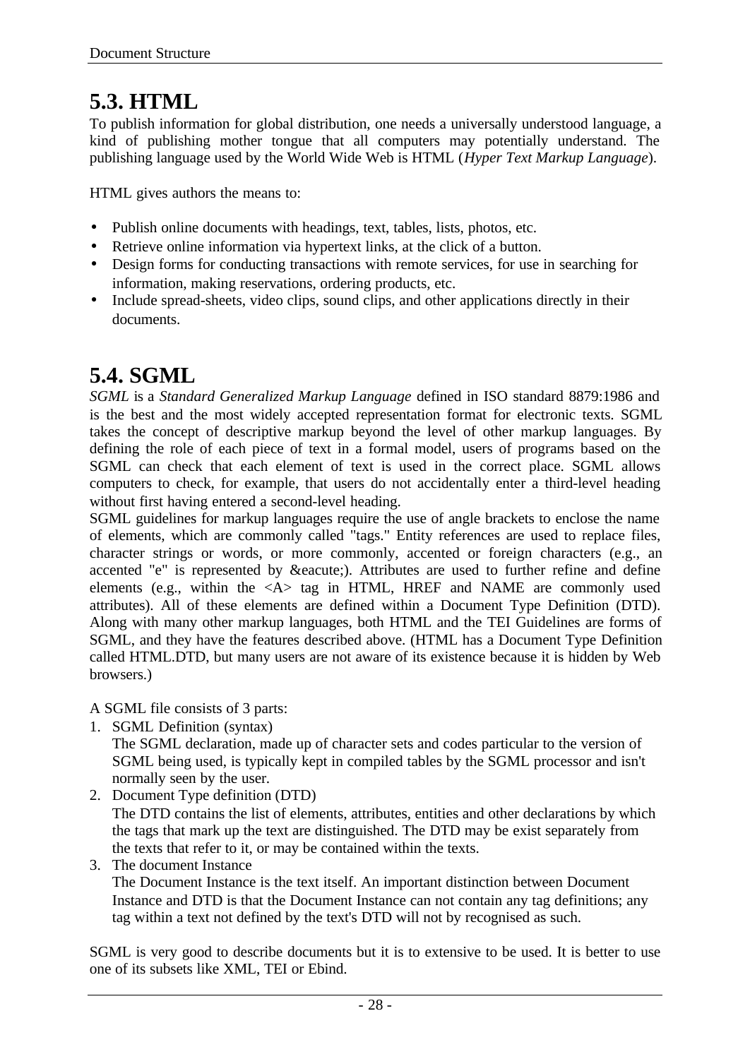# 5.3. HTML

To publish information for global distribution, one needs a universally understood language, a kind of publishing mother tongue that all computers may potentially understand. The publishing language used by the World Wide Web is HTML (*Hyper Text Markup Language*).

HTML gives authors the means to:

- Publish online documents with headings, text, tables, lists, photos, etc.
- Retrieve online information via hypertext links, at the click of a button.
- Design forms for conducting transactions with remote services, for use in searching for information, making reservations, ordering products, etc.
- Include spread-sheets, video clips, sound clips, and other applications directly in their documents.

# 5.4. SGML

*SGML* is a *Standard Generalized Markup Language* defined in ISO standard 8879:1986 and is the best and the most widely accepted representation format for electronic texts. SGML takes the concept of descriptive markup beyond the level of other markup languages. By defining the role of each piece of text in a formal model, users of programs based on the SGML can check that each element of text is used in the correct place. SGML allows computers to check, for example, that users do not accidentally enter a third-level heading without first having entered a second-level heading.
SGML guidelines for markup languages require the use of angle brackets to enclose the name of elements, which are commonly called "tags." Entity references are used to replace files, character strings or words, or more commonly, accented or foreign characters (e.g., an accented "e" is represented by &eacute;). Attributes are used to further refine and define elements (e.g., within the <A> tag in HTML, HREF and NAME are commonly used attributes). All of these elements are defined within a Document Type Definition (DTD). Along with many other markup languages, both HTML and the TEI Guidelines are forms of SGML, and they have the features described above. (HTML has a Document Type Definition called HTML.DTD, but many users are not aware of its existence because it is hidden by Web browsers.)

A SGML file consists of 3 parts:

1. SGML Definition (syntax)
   The SGML declaration, made up of character sets and codes particular to the version of SGML being used, is typically kept in compiled tables by the SGML processor and isn't normally seen by the user.
2. Document Type definition (DTD)
   The DTD contains the list of elements, attributes, entities and other declarations by which the tags that mark up the text are distinguished. The DTD may be exist separately from the texts that refer to it, or may be contained within the texts.
3. The document Instance
   The Document Instance is the text itself. An important distinction between Document Instance and DTD is that the Document Instance can not contain any tag definitions; any tag within a text not defined by the text's DTD will not by recognised as such.

SGML is very good to describe documents but it is to extensive to be used. It is better to use one of its subsets like XML, TEI or Ebind.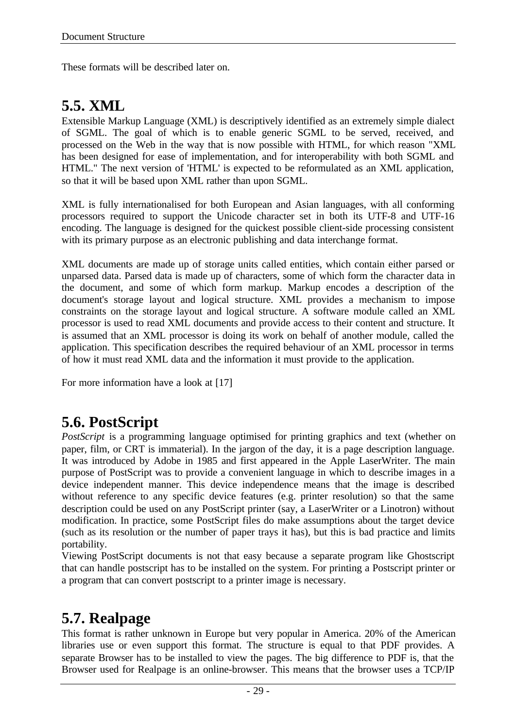These formats will be described later on.

## 5.5. XML

Extensible Markup Language (XML) is descriptively identified as an extremely simple dialect of SGML. The goal of which is to enable generic SGML to be served, received, and processed on the Web in the way that is now possible with HTML, for which reason "XML has been designed for ease of implementation, and for interoperability with both SGML and HTML." The next version of 'HTML' is expected to be reformulated as an XML application, so that it will be based upon XML rather than upon SGML.

XML is fully internationalised for both European and Asian languages, with all conforming processors required to support the Unicode character set in both its UTF-8 and UTF-16 encoding. The language is designed for the quickest possible client-side processing consistent with its primary purpose as an electronic publishing and data interchange format.

XML documents are made up of storage units called entities, which contain either parsed or unparsed data. Parsed data is made up of characters, some of which form the character data in the document, and some of which form markup. Markup encodes a description of the document's storage layout and logical structure. XML provides a mechanism to impose constraints on the storage layout and logical structure. A software module called an XML processor is used to read XML documents and provide access to their content and structure. It is assumed that an XML processor is doing its work on behalf of another module, called the application. This specification describes the required behaviour of an XML processor in terms of how it must read XML data and the information it must provide to the application.

For more information have a look at [17]

## 5.6. PostScript

*PostScript* is a programming language optimised for printing graphics and text (whether on paper, film, or CRT is immaterial). In the jargon of the day, it is a page description language. It was introduced by Adobe in 1985 and first appeared in the Apple LaserWriter. The main purpose of PostScript was to provide a convenient language in which to describe images in a device independent manner. This device independence means that the image is described without reference to any specific device features (e.g. printer resolution) so that the same description could be used on any PostScript printer (say, a LaserWriter or a Linotron) without modification. In practice, some PostScript files do make assumptions about the target device (such as its resolution or the number of paper trays it has), but this is bad practice and limits portability.
Viewing PostScript documents is not that easy because a separate program like Ghostscript that can handle postscript has to be installed on the system. For printing a Postscript printer or a program that can convert postscript to a printer image is necessary.

## 5.7. Realpage

This format is rather unknown in Europe but very popular in America. 20% of the American libraries use or even support this format. The structure is equal to that PDF provides. A separate Browser has to be installed to view the pages. The big difference to PDF is, that the Browser used for Realpage is an online-browser. This means that the browser uses a TCP/IP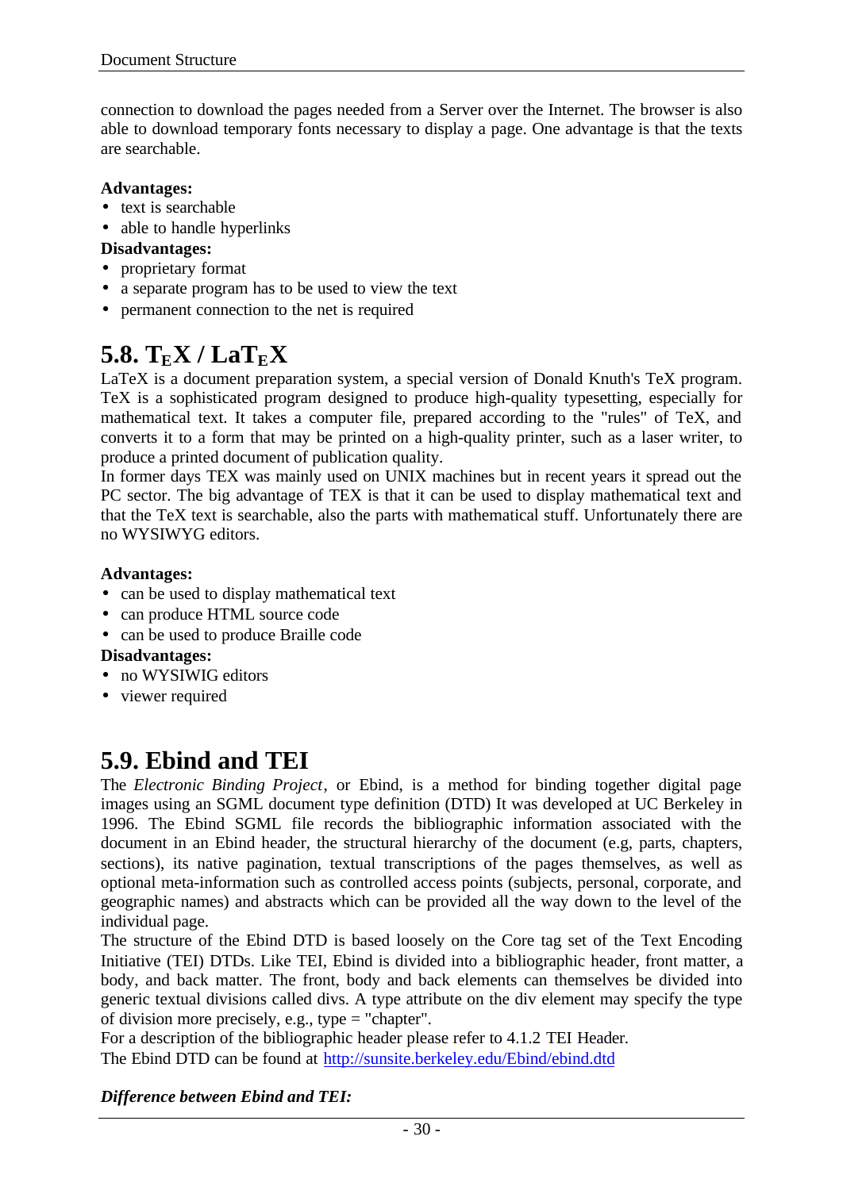connection to download the pages needed from a Server over the Internet. The browser is also able to download temporary fonts necessary to display a page. One advantage is that the texts are searchable.

**Advantages:**

- text is searchable
- able to handle hyperlinks

**Disadvantages:**

- proprietary format
- a separate program has to be used to view the text
- permanent connection to the net is required

## 5.8. $T_EX$ / $LaT_EX$

LaTeX is a document preparation system, a special version of Donald Knuth's TeX program. TeX is a sophisticated program designed to produce high-quality typesetting, especially for mathematical text. It takes a computer file, prepared according to the "rules" of TeX, and converts it to a form that may be printed on a high-quality printer, such as a laser writer, to produce a printed document of publication quality.
In former days TEX was mainly used on UNIX machines but in recent years it spread out the PC sector. The big advantage of TEX is that it can be used to display mathematical text and that the TeX text is searchable, also the parts with mathematical stuff. Unfortunately there are no WYSIWYG editors.

**Advantages:**

- can be used to display mathematical text
- can produce HTML source code
- can be used to produce Braille code

**Disadvantages:**

- no WYSIWIG editors
- viewer required

## 5.9. Ebind and TEI

The *Electronic Binding Project*, or Ebind, is a method for binding together digital page images using an SGML document type definition (DTD) It was developed at UC Berkeley in 1996. The Ebind SGML file records the bibliographic information associated with the document in an Ebind header, the structural hierarchy of the document (e.g, parts, chapters, sections), its native pagination, textual transcriptions of the pages themselves, as well as optional meta-information such as controlled access points (subjects, personal, corporate, and geographic names) and abstracts which can be provided all the way down to the level of the individual page.
The structure of the Ebind DTD is based loosely on the Core tag set of the Text Encoding Initiative (TEI) DTDs. Like TEI, Ebind is divided into a bibliographic header, front matter, a body, and back matter. The front, body and back elements can themselves be divided into generic textual divisions called divs. A type attribute on the div element may specify the type of division more precisely, e.g., type = "chapter".
For a description of the bibliographic header please refer to 4.1.2 TEI Header.
The Ebind DTD can be found at [http://sunsite.berkeley.edu/Ebind/ebind.dtd](http://sunsite.berkeley.edu/Ebind/ebind.dtd)

***Difference between Ebind and TEI:***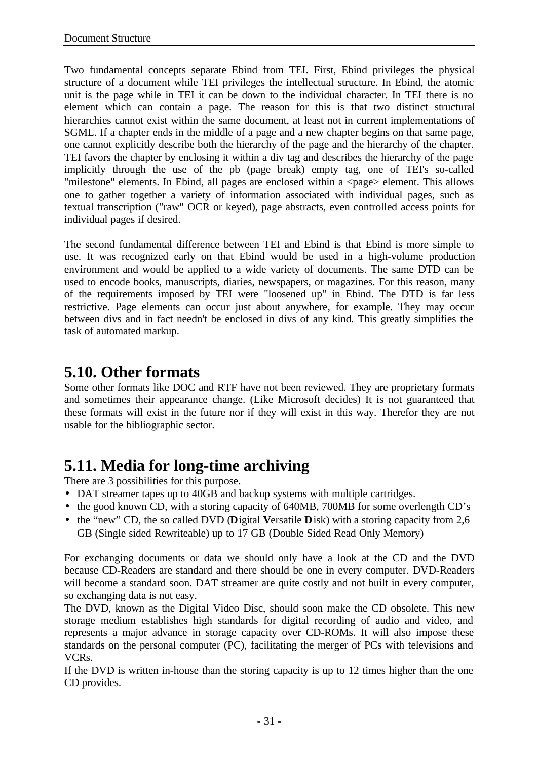Two fundamental concepts separate Ebind from TEI. First, Ebind privileges the physical structure of a document while TEI privileges the intellectual structure. In Ebind, the atomic unit is the page while in TEI it can be down to the individual character. In TEI there is no element which can contain a page. The reason for this is that two distinct structural hierarchies cannot exist within the same document, at least not in current implementations of SGML. If a chapter ends in the middle of a page and a new chapter begins on that same page, one cannot explicitly describe both the hierarchy of the page and the hierarchy of the chapter. TEI favors the chapter by enclosing it within a div tag and describes the hierarchy of the page implicitly through the use of the pb (page break) empty tag, one of TEI's so-called "milestone" elements. In Ebind, all pages are enclosed within a <page> element. This allows one to gather together a variety of information associated with individual pages, such as textual transcription ("raw" OCR or keyed), page abstracts, even controlled access points for individual pages if desired.

The second fundamental difference between TEI and Ebind is that Ebind is more simple to use. It was recognized early on that Ebind would be used in a high-volume production environment and would be applied to a wide variety of documents. The same DTD can be used to encode books, manuscripts, diaries, newspapers, or magazines. For this reason, many of the requirements imposed by TEI were "loosened up" in Ebind. The DTD is far less restrictive. Page elements can occur just about anywhere, for example. They may occur between divs and in fact needn't be enclosed in divs of any kind. This greatly simplifies the task of automated markup.

## 5.10. Other formats

Some other formats like DOC and RTF have not been reviewed. They are proprietary formats and sometimes their appearance change. (Like Microsoft decides) It is not guaranteed that these formats will exist in the future nor if they will exist in this way. Therefor they are not usable for the bibliographic sector.

## 5.11. Media for long-time archiving

There are 3 possibilities for this purpose.

- DAT streamer tapes up to 40GB and backup systems with multiple cartridges.
- the good known CD, with a storing capacity of 640MB, 700MB for some overlength CD's
- the "new" CD, the so called DVD (**D**igital **V**ersatile **D**isk) with a storing capacity from 2,6 GB (Single sided Rewriteable) up to 17 GB (Double Sided Read Only Memory)

For exchanging documents or data we should only have a look at the CD and the DVD because CD-Readers are standard and there should be one in every computer. DVD-Readers will become a standard soon. DAT streamer are quite costly and not built in every computer, so exchanging data is not easy.
The DVD, known as the Digital Video Disc, should soon make the CD obsolete. This new storage medium establishes high standards for digital recording of audio and video, and represents a major advance in storage capacity over CD-ROMs. It will also impose these standards on the personal computer (PC), facilitating the merger of PCs with televisions and VCRs.
If the DVD is written in-house than the storing capacity is up to 12 times higher than the one CD provides.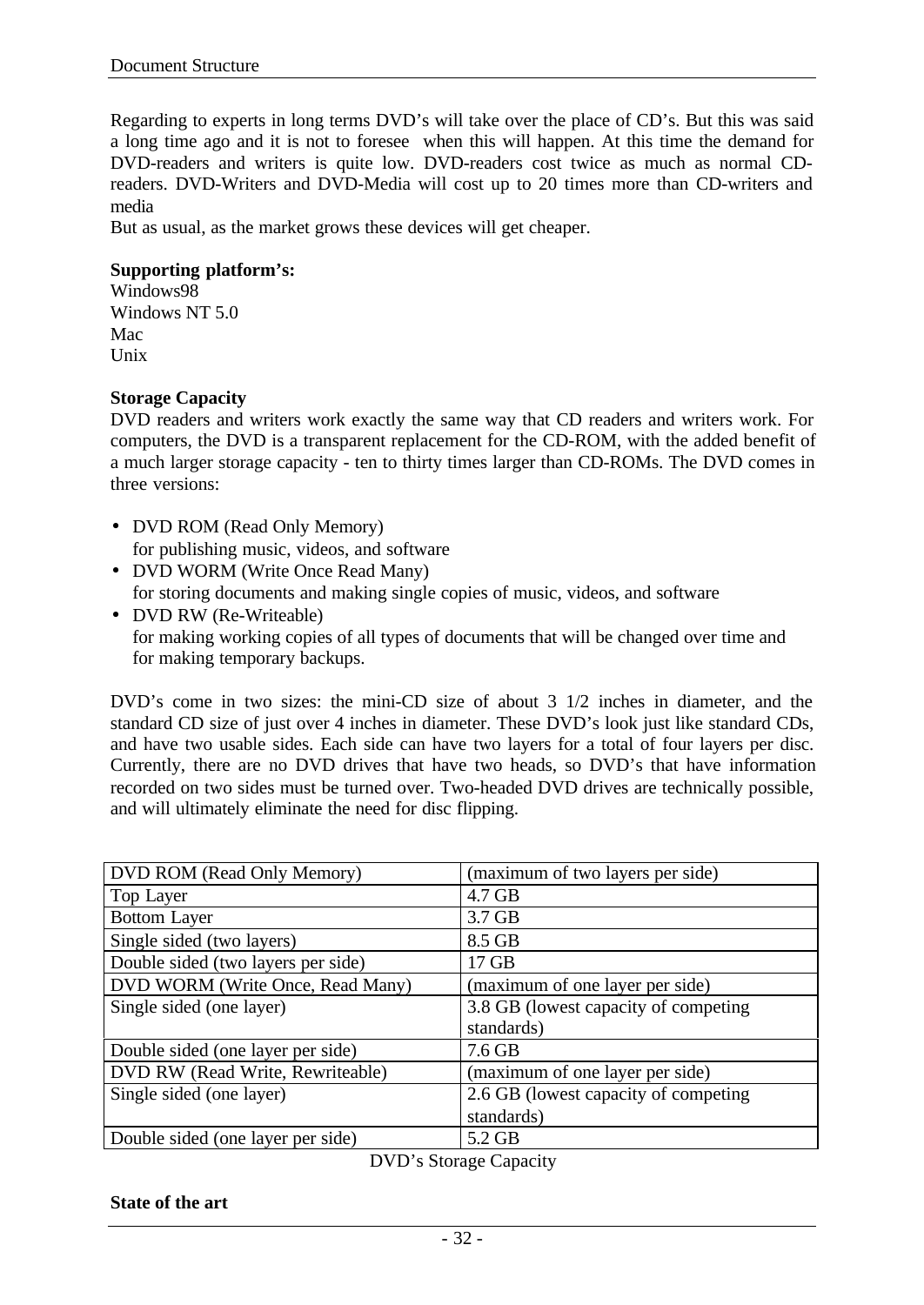Regarding to experts in long terms DVD's will take over the place of CD's. But this was said a long time ago and it is not to foresee when this will happen. At this time the demand for DVD-readers and writers is quite low. DVD-readers cost twice as much as normal CD-readers. DVD-Writers and DVD-Media will cost up to 20 times more than CD-writers and media
But as usual, as the market grows these devices will get cheaper.

**Supporting platform's:**
Windows98
Windows NT 5.0
Mac
Unix

**Storage Capacity**
DVD readers and writers work exactly the same way that CD readers and writers work. For computers, the DVD is a transparent replacement for the CD-ROM, with the added benefit of a much larger storage capacity - ten to thirty times larger than CD-ROMs. The DVD comes in three versions:

- DVD ROM (Read Only Memory)
  for publishing music, videos, and software
- DVD WORM (Write Once Read Many)
  for storing documents and making single copies of music, videos, and software
- DVD RW (Re-Writeable)
  for making working copies of all types of documents that will be changed over time and for making temporary backups.

DVD's come in two sizes: the mini-CD size of about 3 1/2 inches in diameter, and the standard CD size of just over 4 inches in diameter. These DVD's look just like standard CDs, and have two usable sides. Each side can have two layers for a total of four layers per disc. Currently, there are no DVD drives that have two heads, so DVD's that have information recorded on two sides must be turned over. Two-headed DVD drives are technically possible, and will ultimately eliminate the need for disc flipping.

| DVD ROM (Read Only Memory) | (maximum of two layers per side) |
|---|---|
| Top Layer | 4.7 GB |
| Bottom Layer | 3.7 GB |
| Single sided (two layers) | 8.5 GB |
| Double sided (two layers per side) | 17 GB |
| DVD WORM (Write Once, Read Many) | (maximum of one layer per side) |
| Single sided (one layer) | 3.8 GB (lowest capacity of competing standards) |
| Double sided (one layer per side) | 7.6 GB |
| DVD RW (Read Write, Rewriteable) | (maximum of one layer per side) |
| Single sided (one layer) | 2.6 GB (lowest capacity of competing standards) |
| Double sided (one layer per side) | 5.2 GB |

DVD's Storage Capacity

**State of the art**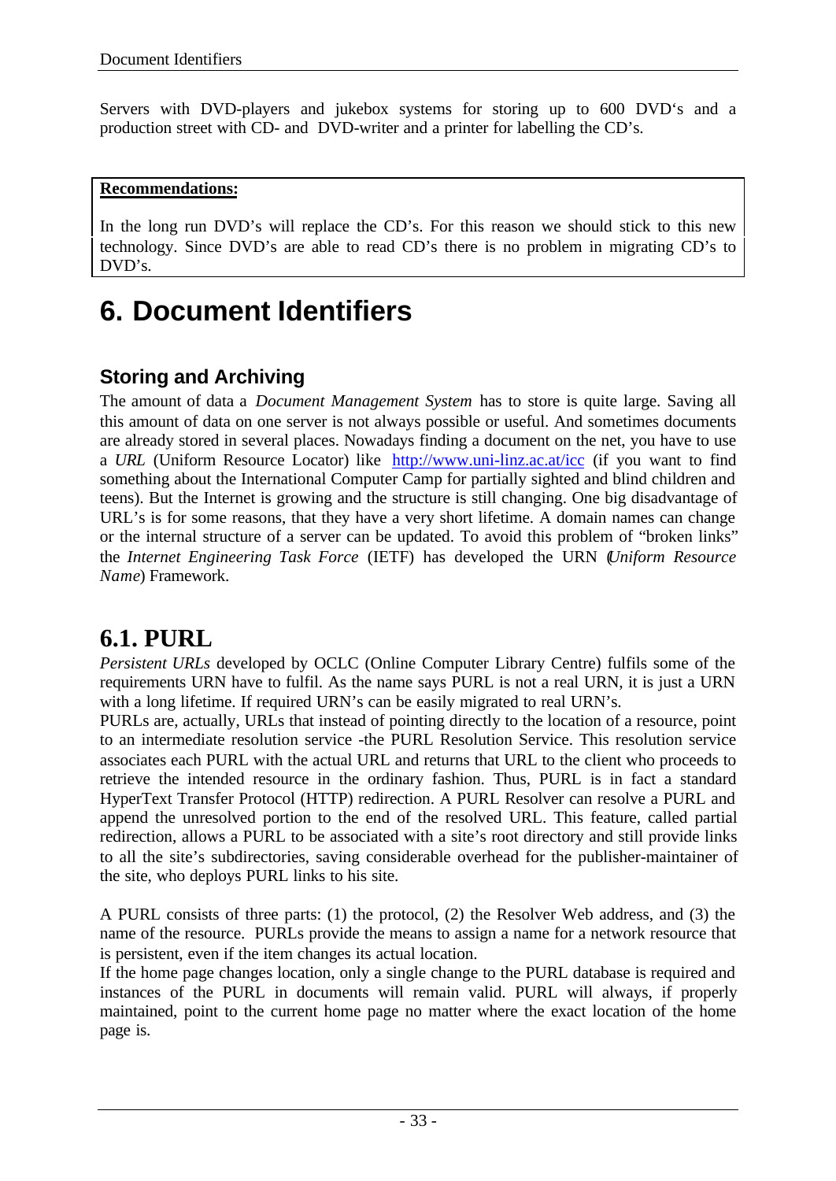Servers with DVD-players and jukebox systems for storing up to 600 DVD's and a production street with CD- and DVD-writer and a printer for labelling the CD's.

**Recommendations:**

In the long run DVD's will replace the CD's. For this reason we should stick to this new technology. Since DVD's are able to read CD's there is no problem in migrating CD's to DVD's.

# 6. Document Identifiers

## Storing and Archiving

The amount of data a *Document Management System* has to store is quite large. Saving all this amount of data on one server is not always possible or useful. And sometimes documents are already stored in several places. Nowadays finding a document on the net, you have to use a *URL* (Uniform Resource Locator) like http://www.uni-linz.ac.at/icc (if you want to find something about the International Computer Camp for partially sighted and blind children and teens). But the Internet is growing and the structure is still changing. One big disadvantage of URL's is for some reasons, that they have a very short lifetime. A domain names can change or the internal structure of a server can be updated. To avoid this problem of "broken links" the *Internet Engineering Task Force* (IETF) has developed the URN (*Uniform Resource Name*) Framework.

## 6.1. PURL

*Persistent URLs* developed by OCLC (Online Computer Library Centre) fulfils some of the requirements URN have to fulfil. As the name says PURL is not a real URN, it is just a URN with a long lifetime. If required URN's can be easily migrated to real URN's.

PURLs are, actually, URLs that instead of pointing directly to the location of a resource, point to an intermediate resolution service -the PURL Resolution Service. This resolution service associates each PURL with the actual URL and returns that URL to the client who proceeds to retrieve the intended resource in the ordinary fashion. Thus, PURL is in fact a standard HyperText Transfer Protocol (HTTP) redirection. A PURL Resolver can resolve a PURL and append the unresolved portion to the end of the resolved URL. This feature, called partial redirection, allows a PURL to be associated with a site's root directory and still provide links to all the site's subdirectories, saving considerable overhead for the publisher-maintainer of the site, who deploys PURL links to his site.

A PURL consists of three parts: (1) the protocol, (2) the Resolver Web address, and (3) the name of the resource. PURLs provide the means to assign a name for a network resource that is persistent, even if the item changes its actual location.

If the home page changes location, only a single change to the PURL database is required and instances of the PURL in documents will remain valid. PURL will always, if properly maintained, point to the current home page no matter where the exact location of the home page is.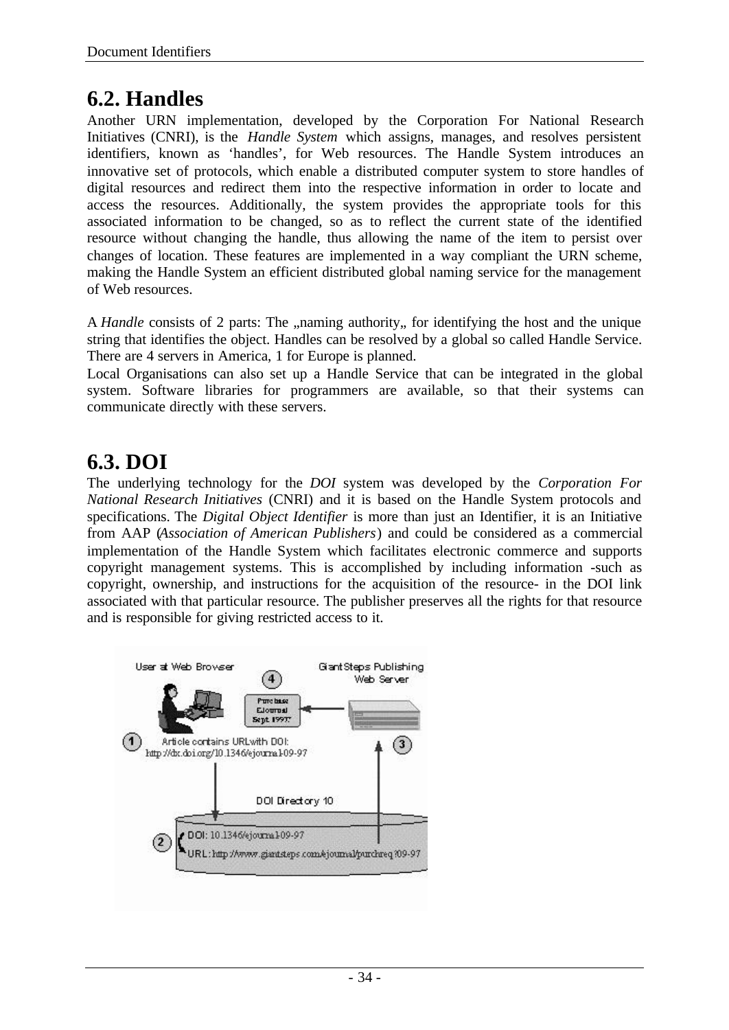## 6.2. Handles

Another URN implementation, developed by the Corporation For National Research Initiatives (CNRI), is the *Handle System* which assigns, manages, and resolves persistent identifiers, known as 'handles', for Web resources. The Handle System introduces an innovative set of protocols, which enable a distributed computer system to store handles of digital resources and redirect them into the respective information in order to locate and access the resources. Additionally, the system provides the appropriate tools for this associated information to be changed, so as to reflect the current state of the identified resource without changing the handle, thus allowing the name of the item to persist over changes of location. These features are implemented in a way compliant the URN scheme, making the Handle System an efficient distributed global naming service for the management of Web resources.

A *Handle* consists of 2 parts: The „naming authority„ for identifying the host and the unique string that identifies the object. Handles can be resolved by a global so called Handle Service. There are 4 servers in America, 1 for Europe is planned.

Local Organisations can also set up a Handle Service that can be integrated in the global system. Software libraries for programmers are available, so that their systems can communicate directly with these servers.

## 6.3. DOI

The underlying technology for the *DOI* system was developed by the *Corporation For National Research Initiatives* (CNRI) and it is based on the Handle System protocols and specifications. The *Digital Object Identifier* is more than just an Identifier, it is an Initiative from AAP (*Association of American Publishers*) and could be considered as a commercial implementation of the Handle System which facilitates electronic commerce and supports copyright management systems. This is accomplished by including information -such as copyright, ownership, and instructions for the acquisition of the resource- in the DOI link associated with that particular resource. The publisher preserves all the rights for that resource and is responsible for giving restricted access to it.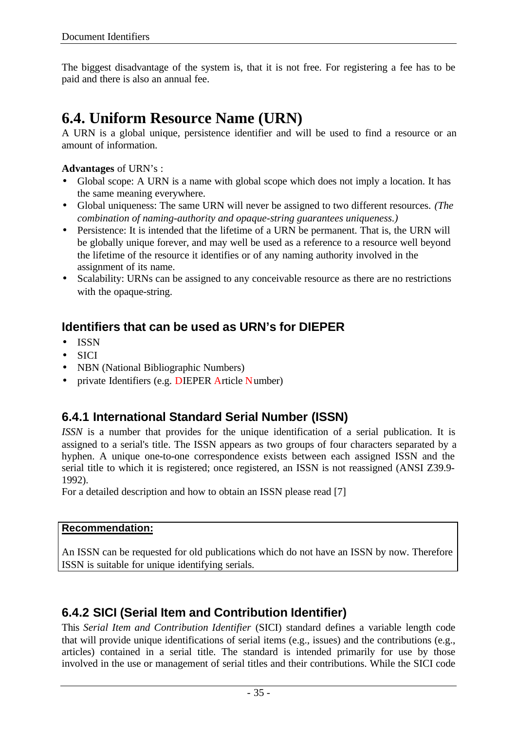The biggest disadvantage of the system is, that it is not free. For registering a fee has to be paid and there is also an annual fee.

## 6.4. Uniform Resource Name (URN)

A URN is a global unique, persistence identifier and will be used to find a resource or an amount of information.

**Advantages** of URN's :

- Global scope: A URN is a name with global scope which does not imply a location. It has the same meaning everywhere.
- Global uniqueness: The same URN will never be assigned to two different resources. *(The combination of naming-authority and opaque-string guarantees uniqueness.)*
- Persistence: It is intended that the lifetime of a URN be permanent. That is, the URN will be globally unique forever, and may well be used as a reference to a resource well beyond the lifetime of the resource it identifies or of any naming authority involved in the assignment of its name.
- Scalability: URNs can be assigned to any conceivable resource as there are no restrictions with the opaque-string.

### Identifiers that can be used as URN's for DIEPER

- ISSN
- SICI
- NBN (National Bibliographic Numbers)
- private Identifiers (e.g. DIEPER Article Number)

### 6.4.1 International Standard Serial Number (ISSN)

*ISSN* is a number that provides for the unique identification of a serial publication. It is assigned to a serial's title. The ISSN appears as two groups of four characters separated by a hyphen. A unique one-to-one correspondence exists between each assigned ISSN and the serial title to which it is registered; once registered, an ISSN is not reassigned (ANSI Z39.9-1992).

For a detailed description and how to obtain an ISSN please read [7]

**Recommendation:**

An ISSN can be requested for old publications which do not have an ISSN by now. Therefore ISSN is suitable for unique identifying serials.

### 6.4.2 SICI (Serial Item and Contribution Identifier)

This *Serial Item and Contribution Identifier* (SICI) standard defines a variable length code that will provide unique identifications of serial items (e.g., issues) and the contributions (e.g., articles) contained in a serial title. The standard is intended primarily for use by those involved in the use or management of serial titles and their contributions. While the SICI code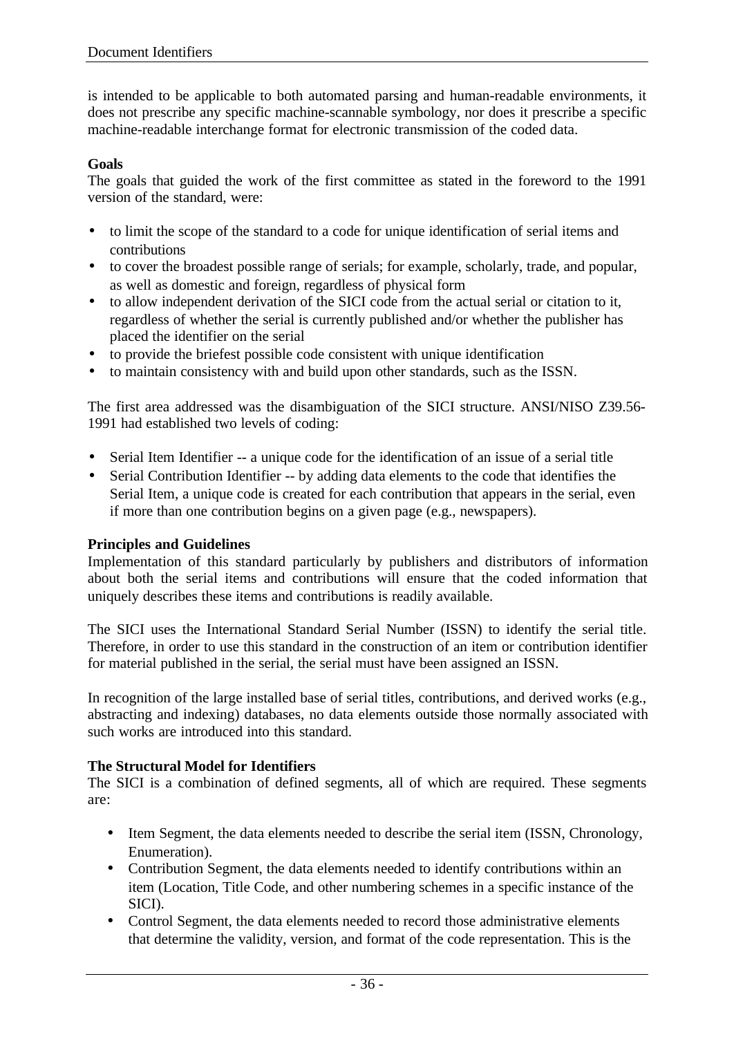is intended to be applicable to both automated parsing and human-readable environments, it does not prescribe any specific machine-scannable symbology, nor does it prescribe a specific machine-readable interchange format for electronic transmission of the coded data.

**Goals**

The goals that guided the work of the first committee as stated in the foreword to the 1991 version of the standard, were:

- to limit the scope of the standard to a code for unique identification of serial items and contributions
- to cover the broadest possible range of serials; for example, scholarly, trade, and popular, as well as domestic and foreign, regardless of physical form
- to allow independent derivation of the SICI code from the actual serial or citation to it, regardless of whether the serial is currently published and/or whether the publisher has placed the identifier on the serial
- to provide the briefest possible code consistent with unique identification
- to maintain consistency with and build upon other standards, such as the ISSN.

The first area addressed was the disambiguation of the SICI structure. ANSI/NISO Z39.56-1991 had established two levels of coding:

- Serial Item Identifier -- a unique code for the identification of an issue of a serial title
- Serial Contribution Identifier -- by adding data elements to the code that identifies the Serial Item, a unique code is created for each contribution that appears in the serial, even if more than one contribution begins on a given page (e.g., newspapers).

**Principles and Guidelines**

Implementation of this standard particularly by publishers and distributors of information about both the serial items and contributions will ensure that the coded information that uniquely describes these items and contributions is readily available.

The SICI uses the International Standard Serial Number (ISSN) to identify the serial title. Therefore, in order to use this standard in the construction of an item or contribution identifier for material published in the serial, the serial must have been assigned an ISSN.

In recognition of the large installed base of serial titles, contributions, and derived works (e.g., abstracting and indexing) databases, no data elements outside those normally associated with such works are introduced into this standard.

**The Structural Model for Identifiers**

The SICI is a combination of defined segments, all of which are required. These segments are:

- Item Segment, the data elements needed to describe the serial item (ISSN, Chronology, Enumeration).
- Contribution Segment, the data elements needed to identify contributions within an item (Location, Title Code, and other numbering schemes in a specific instance of the SICI).
- Control Segment, the data elements needed to record those administrative elements that determine the validity, version, and format of the code representation. This is the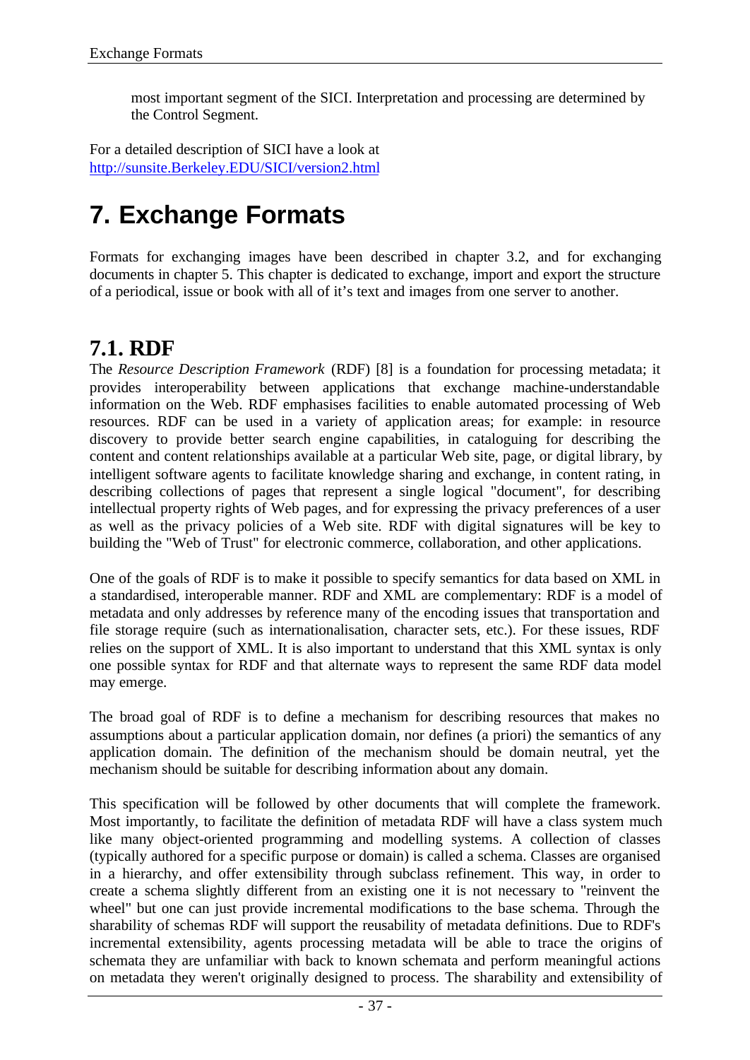most important segment of the SICI. Interpretation and processing are determined by the Control Segment.

For a detailed description of SICI have a look at http://sunsite.Berkeley.EDU/SICI/version2.html

# 7. Exchange Formats

Formats for exchanging images have been described in chapter 3.2, and for exchanging documents in chapter 5. This chapter is dedicated to exchange, import and export the structure of a periodical, issue or book with all of it's text and images from one server to another.

## 7.1. RDF

The *Resource Description Framework* (RDF) [8] is a foundation for processing metadata; it provides interoperability between applications that exchange machine-understandable information on the Web. RDF emphasises facilities to enable automated processing of Web resources. RDF can be used in a variety of application areas; for example: in resource discovery to provide better search engine capabilities, in cataloguing for describing the content and content relationships available at a particular Web site, page, or digital library, by intelligent software agents to facilitate knowledge sharing and exchange, in content rating, in describing collections of pages that represent a single logical "document", for describing intellectual property rights of Web pages, and for expressing the privacy preferences of a user as well as the privacy policies of a Web site. RDF with digital signatures will be key to building the "Web of Trust" for electronic commerce, collaboration, and other applications.

One of the goals of RDF is to make it possible to specify semantics for data based on XML in a standardised, interoperable manner. RDF and XML are complementary: RDF is a model of metadata and only addresses by reference many of the encoding issues that transportation and file storage require (such as internationalisation, character sets, etc.). For these issues, RDF relies on the support of XML. It is also important to understand that this XML syntax is only one possible syntax for RDF and that alternate ways to represent the same RDF data model may emerge.

The broad goal of RDF is to define a mechanism for describing resources that makes no assumptions about a particular application domain, nor defines (a priori) the semantics of any application domain. The definition of the mechanism should be domain neutral, yet the mechanism should be suitable for describing information about any domain.

This specification will be followed by other documents that will complete the framework. Most importantly, to facilitate the definition of metadata RDF will have a class system much like many object-oriented programming and modelling systems. A collection of classes (typically authored for a specific purpose or domain) is called a schema. Classes are organised in a hierarchy, and offer extensibility through subclass refinement. This way, in order to create a schema slightly different from an existing one it is not necessary to "reinvent the wheel" but one can just provide incremental modifications to the base schema. Through the sharability of schemas RDF will support the reusability of metadata definitions. Due to RDF's incremental extensibility, agents processing metadata will be able to trace the origins of schemata they are unfamiliar with back to known schemata and perform meaningful actions on metadata they weren't originally designed to process. The sharability and extensibility of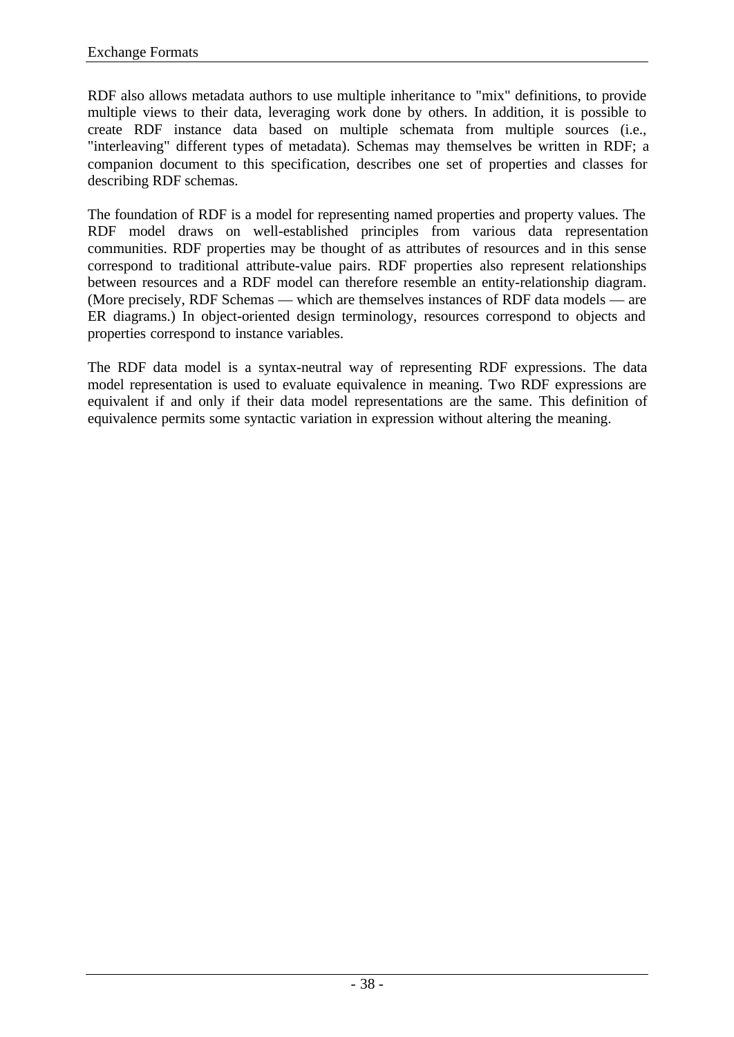RDF also allows metadata authors to use multiple inheritance to "mix" definitions, to provide multiple views to their data, leveraging work done by others. In addition, it is possible to create RDF instance data based on multiple schemata from multiple sources (i.e., "interleaving" different types of metadata). Schemas may themselves be written in RDF; a companion document to this specification, describes one set of properties and classes for describing RDF schemas.

The foundation of RDF is a model for representing named properties and property values. The RDF model draws on well-established principles from various data representation communities. RDF properties may be thought of as attributes of resources and in this sense correspond to traditional attribute-value pairs. RDF properties also represent relationships between resources and a RDF model can therefore resemble an entity-relationship diagram. (More precisely, RDF Schemas — which are themselves instances of RDF data models — are ER diagrams.) In object-oriented design terminology, resources correspond to objects and properties correspond to instance variables.

The RDF data model is a syntax-neutral way of representing RDF expressions. The data model representation is used to evaluate equivalence in meaning. Two RDF expressions are equivalent if and only if their data model representations are the same. This definition of equivalence permits some syntactic variation in expression without altering the meaning.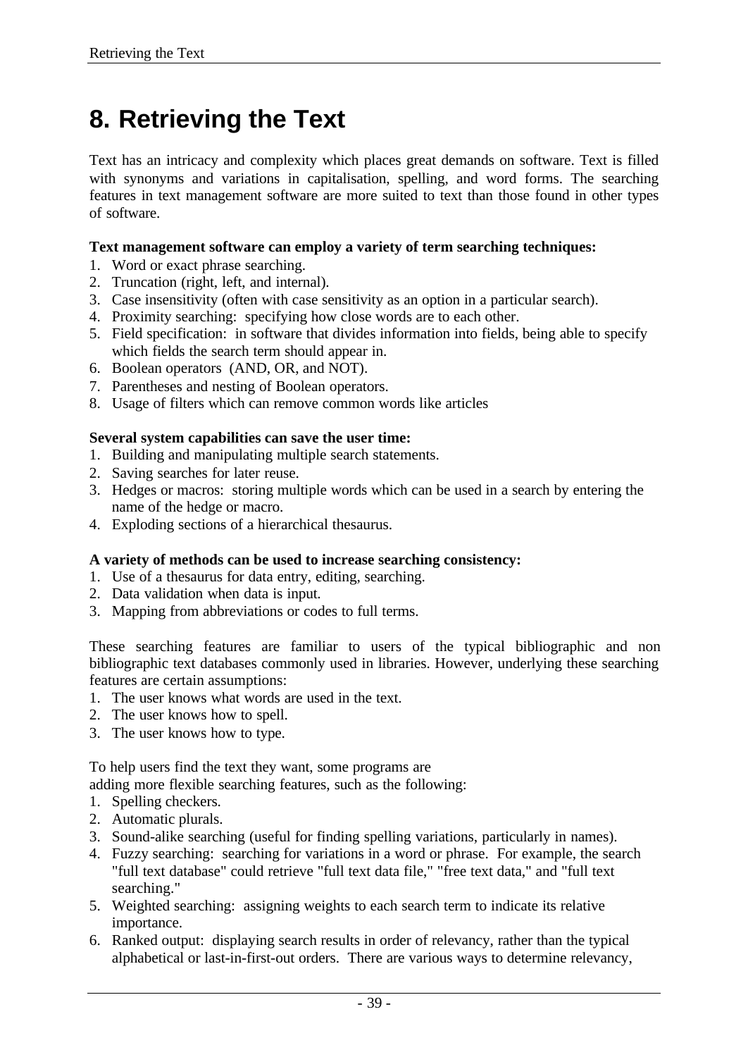# 8. Retrieving the Text

Text has an intricacy and complexity which places great demands on software. Text is filled with synonyms and variations in capitalisation, spelling, and word forms. The searching features in text management software are more suited to text than those found in other types of software.

**Text management software can employ a variety of term searching techniques:**

1. Word or exact phrase searching.
2. Truncation (right, left, and internal).
3. Case insensitivity (often with case sensitivity as an option in a particular search).
4. Proximity searching: specifying how close words are to each other.
5. Field specification: in software that divides information into fields, being able to specify which fields the search term should appear in.
6. Boolean operators (AND, OR, and NOT).
7. Parentheses and nesting of Boolean operators.
8. Usage of filters which can remove common words like articles

**Several system capabilities can save the user time:**

1. Building and manipulating multiple search statements.
2. Saving searches for later reuse.
3. Hedges or macros: storing multiple words which can be used in a search by entering the name of the hedge or macro.
4. Exploding sections of a hierarchical thesaurus.

**A variety of methods can be used to increase searching consistency:**

1. Use of a thesaurus for data entry, editing, searching.
2. Data validation when data is input.
3. Mapping from abbreviations or codes to full terms.

These searching features are familiar to users of the typical bibliographic and non bibliographic text databases commonly used in libraries. However, underlying these searching features are certain assumptions:

1. The user knows what words are used in the text.
2. The user knows how to spell.
3. The user knows how to type.

To help users find the text they want, some programs are adding more flexible searching features, such as the following:

1. Spelling checkers.
2. Automatic plurals.
3. Sound-alike searching (useful for finding spelling variations, particularly in names).
4. Fuzzy searching: searching for variations in a word or phrase. For example, the search "full text database" could retrieve "full text data file," "free text data," and "full text searching."
5. Weighted searching: assigning weights to each search term to indicate its relative importance.
6. Ranked output: displaying search results in order of relevancy, rather than the typical alphabetical or last-in-first-out orders. There are various ways to determine relevancy,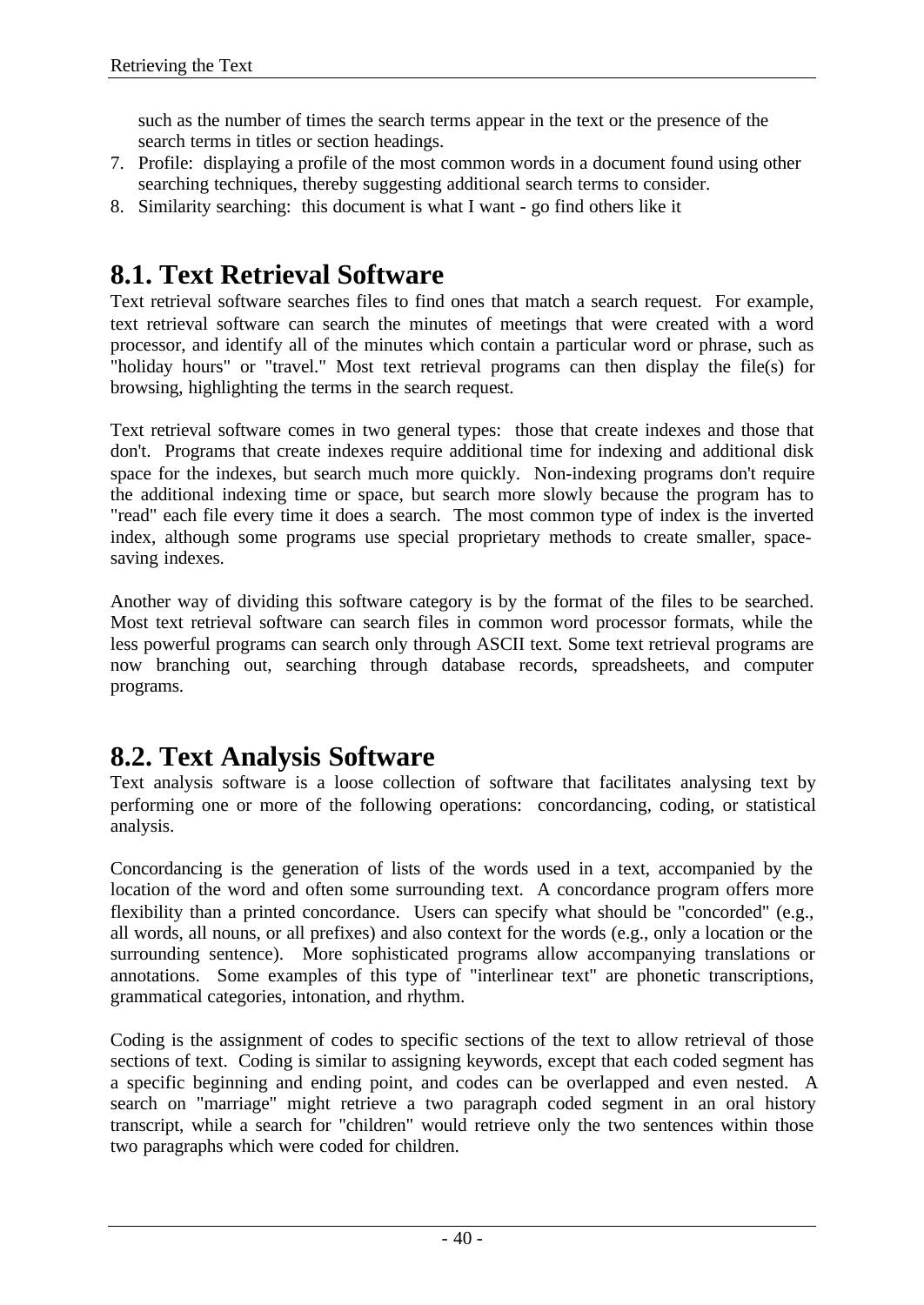such as the number of times the search terms appear in the text or the presence of the search terms in titles or section headings.

7. Profile: displaying a profile of the most common words in a document found using other searching techniques, thereby suggesting additional search terms to consider.
8. Similarity searching: this document is what I want - go find others like it

# 8.1. Text Retrieval Software

Text retrieval software searches files to find ones that match a search request. For example, text retrieval software can search the minutes of meetings that were created with a word processor, and identify all of the minutes which contain a particular word or phrase, such as "holiday hours" or "travel." Most text retrieval programs can then display the file(s) for browsing, highlighting the terms in the search request.

Text retrieval software comes in two general types: those that create indexes and those that don't. Programs that create indexes require additional time for indexing and additional disk space for the indexes, but search much more quickly. Non-indexing programs don't require the additional indexing time or space, but search more slowly because the program has to "read" each file every time it does a search. The most common type of index is the inverted index, although some programs use special proprietary methods to create smaller, space-saving indexes.

Another way of dividing this software category is by the format of the files to be searched. Most text retrieval software can search files in common word processor formats, while the less powerful programs can search only through ASCII text. Some text retrieval programs are now branching out, searching through database records, spreadsheets, and computer programs.

# 8.2. Text Analysis Software

Text analysis software is a loose collection of software that facilitates analysing text by performing one or more of the following operations: concordancing, coding, or statistical analysis.

Concordancing is the generation of lists of the words used in a text, accompanied by the location of the word and often some surrounding text. A concordance program offers more flexibility than a printed concordance. Users can specify what should be "concorded" (e.g., all words, all nouns, or all prefixes) and also context for the words (e.g., only a location or the surrounding sentence). More sophisticated programs allow accompanying translations or annotations. Some examples of this type of "interlinear text" are phonetic transcriptions, grammatical categories, intonation, and rhythm.

Coding is the assignment of codes to specific sections of the text to allow retrieval of those sections of text. Coding is similar to assigning keywords, except that each coded segment has a specific beginning and ending point, and codes can be overlapped and even nested. A search on "marriage" might retrieve a two paragraph coded segment in an oral history transcript, while a search for "children" would retrieve only the two sentences within those two paragraphs which were coded for children.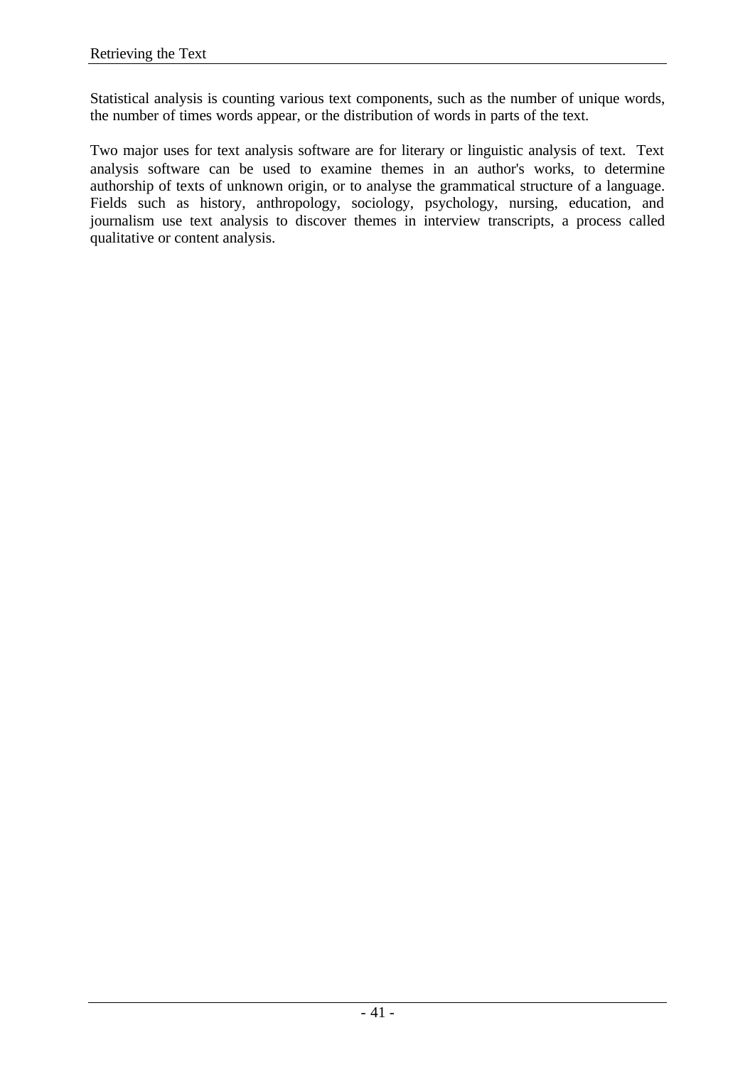Statistical analysis is counting various text components, such as the number of unique words, the number of times words appear, or the distribution of words in parts of the text.

Two major uses for text analysis software are for literary or linguistic analysis of text. Text analysis software can be used to examine themes in an author's works, to determine authorship of texts of unknown origin, or to analyse the grammatical structure of a language. Fields such as history, anthropology, sociology, psychology, nursing, education, and journalism use text analysis to discover themes in interview transcripts, a process called qualitative or content analysis.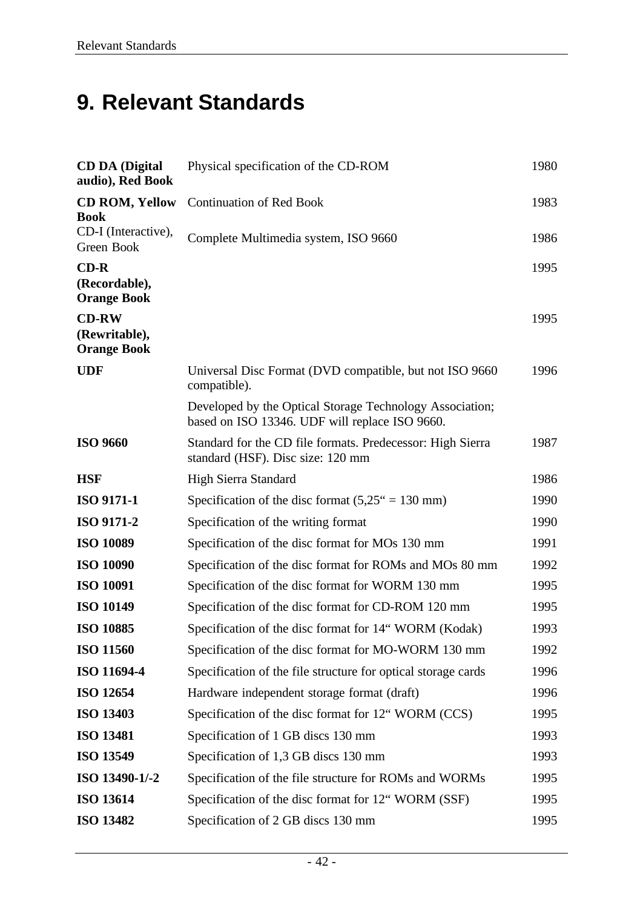# 9. Relevant Standards

| | | |
|---|---|---|
| **CD DA (Digital audio), Red Book** | Physical specification of the CD-ROM | 1980 |
| **CD ROM, Yellow Book** | Continuation of Red Book | 1983 |
| CD-I (Interactive), Green Book | Complete Multimedia system, ISO 9660 | 1986 |
| **CD-R (Recordable), Orange Book** | | 1995 |
| **CD-RW (Rewritable), Orange Book** | | 1995 |
| **UDF** | Universal Disc Format (DVD compatible, but not ISO 9660 compatible).<br>Developed by the Optical Storage Technology Association; based on ISO 13346. UDF will replace ISO 9660. | 1996 |
| **ISO 9660** | Standard for the CD file formats. Predecessor: High Sierra standard (HSF). Disc size: 120 mm | 1987 |
| **HSF** | High Sierra Standard | 1986 |
| **ISO 9171-1** | Specification of the disc format (5,25" = 130 mm) | 1990 |
| **ISO 9171-2** | Specification of the writing format | 1990 |
| **ISO 10089** | Specification of the disc format for MOs 130 mm | 1991 |
| **ISO 10090** | Specification of the disc format for ROMs and MOs 80 mm | 1992 |
| **ISO 10091** | Specification of the disc format for WORM 130 mm | 1995 |
| **ISO 10149** | Specification of the disc format for CD-ROM 120 mm | 1995 |
| **ISO 10885** | Specification of the disc format for 14" WORM (Kodak) | 1993 |
| **ISO 11560** | Specification of the disc format for MO-WORM 130 mm | 1992 |
| **ISO 11694-4** | Specification of the file structure for optical storage cards | 1996 |
| **ISO 12654** | Hardware independent storage format (draft) | 1996 |
| **ISO 13403** | Specification of the disc format for 12" WORM (CCS) | 1995 |
| **ISO 13481** | Specification of 1 GB discs 130 mm | 1993 |
| **ISO 13549** | Specification of 1,3 GB discs 130 mm | 1993 |
| **ISO 13490-1/-2** | Specification of the file structure for ROMs and WORMs | 1995 |
| **ISO 13614** | Specification of the disc format for 12" WORM (SSF) | 1995 |
| **ISO 13482** | Specification of 2 GB discs 130 mm | 1995 |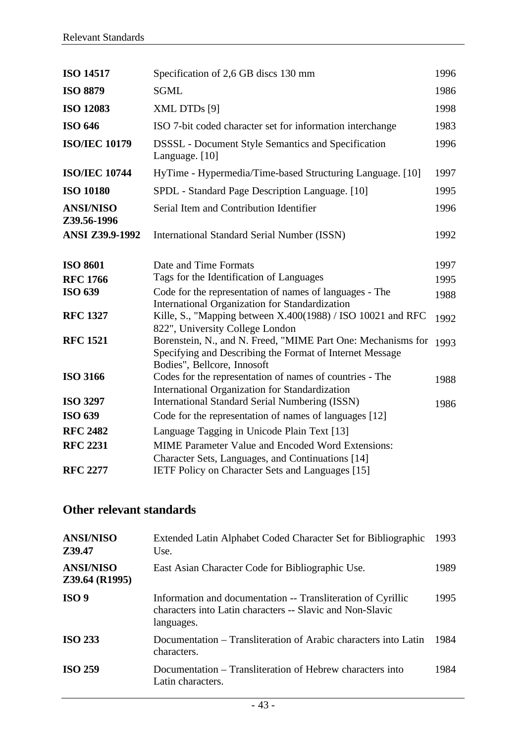| | | |
|---|---|---|
| **ISO 14517** | Specification of 2,6 GB discs 130 mm | 1996 |
| **ISO 8879** | SGML | 1986 |
| **ISO 12083** | XML DTDs [9] | 1998 |
| **ISO 646** | ISO 7-bit coded character set for information interchange | 1983 |
| **ISO/IEC 10179** | DSSSL - Document Style Semantics and Specification Language. [10] | 1996 |
| **ISO/IEC 10744** | HyTime - Hypermedia/Time-based Structuring Language. [10] | 1997 |
| **ISO 10180** | SPDL - Standard Page Description Language. [10] | 1995 |
| **ANSI/NISO Z39.56-1996** | Serial Item and Contribution Identifier | 1996 |
| **ANSI Z39.9-1992** | International Standard Serial Number (ISSN) | 1992 |
| **ISO 8601** | Date and Time Formats | 1997 |
| **RFC 1766** | Tags for the Identification of Languages | 1995 |
| **ISO 639** | Code for the representation of names of languages - The International Organization for Standardization | 1988 |
| **RFC 1327** | Kille, S., "Mapping between X.400(1988) / ISO 10021 and RFC 822", University College London | 1992 |
| **RFC 1521** | Borenstein, N., and N. Freed, "MIME Part One: Mechanisms for Specifying and Describing the Format of Internet Message Bodies", Bellcore, Innosoft | 1993 |
| **ISO 3166** | Codes for the representation of names of countries - The International Organization for Standardization | 1988 |
| **ISO 3297** | International Standard Serial Numbering (ISSN) | 1986 |
| **ISO 639** | Code for the representation of names of languages [12] | |
| **RFC 2482** | Language Tagging in Unicode Plain Text [13] | |
| **RFC 2231** | MIME Parameter Value and Encoded Word Extensions: Character Sets, Languages, and Continuations [14] | |
| **RFC 2277** | IETF Policy on Character Sets and Languages [15] | |

## Other relevant standards

| | | |
|---|---|---|
| **ANSI/NISO Z39.47** | Extended Latin Alphabet Coded Character Set for Bibliographic Use. | 1993 |
| **ANSI/NISO Z39.64 (R1995)** | East Asian Character Code for Bibliographic Use. | 1989 |
| **ISO 9** | Information and documentation -- Transliteration of Cyrillic characters into Latin characters -- Slavic and Non-Slavic languages. | 1995 |
| **ISO 233** | Documentation – Transliteration of Arabic characters into Latin characters. | 1984 |
| **ISO 259** | Documentation – Transliteration of Hebrew characters into Latin characters. | 1984 |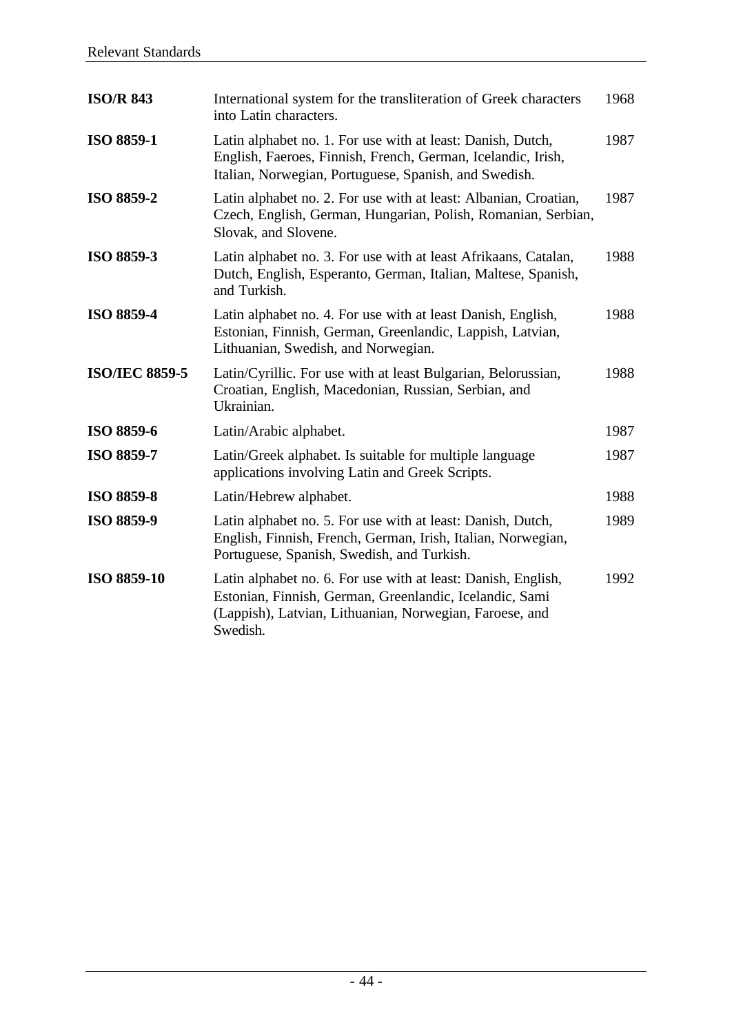| | | |
|---|---|---|
| **ISO/R 843** | International system for the transliteration of Greek characters into Latin characters. | 1968 |
| **ISO 8859-1** | Latin alphabet no. 1. For use with at least: Danish, Dutch, English, Faeroes, Finnish, French, German, Icelandic, Irish, Italian, Norwegian, Portuguese, Spanish, and Swedish. | 1987 |
| **ISO 8859-2** | Latin alphabet no. 2. For use with at least: Albanian, Croatian, Czech, English, German, Hungarian, Polish, Romanian, Serbian, Slovak, and Slovene. | 1987 |
| **ISO 8859-3** | Latin alphabet no. 3. For use with at least Afrikaans, Catalan, Dutch, English, Esperanto, German, Italian, Maltese, Spanish, and Turkish. | 1988 |
| **ISO 8859-4** | Latin alphabet no. 4. For use with at least Danish, English, Estonian, Finnish, German, Greenlandic, Lappish, Latvian, Lithuanian, Swedish, and Norwegian. | 1988 |
| **ISO/IEC 8859-5** | Latin/Cyrillic. For use with at least Bulgarian, Belorussian, Croatian, English, Macedonian, Russian, Serbian, and Ukrainian. | 1988 |
| **ISO 8859-6** | Latin/Arabic alphabet. | 1987 |
| **ISO 8859-7** | Latin/Greek alphabet. Is suitable for multiple language applications involving Latin and Greek Scripts. | 1987 |
| **ISO 8859-8** | Latin/Hebrew alphabet. | 1988 |
| **ISO 8859-9** | Latin alphabet no. 5. For use with at least: Danish, Dutch, English, Finnish, French, German, Irish, Italian, Norwegian, Portuguese, Spanish, Swedish, and Turkish. | 1989 |
| **ISO 8859-10** | Latin alphabet no. 6. For use with at least: Danish, English, Estonian, Finnish, German, Greenlandic, Icelandic, Sami (Lappish), Latvian, Lithuanian, Norwegian, Faroese, and Swedish. | 1992 |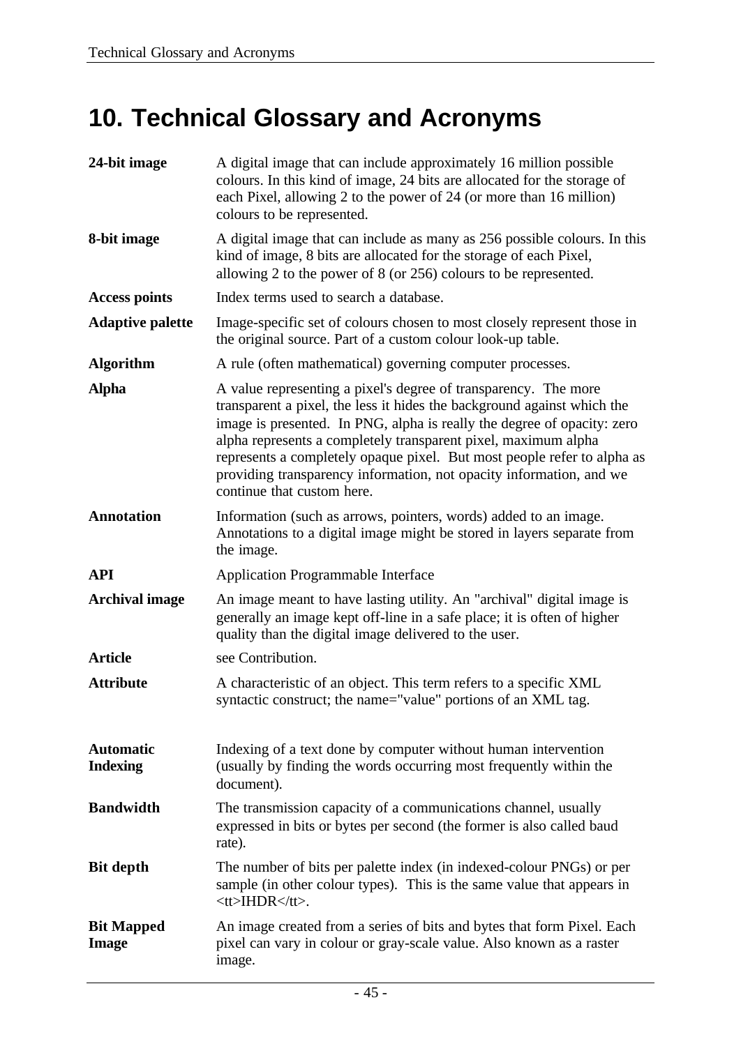# 10. Technical Glossary and Acronyms

| | |
|---|---|
| **24-bit image** | A digital image that can include approximately 16 million possible colours. In this kind of image, 24 bits are allocated for the storage of each Pixel, allowing 2 to the power of 24 (or more than 16 million) colours to be represented. |
| **8-bit image** | A digital image that can include as many as 256 possible colours. In this kind of image, 8 bits are allocated for the storage of each Pixel, allowing 2 to the power of 8 (or 256) colours to be represented. |
| **Access points** | Index terms used to search a database. |
| **Adaptive palette** | Image-specific set of colours chosen to most closely represent those in the original source. Part of a custom colour look-up table. |
| **Algorithm** | A rule (often mathematical) governing computer processes. |
| **Alpha** | A value representing a pixel's degree of transparency. The more transparent a pixel, the less it hides the background against which the image is presented. In PNG, alpha is really the degree of opacity: zero alpha represents a completely transparent pixel, maximum alpha represents a completely opaque pixel. But most people refer to alpha as providing transparency information, not opacity information, and we continue that custom here. |
| **Annotation** | Information (such as arrows, pointers, words) added to an image. Annotations to a digital image might be stored in layers separate from the image. |
| **API** | Application Programmable Interface |
| **Archival image** | An image meant to have lasting utility. An "archival" digital image is generally an image kept off-line in a safe place; it is often of higher quality than the digital image delivered to the user. |
| **Article** | see Contribution. |
| **Attribute** | A characteristic of an object. This term refers to a specific XML syntactic construct; the name="value" portions of an XML tag. |
| **Automatic Indexing** | Indexing of a text done by computer without human intervention (usually by finding the words occurring most frequently within the document). |
| **Bandwidth** | The transmission capacity of a communications channel, usually expressed in bits or bytes per second (the former is also called baud rate). |
| **Bit depth** | The number of bits per palette index (in indexed-colour PNGs) or per sample (in other colour types). This is the same value that appears in <tt>IHDR</tt>. |
| **Bit Mapped Image** | An image created from a series of bits and bytes that form Pixel. Each pixel can vary in colour or gray-scale value. Also known as a raster image. |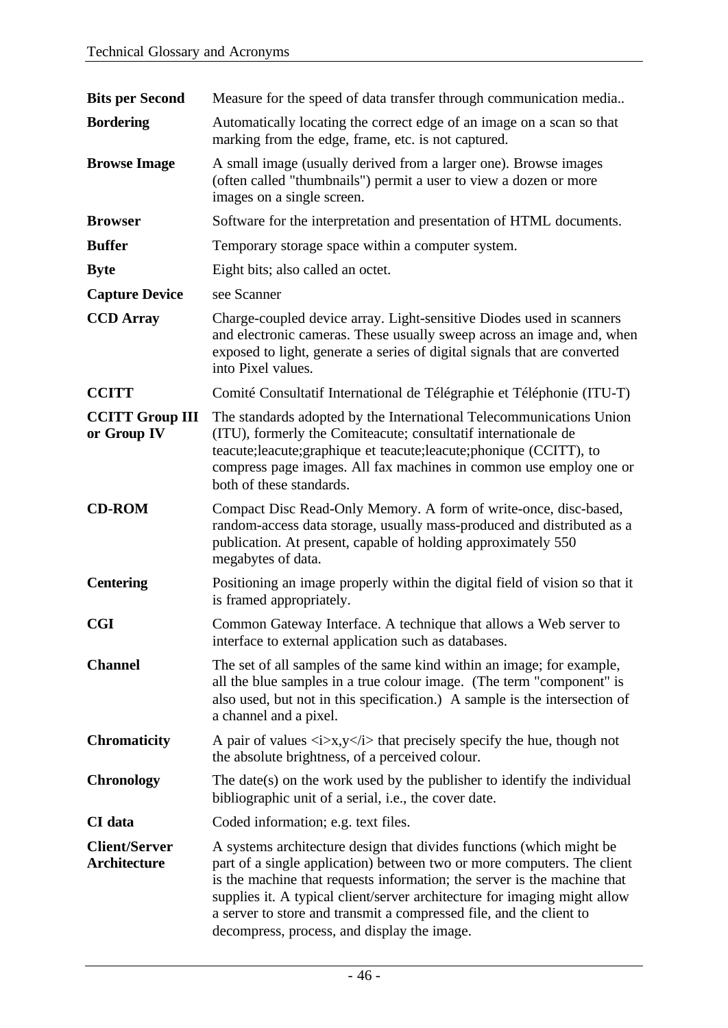| | |
|---|---|
| **Bits per Second** | Measure for the speed of data transfer through communication media.. |
| **Bordering** | Automatically locating the correct edge of an image on a scan so that marking from the edge, frame, etc. is not captured. |
| **Browse Image** | A small image (usually derived from a larger one). Browse images (often called "thumbnails") permit a user to view a dozen or more images on a single screen. |
| **Browser** | Software for the interpretation and presentation of HTML documents. |
| **Buffer** | Temporary storage space within a computer system. |
| **Byte** | Eight bits; also called an octet. |
| **Capture Device** | see Scanner |
| **CCD Array** | Charge-coupled device array. Light-sensitive Diodes used in scanners and electronic cameras. These usually sweep across an image and, when exposed to light, generate a series of digital signals that are converted into Pixel values. |
| **CCITT** | Comité Consultatif International de Télégraphie et Téléphonie (ITU-T) |
| **CCITT Group III or Group IV** | The standards adopted by the International Telecommunications Union (ITU), formerly the Comiteacute; consultatif internationale de teacute;leacute;graphique et teacute;leacute;phonique (CCITT), to compress page images. All fax machines in common use employ one or both of these standards. |
| **CD-ROM** | Compact Disc Read-Only Memory. A form of write-once, disc-based, random-access data storage, usually mass-produced and distributed as a publication. At present, capable of holding approximately 550 megabytes of data. |
| **Centering** | Positioning an image properly within the digital field of vision so that it is framed appropriately. |
| **CGI** | Common Gateway Interface. A technique that allows a Web server to interface to external application such as databases. |
| **Channel** | The set of all samples of the same kind within an image; for example, all the blue samples in a true colour image. (The term "component" is also used, but not in this specification.) A sample is the intersection of a channel and a pixel. |
| **Chromaticity** | A pair of values <i>x,y</i> that precisely specify the hue, though not the absolute brightness, of a perceived colour. |
| **Chronology** | The date(s) on the work used by the publisher to identify the individual bibliographic unit of a serial, i.e., the cover date. |
| **CI data** | Coded information; e.g. text files. |
| **Client/Server Architecture** | A systems architecture design that divides functions (which might be part of a single application) between two or more computers. The client is the machine that requests information; the server is the machine that supplies it. A typical client/server architecture for imaging might allow a server to store and transmit a compressed file, and the client to decompress, process, and display the image. |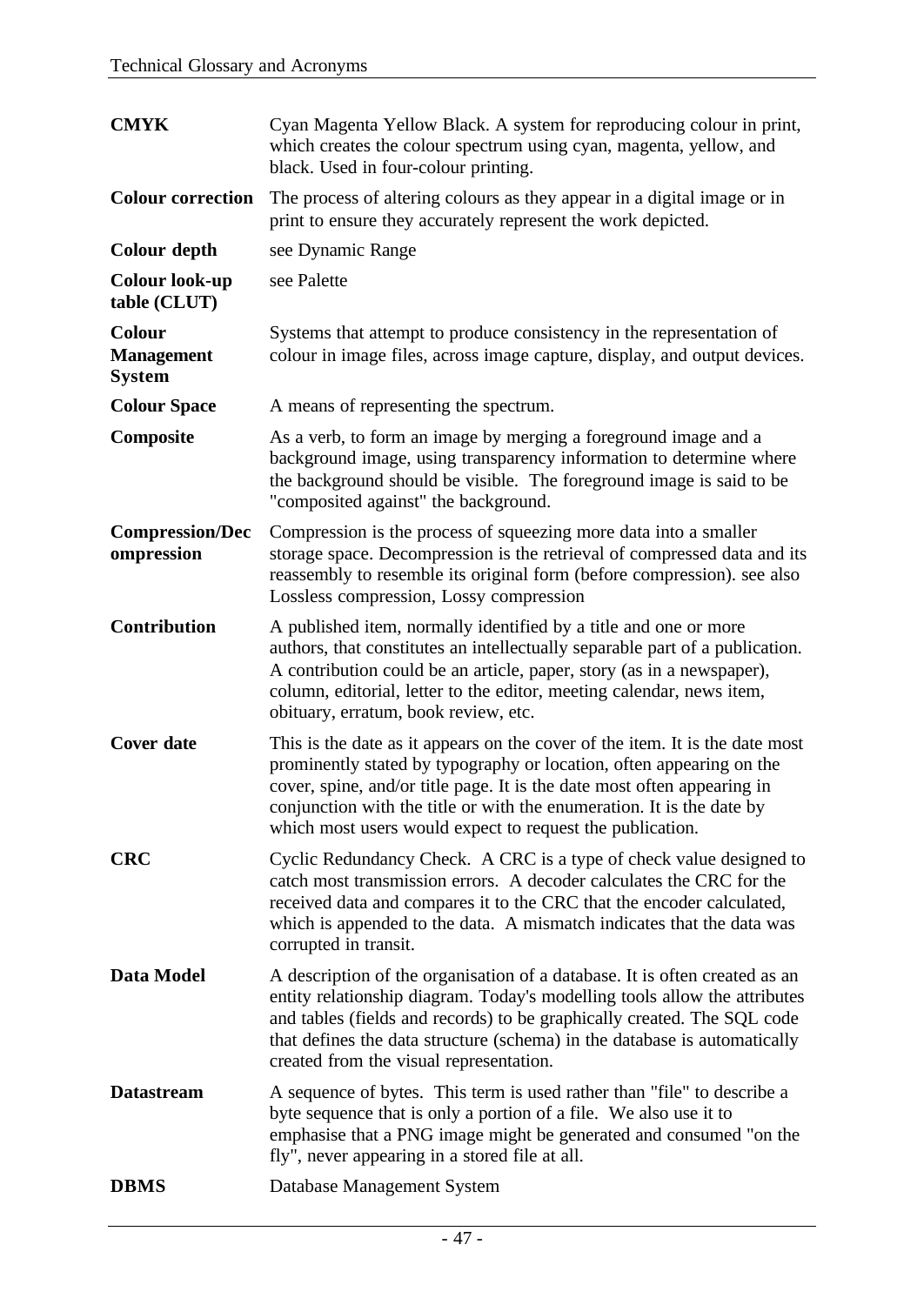| | |
|---|---|
| **CMYK** | Cyan Magenta Yellow Black. A system for reproducing colour in print, which creates the colour spectrum using cyan, magenta, yellow, and black. Used in four-colour printing. |
| **Colour correction** | The process of altering colours as they appear in a digital image or in print to ensure they accurately represent the work depicted. |
| **Colour depth** | see Dynamic Range |
| **Colour look-up table (CLUT)** | see Palette |
| **Colour Management System** | Systems that attempt to produce consistency in the representation of colour in image files, across image capture, display, and output devices. |
| **Colour Space** | A means of representing the spectrum. |
| **Composite** | As a verb, to form an image by merging a foreground image and a background image, using transparency information to determine where the background should be visible. The foreground image is said to be "composited against" the background. |
| **Compression/Decompression** | Compression is the process of squeezing more data into a smaller storage space. Decompression is the retrieval of compressed data and its reassembly to resemble its original form (before compression). see also Lossless compression, Lossy compression |
| **Contribution** | A published item, normally identified by a title and one or more authors, that constitutes an intellectually separable part of a publication. A contribution could be an article, paper, story (as in a newspaper), column, editorial, letter to the editor, meeting calendar, news item, obituary, erratum, book review, etc. |
| **Cover date** | This is the date as it appears on the cover of the item. It is the date most prominently stated by typography or location, often appearing on the cover, spine, and/or title page. It is the date most often appearing in conjunction with the title or with the enumeration. It is the date by which most users would expect to request the publication. |
| **CRC** | Cyclic Redundancy Check. A CRC is a type of check value designed to catch most transmission errors. A decoder calculates the CRC for the received data and compares it to the CRC that the encoder calculated, which is appended to the data. A mismatch indicates that the data was corrupted in transit. |
| **Data Model** | A description of the organisation of a database. It is often created as an entity relationship diagram. Today's modelling tools allow the attributes and tables (fields and records) to be graphically created. The SQL code that defines the data structure (schema) in the database is automatically created from the visual representation. |
| **Datastream** | A sequence of bytes. This term is used rather than "file" to describe a byte sequence that is only a portion of a file. We also use it to emphasise that a PNG image might be generated and consumed "on the fly", never appearing in a stored file at all. |
| **DBMS** | Database Management System |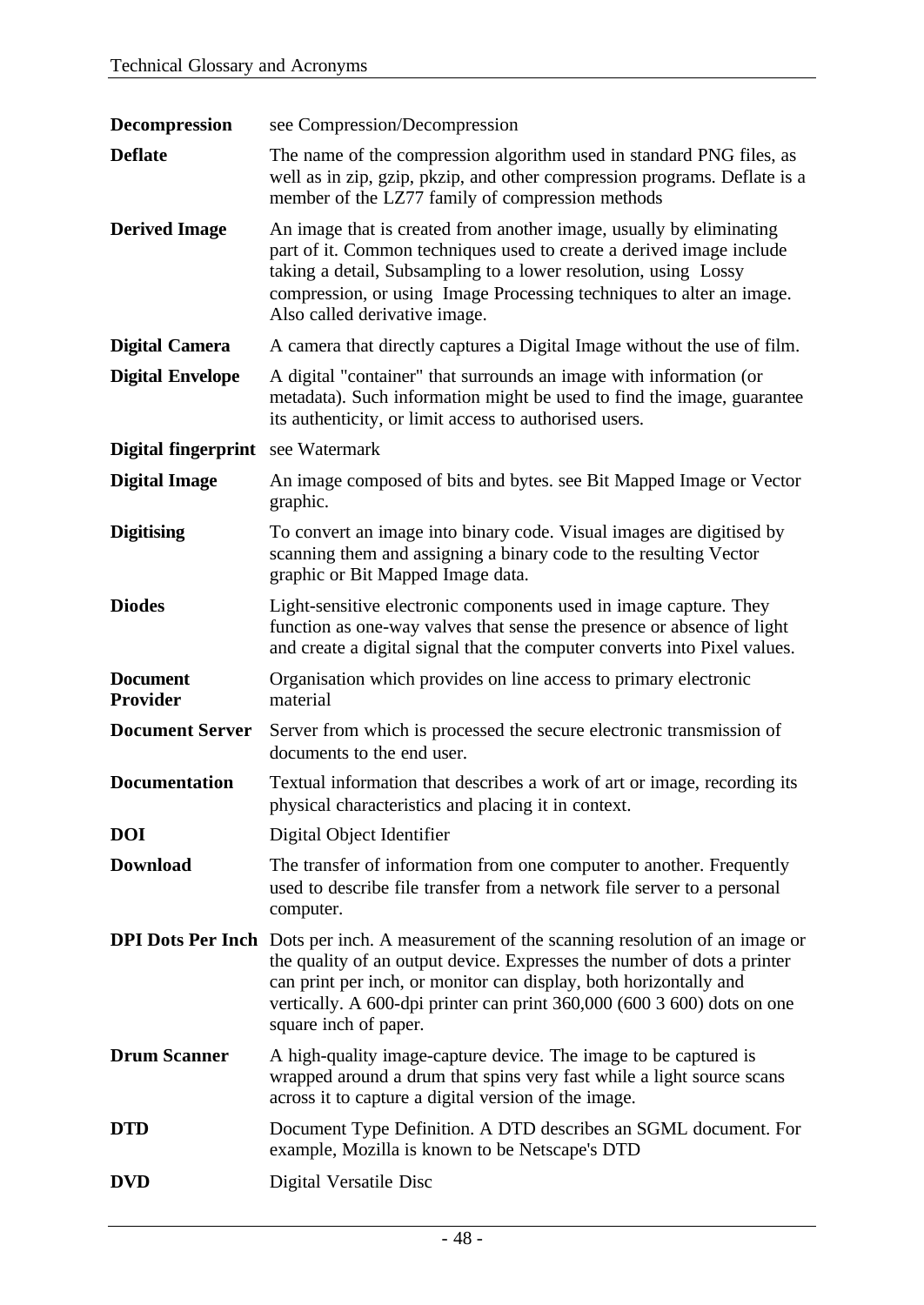| | |
|---|---|
| **Decompression** | see Compression/Decompression |
| **Deflate** | The name of the compression algorithm used in standard PNG files, as well as in zip, gzip, pkzip, and other compression programs. Deflate is a member of the LZ77 family of compression methods |
| **Derived Image** | An image that is created from another image, usually by eliminating part of it. Common techniques used to create a derived image include taking a detail, Subsampling to a lower resolution, using Lossy compression, or using Image Processing techniques to alter an image. Also called derivative image. |
| **Digital Camera** | A camera that directly captures a Digital Image without the use of film. |
| **Digital Envelope** | A digital "container" that surrounds an image with information (or metadata). Such information might be used to find the image, guarantee its authenticity, or limit access to authorised users. |
| **Digital fingerprint** | see Watermark |
| **Digital Image** | An image composed of bits and bytes. see Bit Mapped Image or Vector graphic. |
| **Digitising** | To convert an image into binary code. Visual images are digitised by scanning them and assigning a binary code to the resulting Vector graphic or Bit Mapped Image data. |
| **Diodes** | Light-sensitive electronic components used in image capture. They function as one-way valves that sense the presence or absence of light and create a digital signal that the computer converts into Pixel values. |
| **Document Provider** | Organisation which provides on line access to primary electronic material |
| **Document Server** | Server from which is processed the secure electronic transmission of documents to the end user. |
| **Documentation** | Textual information that describes a work of art or image, recording its physical characteristics and placing it in context. |
| **DOI** | Digital Object Identifier |
| **Download** | The transfer of information from one computer to another. Frequently used to describe file transfer from a network file server to a personal computer. |
| **DPI Dots Per Inch** | Dots per inch. A measurement of the scanning resolution of an image or the quality of an output device. Expresses the number of dots a printer can print per inch, or monitor can display, both horizontally and vertically. A 600-dpi printer can print 360,000 (600 3 600) dots on one square inch of paper. |
| **Drum Scanner** | A high-quality image-capture device. The image to be captured is wrapped around a drum that spins very fast while a light source scans across it to capture a digital version of the image. |
| **DTD** | Document Type Definition. A DTD describes an SGML document. For example, Mozilla is known to be Netscape's DTD |
| **DVD** | Digital Versatile Disc |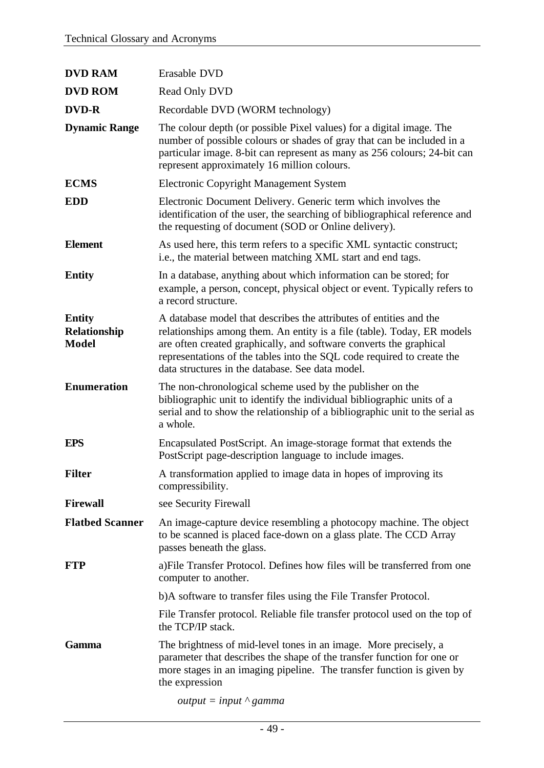**DVD RAM** Erasable DVD

**DVD ROM** Read Only DVD

**DVD-R** Recordable DVD (WORM technology)

**Dynamic Range** The colour depth (or possible Pixel values) for a digital image. The number of possible colours or shades of gray that can be included in a particular image. 8-bit can represent as many as 256 colours; 24-bit can represent approximately 16 million colours.

**ECMS** Electronic Copyright Management System

**EDD** Electronic Document Delivery. Generic term which involves the identification of the user, the searching of bibliographical reference and the requesting of document (SOD or Online delivery).

**Element** As used here, this term refers to a specific XML syntactic construct; i.e., the material between matching XML start and end tags.

**Entity** In a database, anything about which information can be stored; for example, a person, concept, physical object or event. Typically refers to a record structure.

**Entity Relationship Model** A database model that describes the attributes of entities and the relationships among them. An entity is a file (table). Today, ER models are often created graphically, and software converts the graphical representations of the tables into the SQL code required to create the data structures in the database. See data model.

**Enumeration** The non-chronological scheme used by the publisher on the bibliographic unit to identify the individual bibliographic units of a serial and to show the relationship of a bibliographic unit to the serial as a whole.

**EPS** Encapsulated PostScript. An image-storage format that extends the PostScript page-description language to include images.

**Filter** A transformation applied to image data in hopes of improving its compressibility.

**Firewall** see Security Firewall

**Flatbed Scanner** An image-capture device resembling a photocopy machine. The object to be scanned is placed face-down on a glass plate. The CCD Array passes beneath the glass.

**FTP** a)File Transfer Protocol. Defines how files will be transferred from one computer to another.

b)A software to transfer files using the File Transfer Protocol.

File Transfer protocol. Reliable file transfer protocol used on the top of the TCP/IP stack.

**Gamma** The brightness of mid-level tones in an image. More precisely, a parameter that describes the shape of the transfer function for one or more stages in an imaging pipeline. The transfer function is given by the expression

*output = input ^ gamma*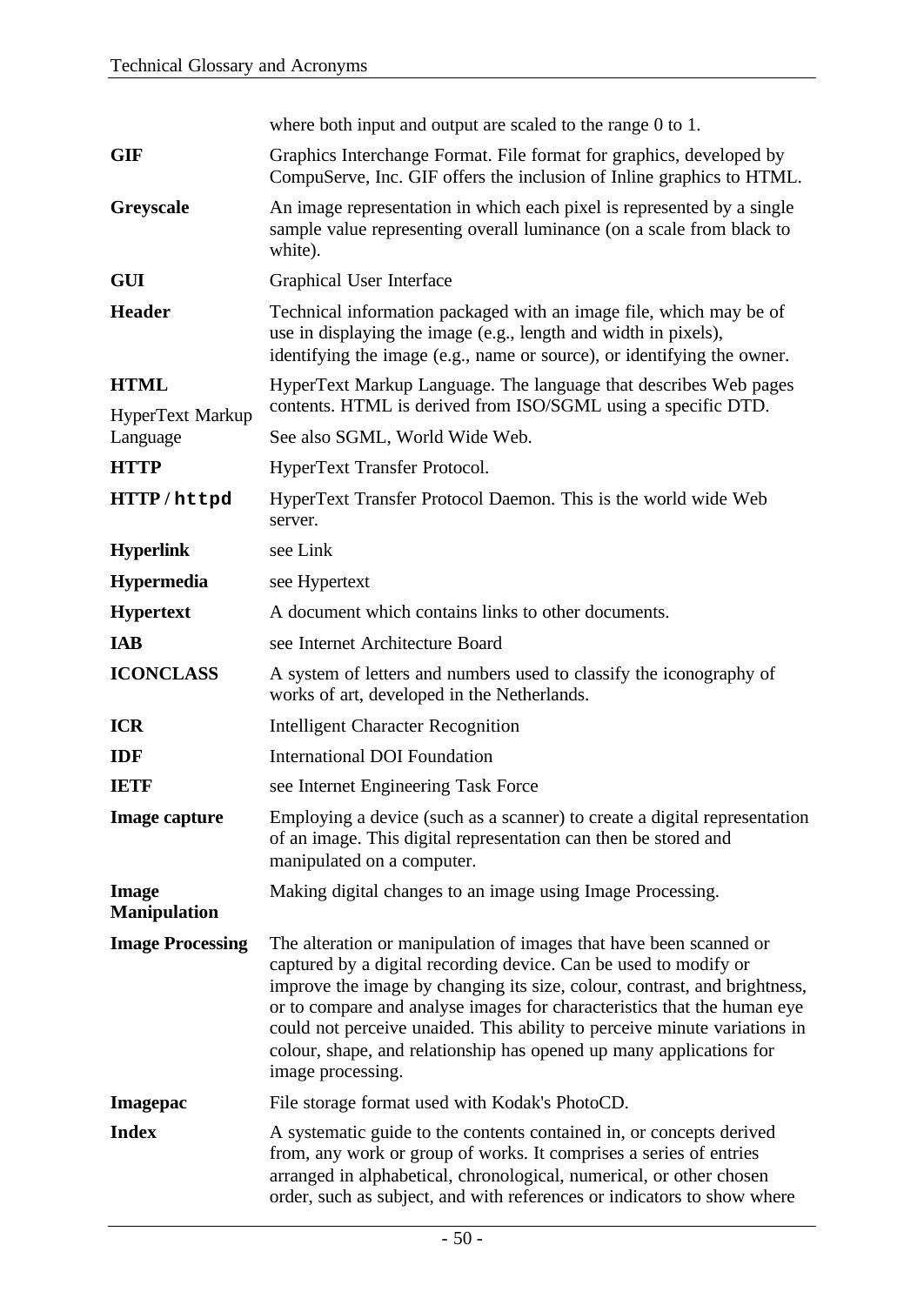where both input and output are scaled to the range 0 to 1.

| | |
|---|---|
| **GIF** | Graphics Interchange Format. File format for graphics, developed by CompuServe, Inc. GIF offers the inclusion of Inline graphics to HTML. |
| **Greyscale** | An image representation in which each pixel is represented by a single sample value representing overall luminance (on a scale from black to white). |
| **GUI** | Graphical User Interface |
| **Header** | Technical information packaged with an image file, which may be of use in displaying the image (e.g., length and width in pixels), identifying the image (e.g., name or source), or identifying the owner. |
| **HTML** HyperText Markup Language | HyperText Markup Language. The language that describes Web pages contents. HTML is derived from ISO/SGML using a specific DTD. See also SGML, World Wide Web. |
| **HTTP** | HyperText Transfer Protocol. |
| **HTTP / `httpd`** | HyperText Transfer Protocol Daemon. This is the world wide Web server. |
| **Hyperlink** | see Link |
| **Hypermedia** | see Hypertext |
| **Hypertext** | A document which contains links to other documents. |
| **IAB** | see Internet Architecture Board |
| **ICONCLASS** | A system of letters and numbers used to classify the iconography of works of art, developed in the Netherlands. |
| **ICR** | Intelligent Character Recognition |
| **IDF** | International DOI Foundation |
| **IETF** | see Internet Engineering Task Force |
| **Image capture** | Employing a device (such as a scanner) to create a digital representation of an image. This digital representation can then be stored and manipulated on a computer. |
| **Image Manipulation** | Making digital changes to an image using Image Processing. |
| **Image Processing** | The alteration or manipulation of images that have been scanned or captured by a digital recording device. Can be used to modify or improve the image by changing its size, colour, contrast, and brightness, or to compare and analyse images for characteristics that the human eye could not perceive unaided. This ability to perceive minute variations in colour, shape, and relationship has opened up many applications for image processing. |
| **Imagepac** | File storage format used with Kodak's PhotoCD. |
| **Index** | A systematic guide to the contents contained in, or concepts derived from, any work or group of works. It comprises a series of entries arranged in alphabetical, chronological, numerical, or other chosen order, such as subject, and with references or indicators to show where |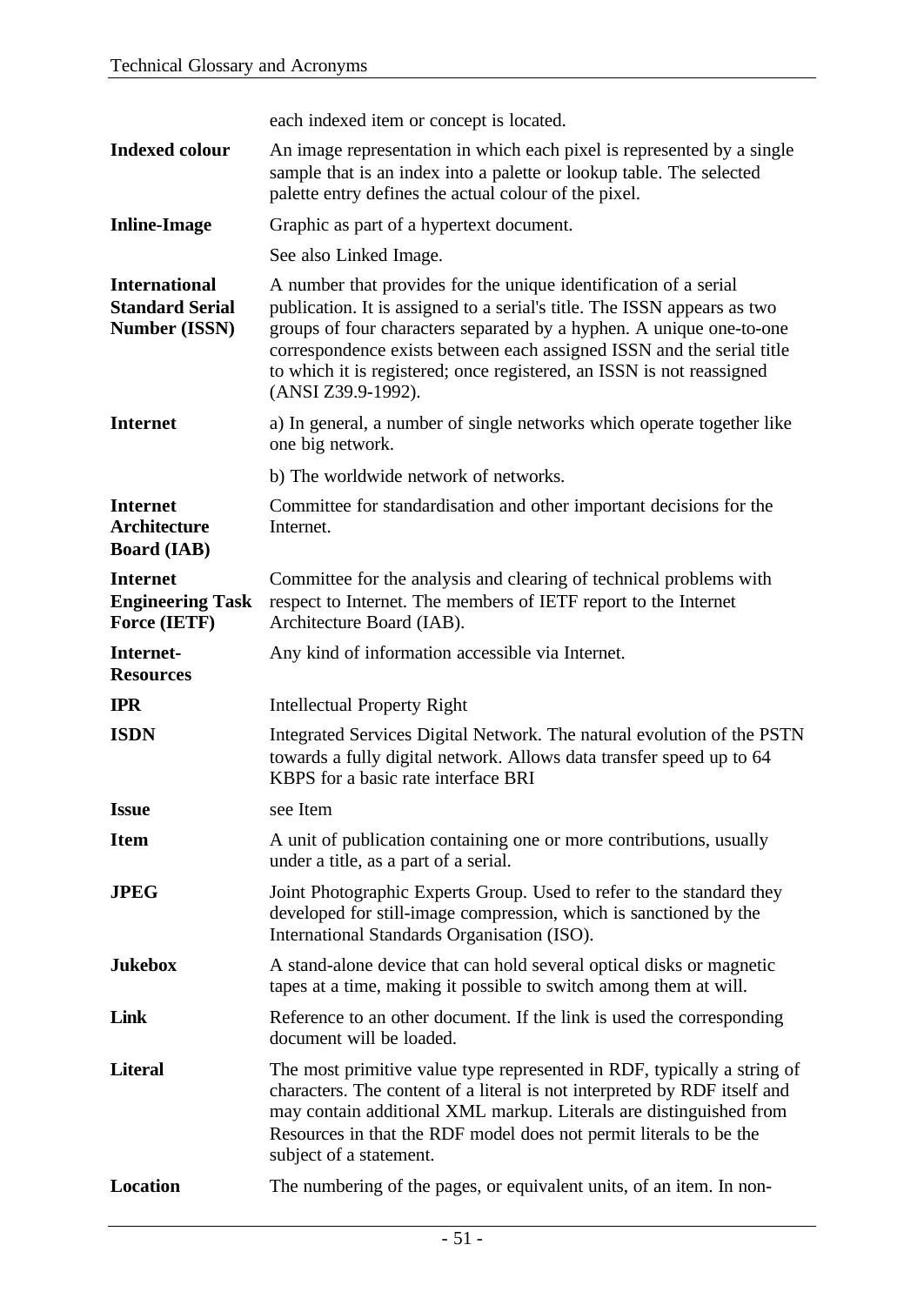each indexed item or concept is located.

**Indexed colour** An image representation in which each pixel is represented by a single sample that is an index into a palette or lookup table. The selected palette entry defines the actual colour of the pixel.

**Inline-Image** Graphic as part of a hypertext document.

See also Linked Image.

**International Standard Serial Number (ISSN)** A number that provides for the unique identification of a serial publication. It is assigned to a serial's title. The ISSN appears as two groups of four characters separated by a hyphen. A unique one-to-one correspondence exists between each assigned ISSN and the serial title to which it is registered; once registered, an ISSN is not reassigned (ANSI Z39.9-1992).

**Internet** a) In general, a number of single networks which operate together like one big network.

b) The worldwide network of networks.

**Internet Architecture Board (IAB)** Committee for standardisation and other important decisions for the Internet.

**Internet Engineering Task Force (IETF)** Committee for the analysis and clearing of technical problems with respect to Internet. The members of IETF report to the Internet Architecture Board (IAB).

**Internet-Resources** Any kind of information accessible via Internet.

**IPR** Intellectual Property Right

**ISDN** Integrated Services Digital Network. The natural evolution of the PSTN towards a fully digital network. Allows data transfer speed up to 64 KBPS for a basic rate interface BRI

**Issue** see Item

**Item** A unit of publication containing one or more contributions, usually under a title, as a part of a serial.

**JPEG** Joint Photographic Experts Group. Used to refer to the standard they developed for still-image compression, which is sanctioned by the International Standards Organisation (ISO).

**Jukebox** A stand-alone device that can hold several optical disks or magnetic tapes at a time, making it possible to switch among them at will.

**Link** Reference to an other document. If the link is used the corresponding document will be loaded.

**Literal** The most primitive value type represented in RDF, typically a string of characters. The content of a literal is not interpreted by RDF itself and may contain additional XML markup. Literals are distinguished from Resources in that the RDF model does not permit literals to be the subject of a statement.

**Location** The numbering of the pages, or equivalent units, of an item. In non-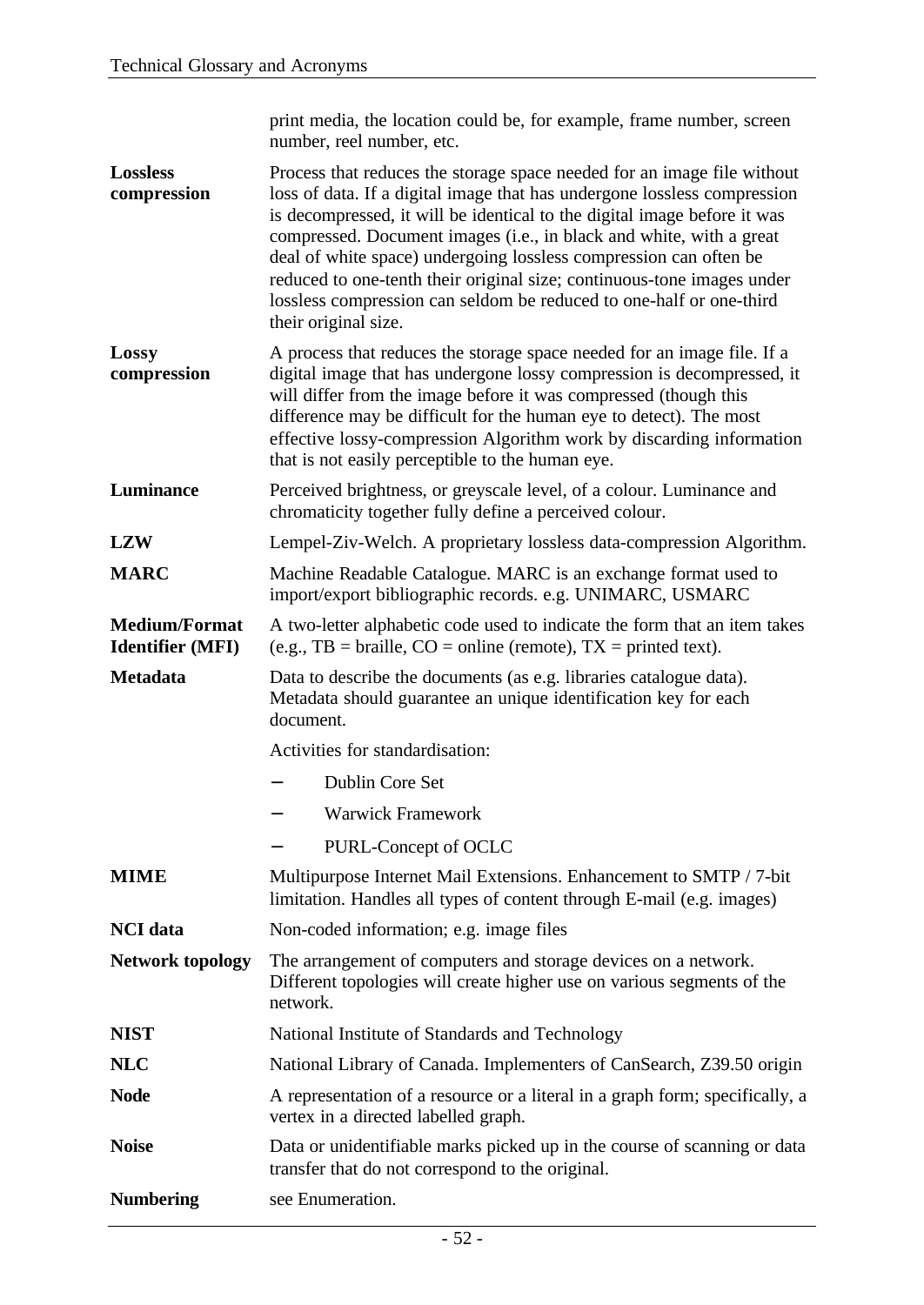print media, the location could be, for example, frame number, screen number, reel number, etc.

| | |
|---|---|
| **Lossless compression** | Process that reduces the storage space needed for an image file without loss of data. If a digital image that has undergone lossless compression is decompressed, it will be identical to the digital image before it was compressed. Document images (i.e., in black and white, with a great deal of white space) undergoing lossless compression can often be reduced to one-tenth their original size; continuous-tone images under lossless compression can seldom be reduced to one-half or one-third their original size. |
| **Lossy compression** | A process that reduces the storage space needed for an image file. If a digital image that has undergone lossy compression is decompressed, it will differ from the image before it was compressed (though this difference may be difficult for the human eye to detect). The most effective lossy-compression Algorithm work by discarding information that is not easily perceptible to the human eye. |
| **Luminance** | Perceived brightness, or greyscale level, of a colour. Luminance and chromaticity together fully define a perceived colour. |
| **LZW** | Lempel-Ziv-Welch. A proprietary lossless data-compression Algorithm. |
| **MARC** | Machine Readable Catalogue. MARC is an exchange format used to import/export bibliographic records. e.g. UNIMARC, USMARC |
| **Medium/Format Identifier (MFI)** | A two-letter alphabetic code used to indicate the form that an item takes (e.g., TB = braille, CO = online (remote), TX = printed text). |
| **Metadata** | Data to describe the documents (as e.g. libraries catalogue data). Metadata should guarantee an unique identification key for each document.<br><br>Activities for standardisation:<br>– Dublin Core Set<br>– Warwick Framework<br>– PURL-Concept of OCLC |
| **MIME** | Multipurpose Internet Mail Extensions. Enhancement to SMTP / 7-bit limitation. Handles all types of content through E-mail (e.g. images) |
| **NCI data** | Non-coded information; e.g. image files |
| **Network topology** | The arrangement of computers and storage devices on a network. Different topologies will create higher use on various segments of the network. |
| **NIST** | National Institute of Standards and Technology |
| **NLC** | National Library of Canada. Implementers of CanSearch, Z39.50 origin |
| **Node** | A representation of a resource or a literal in a graph form; specifically, a vertex in a directed labelled graph. |
| **Noise** | Data or unidentifiable marks picked up in the course of scanning or data transfer that do not correspond to the original. |
| **Numbering** | see Enumeration. |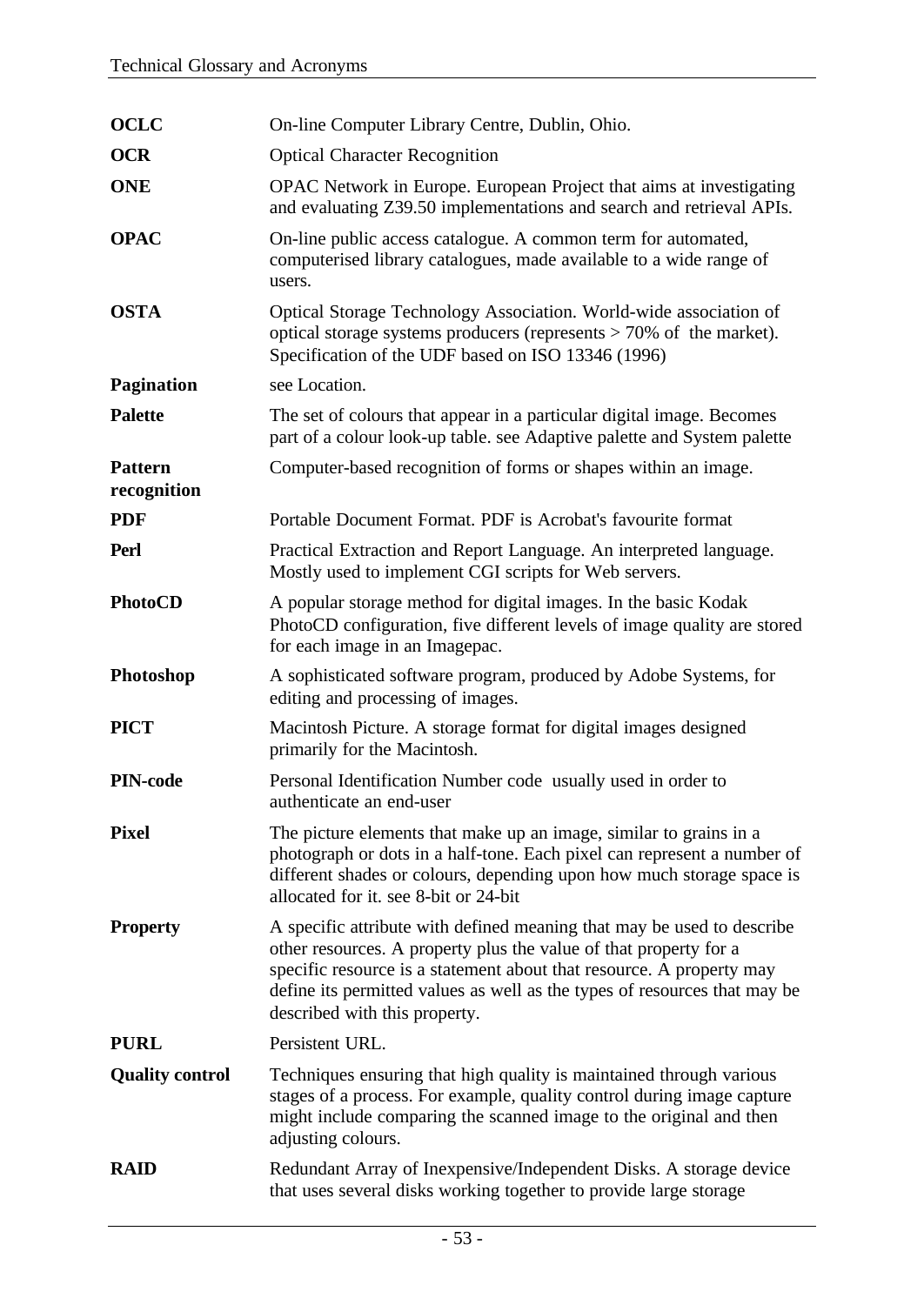| | |
|---|---|
| **OCLC** | On-line Computer Library Centre, Dublin, Ohio. |
| **OCR** | Optical Character Recognition |
| **ONE** | OPAC Network in Europe. European Project that aims at investigating and evaluating Z39.50 implementations and search and retrieval APIs. |
| **OPAC** | On-line public access catalogue. A common term for automated, computerised library catalogues, made available to a wide range of users. |
| **OSTA** | Optical Storage Technology Association. World-wide association of optical storage systems producers (represents > 70% of the market). Specification of the UDF based on ISO 13346 (1996) |
| **Pagination** | see Location. |
| **Palette** | The set of colours that appear in a particular digital image. Becomes part of a colour look-up table. see Adaptive palette and System palette |
| **Pattern recognition** | Computer-based recognition of forms or shapes within an image. |
| **PDF** | Portable Document Format. PDF is Acrobat's favourite format |
| **Perl** | Practical Extraction and Report Language. An interpreted language. Mostly used to implement CGI scripts for Web servers. |
| **PhotoCD** | A popular storage method for digital images. In the basic Kodak PhotoCD configuration, five different levels of image quality are stored for each image in an Imagepac. |
| **Photoshop** | A sophisticated software program, produced by Adobe Systems, for editing and processing of images. |
| **PICT** | Macintosh Picture. A storage format for digital images designed primarily for the Macintosh. |
| **PIN-code** | Personal Identification Number code usually used in order to authenticate an end-user |
| **Pixel** | The picture elements that make up an image, similar to grains in a photograph or dots in a half-tone. Each pixel can represent a number of different shades or colours, depending upon how much storage space is allocated for it. see 8-bit or 24-bit |
| **Property** | A specific attribute with defined meaning that may be used to describe other resources. A property plus the value of that property for a specific resource is a statement about that resource. A property may define its permitted values as well as the types of resources that may be described with this property. |
| **PURL** | Persistent URL. |
| **Quality control** | Techniques ensuring that high quality is maintained through various stages of a process. For example, quality control during image capture might include comparing the scanned image to the original and then adjusting colours. |
| **RAID** | Redundant Array of Inexpensive/Independent Disks. A storage device that uses several disks working together to provide large storage |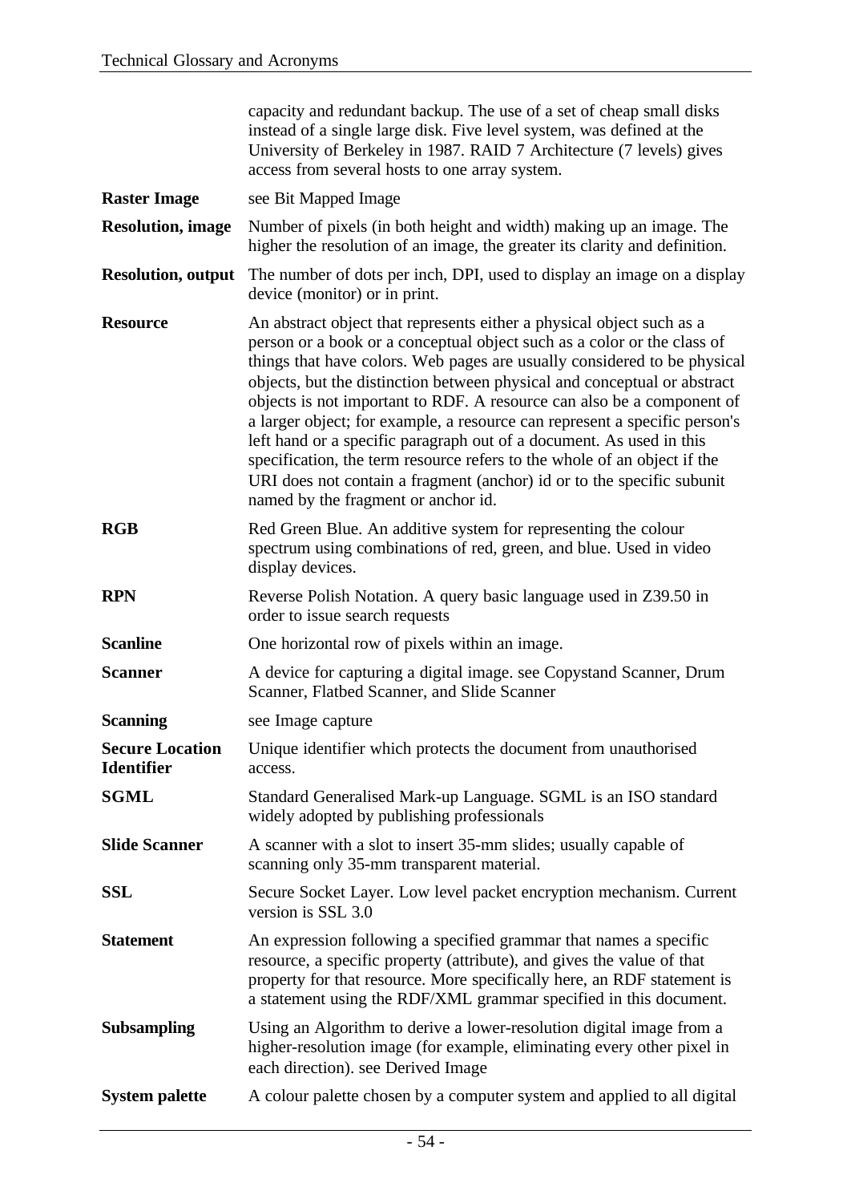| | |
|---|---|
| | capacity and redundant backup. The use of a set of cheap small disks instead of a single large disk. Five level system, was defined at the University of Berkeley in 1987. RAID 7 Architecture (7 levels) gives access from several hosts to one array system. |
| **Raster Image** | see Bit Mapped Image |
| **Resolution, image** | Number of pixels (in both height and width) making up an image. The higher the resolution of an image, the greater its clarity and definition. |
| **Resolution, output** | The number of dots per inch, DPI, used to display an image on a display device (monitor) or in print. |
| **Resource** | An abstract object that represents either a physical object such as a person or a book or a conceptual object such as a color or the class of things that have colors. Web pages are usually considered to be physical objects, but the distinction between physical and conceptual or abstract objects is not important to RDF. A resource can also be a component of a larger object; for example, a resource can represent a specific person's left hand or a specific paragraph out of a document. As used in this specification, the term resource refers to the whole of an object if the URI does not contain a fragment (anchor) id or to the specific subunit named by the fragment or anchor id. |
| **RGB** | Red Green Blue. An additive system for representing the colour spectrum using combinations of red, green, and blue. Used in video display devices. |
| **RPN** | Reverse Polish Notation. A query basic language used in Z39.50 in order to issue search requests |
| **Scanline** | One horizontal row of pixels within an image. |
| **Scanner** | A device for capturing a digital image. see Copystand Scanner, Drum Scanner, Flatbed Scanner, and Slide Scanner |
| **Scanning** | see Image capture |
| **Secure Location Identifier** | Unique identifier which protects the document from unauthorised access. |
| **SGML** | Standard Generalised Mark-up Language. SGML is an ISO standard widely adopted by publishing professionals |
| **Slide Scanner** | A scanner with a slot to insert 35-mm slides; usually capable of scanning only 35-mm transparent material. |
| **SSL** | Secure Socket Layer. Low level packet encryption mechanism. Current version is SSL 3.0 |
| **Statement** | An expression following a specified grammar that names a specific resource, a specific property (attribute), and gives the value of that property for that resource. More specifically here, an RDF statement is a statement using the RDF/XML grammar specified in this document. |
| **Subsampling** | Using an Algorithm to derive a lower-resolution digital image from a higher-resolution image (for example, eliminating every other pixel in each direction). see Derived Image |
| **System palette** | A colour palette chosen by a computer system and applied to all digital |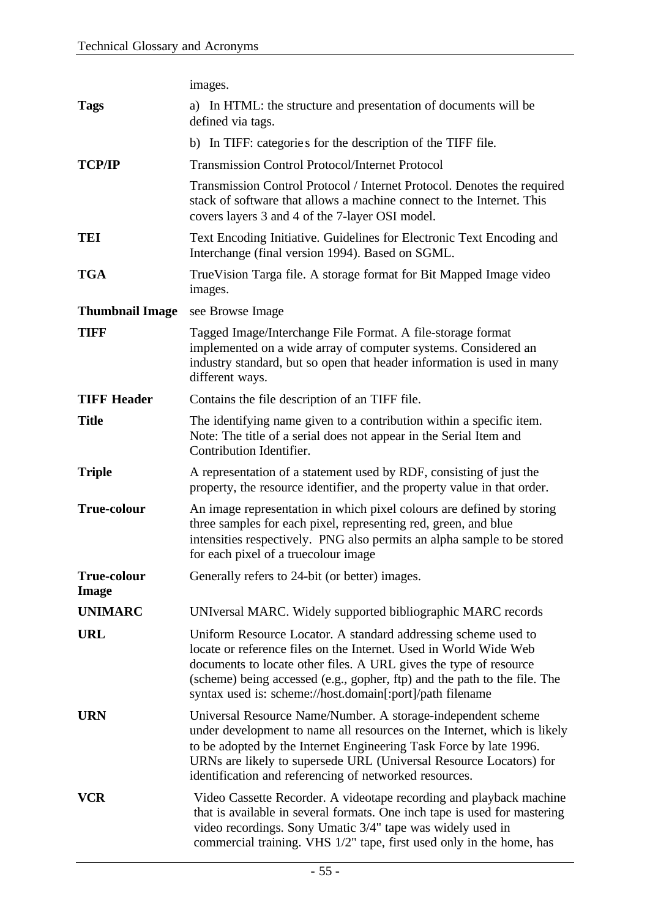images.

**Tags**
a) In HTML: the structure and presentation of documents will be defined via tags.

b) In TIFF: categorie s for the description of the TIFF file.

**TCP/IP**
Transmission Control Protocol/Internet Protocol

Transmission Control Protocol / Internet Protocol. Denotes the required stack of software that allows a machine connect to the Internet. This covers layers 3 and 4 of the 7-layer OSI model.

**TEI**
Text Encoding Initiative. Guidelines for Electronic Text Encoding and Interchange (final version 1994). Based on SGML.

**TGA**
TrueVision Targa file. A storage format for Bit Mapped Image video images.

**Thumbnail Image**
see Browse Image

**TIFF**
Tagged Image/Interchange File Format. A file-storage format implemented on a wide array of computer systems. Considered an industry standard, but so open that header information is used in many different ways.

**TIFF Header**
Contains the file description of an TIFF file.

**Title**
The identifying name given to a contribution within a specific item. Note: The title of a serial does not appear in the Serial Item and Contribution Identifier.

**Triple**
A representation of a statement used by RDF, consisting of just the property, the resource identifier, and the property value in that order.

**True-colour**
An image representation in which pixel colours are defined by storing three samples for each pixel, representing red, green, and blue intensities respectively. PNG also permits an alpha sample to be stored for each pixel of a truecolour image

**True-colour Image**
Generally refers to 24-bit (or better) images.

**UNIMARC**
UNIversal MARC. Widely supported bibliographic MARC records

**URL**
Uniform Resource Locator. A standard addressing scheme used to locate or reference files on the Internet. Used in World Wide Web documents to locate other files. A URL gives the type of resource (scheme) being accessed (e.g., gopher, ftp) and the path to the file. The syntax used is: scheme://host.domain[:port]/path filename

**URN**
Universal Resource Name/Number. A storage-independent scheme under development to name all resources on the Internet, which is likely to be adopted by the Internet Engineering Task Force by late 1996. URNs are likely to supersede URL (Universal Resource Locators) for identification and referencing of networked resources.

**VCR**
Video Cassette Recorder. A videotape recording and playback machine that is available in several formats. One inch tape is used for mastering video recordings. Sony Umatic 3/4" tape was widely used in commercial training. VHS 1/2" tape, first used only in the home, has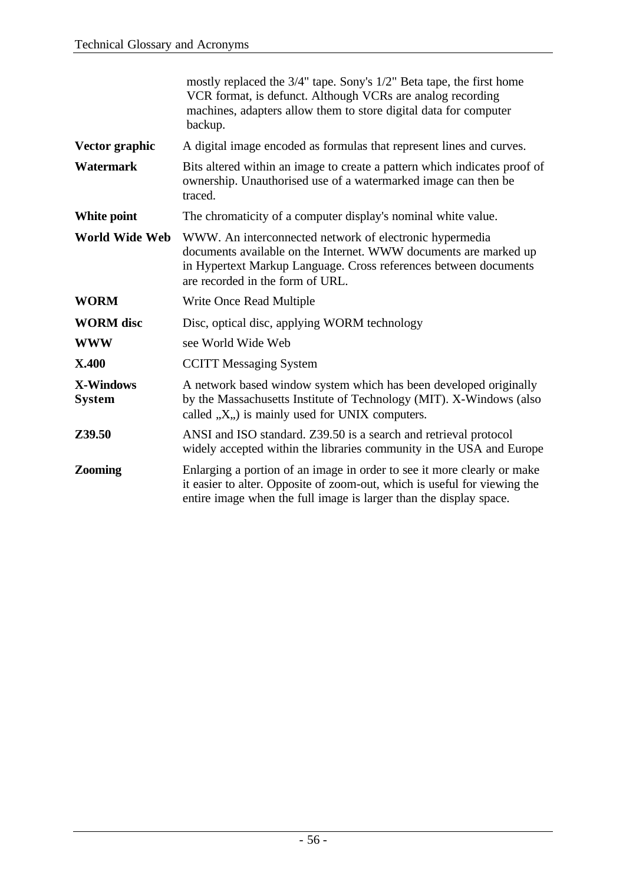|  |  |
|---|---|
|  | mostly replaced the 3/4" tape. Sony's 1/2" Beta tape, the first home VCR format, is defunct. Although VCRs are analog recording machines, adapters allow them to store digital data for computer backup. |
| **Vector graphic** | A digital image encoded as formulas that represent lines and curves. |
| **Watermark** | Bits altered within an image to create a pattern which indicates proof of ownership. Unauthorised use of a watermarked image can then be traced. |
| **White point** | The chromaticity of a computer display's nominal white value. |
| **World Wide Web** | WWW. An interconnected network of electronic hypermedia documents available on the Internet. WWW documents are marked up in Hypertext Markup Language. Cross references between documents are recorded in the form of URL. |
| **WORM** | Write Once Read Multiple |
| **WORM disc** | Disc, optical disc, applying WORM technology |
| **WWW** | see World Wide Web |
| **X.400** | CCITT Messaging System |
| **X-Windows System** | A network based window system which has been developed originally by the Massachusetts Institute of Technology (MIT). X-Windows (also called „X„) is mainly used for UNIX computers. |
| **Z39.50** | ANSI and ISO standard. Z39.50 is a search and retrieval protocol widely accepted within the libraries community in the USA and Europe |
| **Zooming** | Enlarging a portion of an image in order to see it more clearly or make it easier to alter. Opposite of zoom-out, which is useful for viewing the entire image when the full image is larger than the display space. |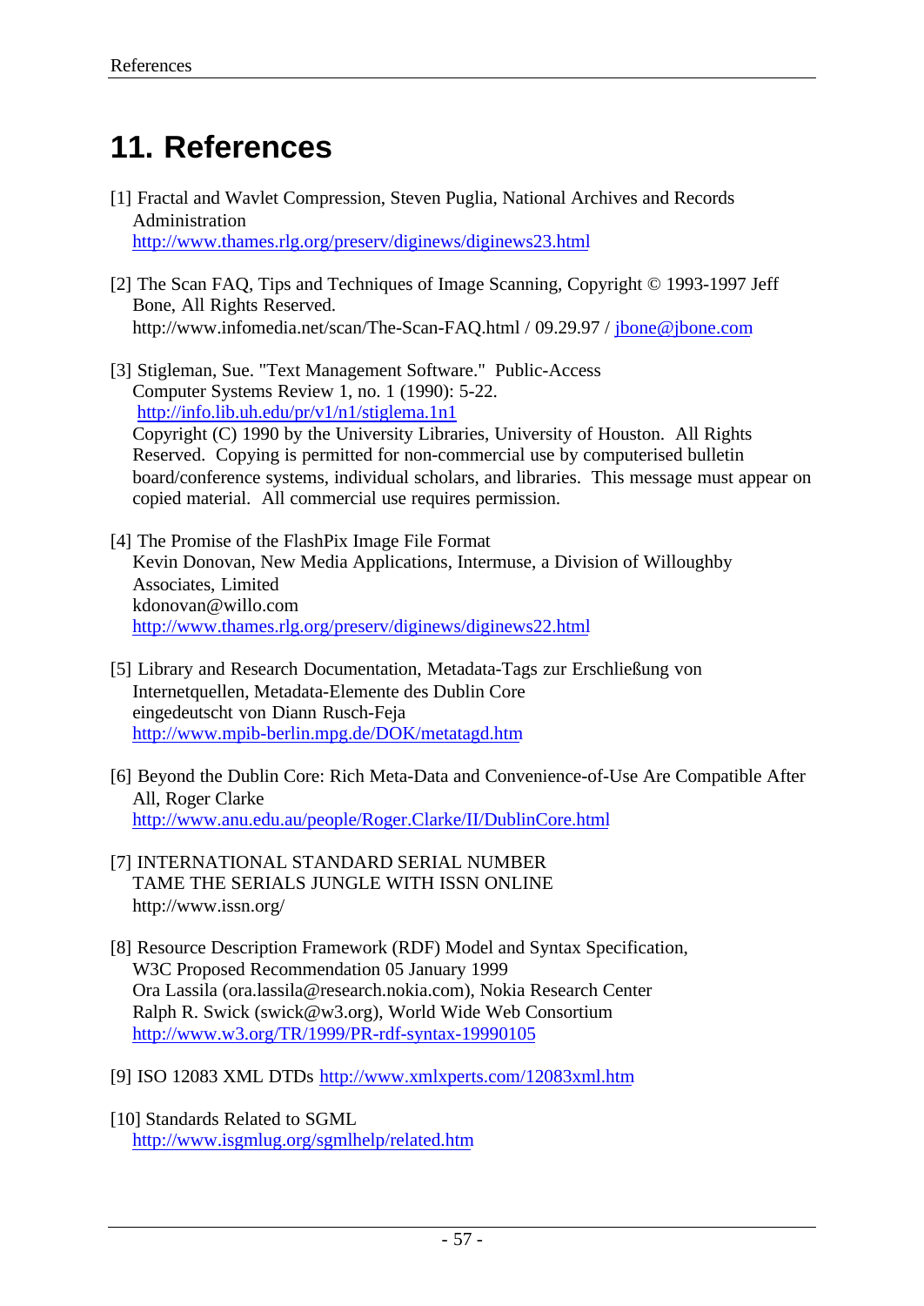# 11. References

[1] Fractal and Wavlet Compression, Steven Puglia, National Archives and Records Administration
http://www.thames.rlg.org/preserv/diginews/diginews23.html

[2] The Scan FAQ, Tips and Techniques of Image Scanning, Copyright © 1993-1997 Jeff Bone, All Rights Reserved.
http://www.infomedia.net/scan/The-Scan-FAQ.html / 09.29.97 / jbone@jbone.com

[3] Stigleman, Sue. "Text Management Software." Public-Access Computer Systems Review 1, no. 1 (1990): 5-22.
http://info.lib.uh.edu/pr/v1/n1/stiglema.1n1
Copyright (C) 1990 by the University Libraries, University of Houston. All Rights Reserved. Copying is permitted for non-commercial use by computerised bulletin board/conference systems, individual scholars, and libraries. This message must appear on copied material. All commercial use requires permission.

[4] The Promise of the FlashPix Image File Format
Kevin Donovan, New Media Applications, Intermuse, a Division of Willoughby Associates, Limited
kdonovan@willo.com
http://www.thames.rlg.org/preserv/diginews/diginews22.html

[5] Library and Research Documentation, Metadata-Tags zur Erschließung von Internetquellen, Metadata-Elemente des Dublin Core
eingedeutscht von Diann Rusch-Feja
http://www.mpib-berlin.mpg.de/DOK/metatagd.htm

[6] Beyond the Dublin Core: Rich Meta-Data and Convenience-of-Use Are Compatible After All, Roger Clarke
http://www.anu.edu.au/people/Roger.Clarke/II/DublinCore.html

[7] INTERNATIONAL STANDARD SERIAL NUMBER
TAME THE SERIALS JUNGLE WITH ISSN ONLINE
http://www.issn.org/

[8] Resource Description Framework (RDF) Model and Syntax Specification, W3C Proposed Recommendation 05 January 1999
Ora Lassila (ora.lassila@research.nokia.com), Nokia Research Center
Ralph R. Swick (swick@w3.org), World Wide Web Consortium
http://www.w3.org/TR/1999/PR-rdf-syntax-19990105

[9] ISO 12083 XML DTDs http://www.xmlxperts.com/12083xml.htm

[10] Standards Related to SGML
http://www.isgmlug.org/sgmlhelp/related.htm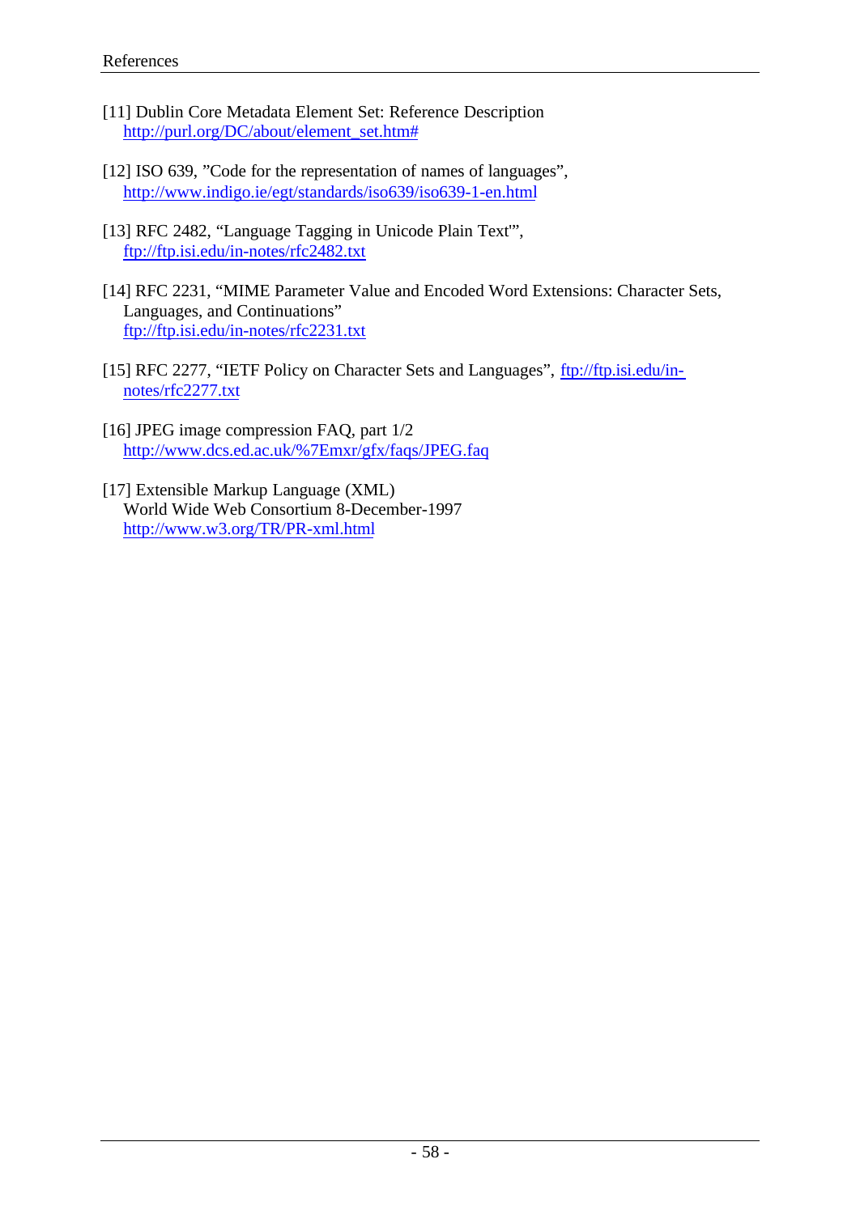[11] Dublin Core Metadata Element Set: Reference Description
http://purl.org/DC/about/element_set.htm#

[12] ISO 639, ”Code for the representation of names of languages”,
http://www.indigo.ie/egt/standards/iso639/iso639-1-en.html

[13] RFC 2482, “Language Tagging in Unicode Plain Text”,
ftp://ftp.isi.edu/in-notes/rfc2482.txt

[14] RFC 2231, “MIME Parameter Value and Encoded Word Extensions: Character Sets, Languages, and Continuations”
ftp://ftp.isi.edu/in-notes/rfc2231.txt

[15] RFC 2277, “IETF Policy on Character Sets and Languages”, ftp://ftp.isi.edu/in-notes/rfc2277.txt

[16] JPEG image compression FAQ, part 1/2
http://www.dcs.ed.ac.uk/%7Emxr/gfx/faqs/JPEG.faq

[17] Extensible Markup Language (XML)
World Wide Web Consortium 8-December-1997
http://www.w3.org/TR/PR-xml.html